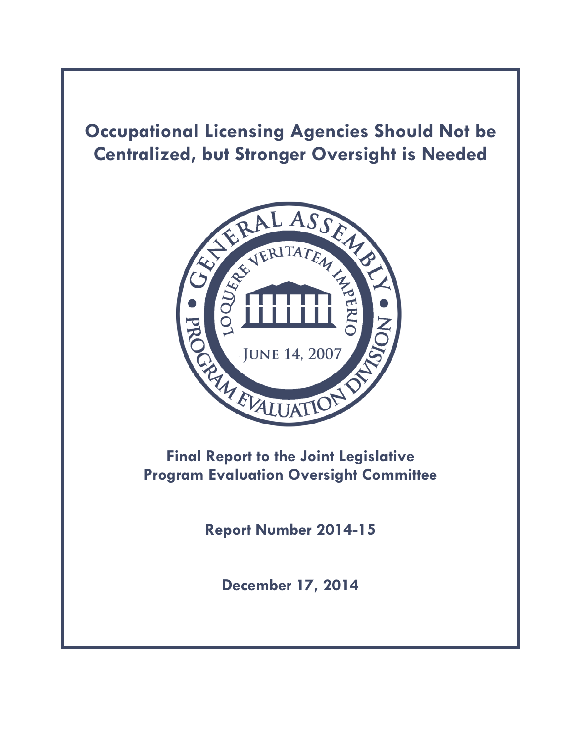# Occupational Licensing Agencies Should Not be Centralized, but Stronger Oversight is Needed

GENERAL ASSEMBLY • PROGRAM EVALUATION DIVISION •

LOQUERE VERITATEM IMPERIO

JUNE 14, 2007

**Final Report to the Joint Legislative Program Evaluation Oversight Committee**

**Report Number 2014-15**

**December 17, 2014**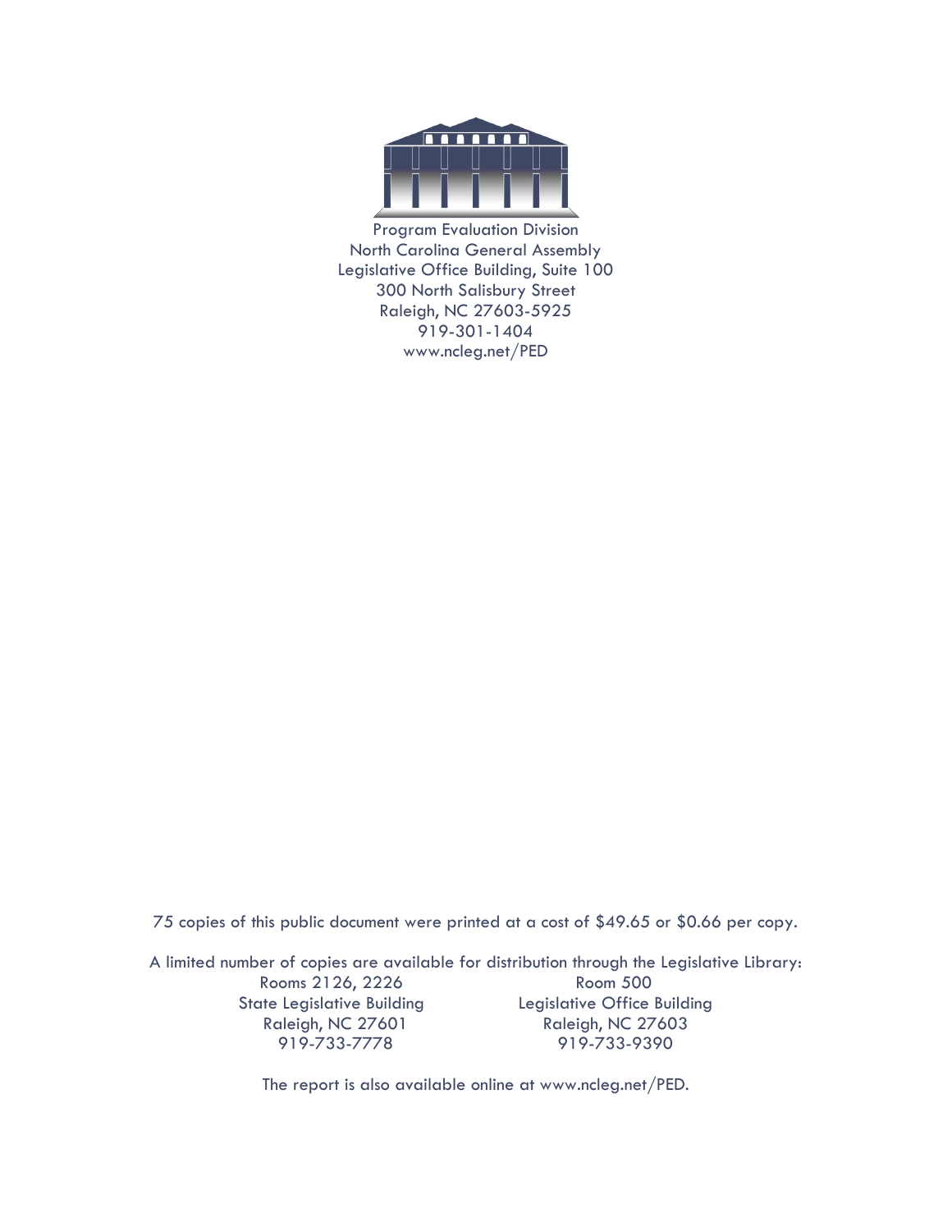Program Evaluation Division
North Carolina General Assembly
Legislative Office Building, Suite 100
300 North Salisbury Street
Raleigh, NC 27603-5925
919-301-1404
www.ncleg.net/PED

75 copies of this public document were printed at a cost of $49.65 or $0.66 per copy.

A limited number of copies are available for distribution through the Legislative Library:

Rooms 2126, 2226
State Legislative Building
Raleigh, NC 27601
919-733-7778

Room 500
Legislative Office Building
Raleigh, NC 27603
919-733-9390

The report is also available online at www.ncleg.net/PED.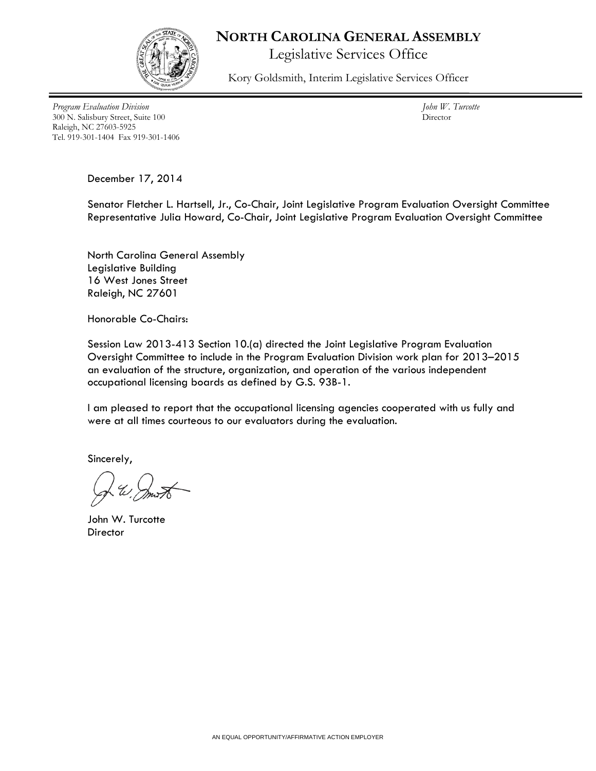# NORTH CAROLINA GENERAL ASSEMBLY

Legislative Services Office

Kory Goldsmith, Interim Legislative Services Officer

*Program Evaluation Division*
300 N. Salisbury Street, Suite 100
Raleigh, NC 27603-5925
Tel. 919-301-1404 Fax 919-301-1406

*John W. Turcotte*
Director

December 17, 2014

Senator Fletcher L. Hartsell, Jr., Co-Chair, Joint Legislative Program Evaluation Oversight Committee
Representative Julia Howard, Co-Chair, Joint Legislative Program Evaluation Oversight Committee

North Carolina General Assembly
Legislative Building
16 West Jones Street
Raleigh, NC 27601

Honorable Co-Chairs:

Session Law 2013-413 Section 10.(a) directed the Joint Legislative Program Evaluation Oversight Committee to include in the Program Evaluation Division work plan for 2013–2015 an evaluation of the structure, organization, and operation of the various independent occupational licensing boards as defined by G.S. 93B-1.

I am pleased to report that the occupational licensing agencies cooperated with us fully and were at all times courteous to our evaluators during the evaluation.

Sincerely,

John W. Turcotte
Director

AN EQUAL OPPORTUNITY/AFFIRMATIVE ACTION EMPLOYER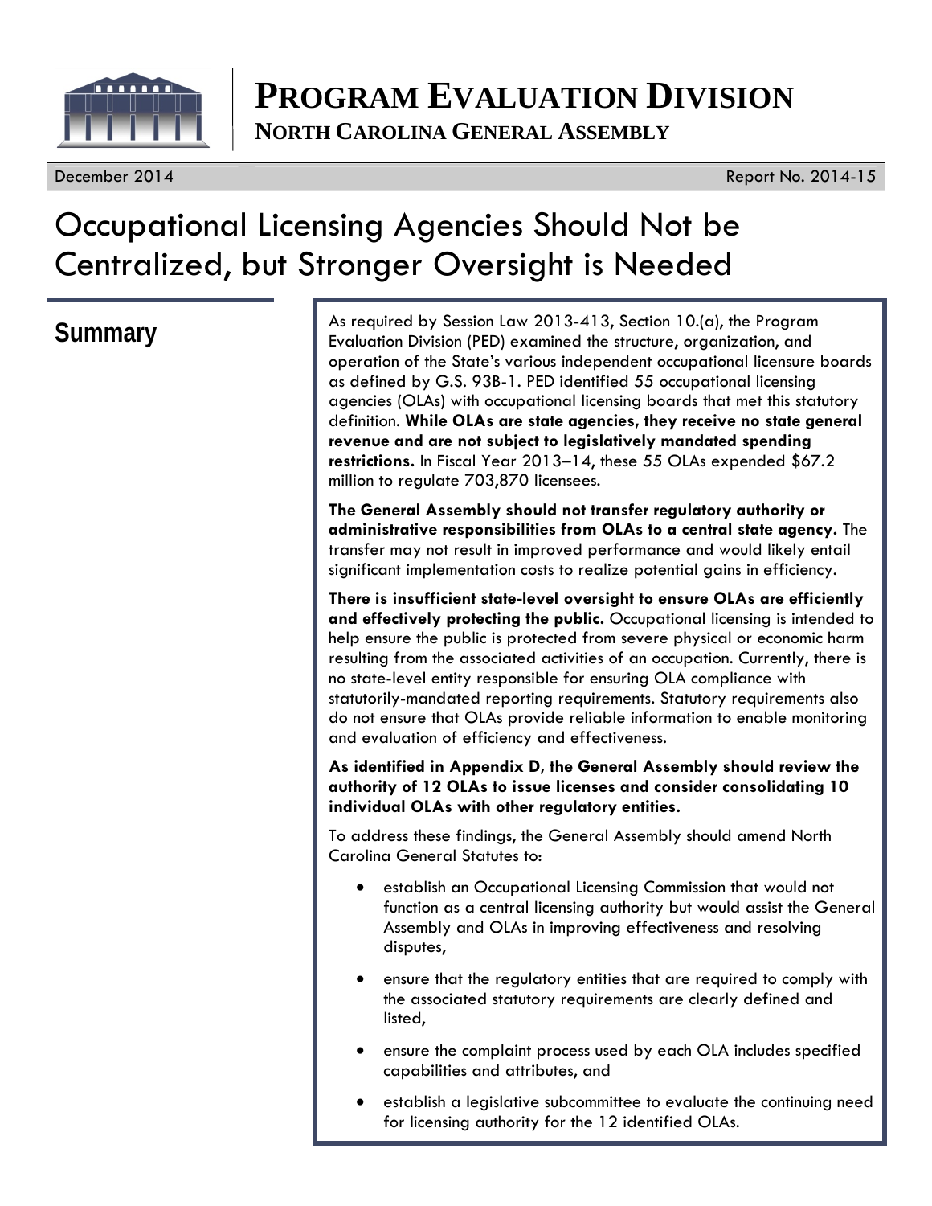# PROGRAM EVALUATION DIVISION

**NORTH CAROLINA GENERAL ASSEMBLY**

December 2014 Report No. 2014-15

# Occupational Licensing Agencies Should Not be Centralized, but Stronger Oversight is Needed

## Summary

As required by Session Law 2013-413, Section 10.(a), the Program Evaluation Division (PED) examined the structure, organization, and operation of the State's various independent occupational licensure boards as defined by G.S. 93B-1. PED identified 55 occupational licensing agencies (OLAs) with occupational licensing boards that met this statutory definition. **While OLAs are state agencies, they receive no state general revenue and are not subject to legislatively mandated spending restrictions.** In Fiscal Year 2013–14, these 55 OLAs expended $67.2 million to regulate 703,870 licensees.

**The General Assembly should not transfer regulatory authority or administrative responsibilities from OLAs to a central state agency.** The transfer may not result in improved performance and would likely entail significant implementation costs to realize potential gains in efficiency.

**There is insufficient state-level oversight to ensure OLAs are efficiently and effectively protecting the public.** Occupational licensing is intended to help ensure the public is protected from severe physical or economic harm resulting from the associated activities of an occupation. Currently, there is no state-level entity responsible for ensuring OLA compliance with statutorily-mandated reporting requirements. Statutory requirements also do not ensure that OLAs provide reliable information to enable monitoring and evaluation of efficiency and effectiveness.

**As identified in Appendix D, the General Assembly should review the authority of 12 OLAs to issue licenses and consider consolidating 10 individual OLAs with other regulatory entities.**

To address these findings, the General Assembly should amend North Carolina General Statutes to:

- establish an Occupational Licensing Commission that would not function as a central licensing authority but would assist the General Assembly and OLAs in improving effectiveness and resolving disputes,
- ensure that the regulatory entities that are required to comply with the associated statutory requirements are clearly defined and listed,
- ensure the complaint process used by each OLA includes specified capabilities and attributes, and
- establish a legislative subcommittee to evaluate the continuing need for licensing authority for the 12 identified OLAs.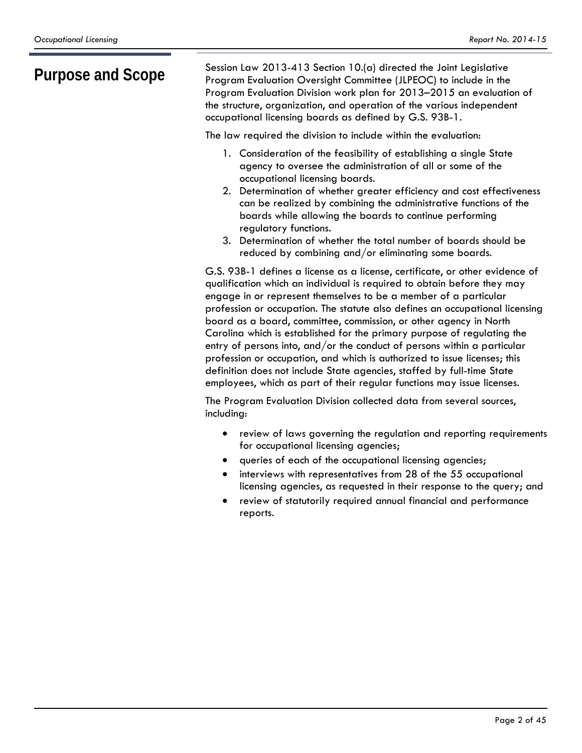## Purpose and Scope

Session Law 2013-413 Section 10.(a) directed the Joint Legislative Program Evaluation Oversight Committee (JLPEOC) to include in the Program Evaluation Division work plan for 2013–2015 an evaluation of the structure, organization, and operation of the various independent occupational licensing boards as defined by G.S. 93B-1.

The law required the division to include within the evaluation:

1. Consideration of the feasibility of establishing a single State agency to oversee the administration of all or some of the occupational licensing boards.
2. Determination of whether greater efficiency and cost effectiveness can be realized by combining the administrative functions of the boards while allowing the boards to continue performing regulatory functions.
3. Determination of whether the total number of boards should be reduced by combining and/or eliminating some boards.

G.S. 93B-1 defines a license as a license, certificate, or other evidence of qualification which an individual is required to obtain before they may engage in or represent themselves to be a member of a particular profession or occupation. The statute also defines an occupational licensing board as a board, committee, commission, or other agency in North Carolina which is established for the primary purpose of regulating the entry of persons into, and/or the conduct of persons within a particular profession or occupation, and which is authorized to issue licenses; this definition does not include State agencies, staffed by full-time State employees, which as part of their regular functions may issue licenses.

The Program Evaluation Division collected data from several sources, including:

- review of laws governing the regulation and reporting requirements for occupational licensing agencies;
- queries of each of the occupational licensing agencies;
- interviews with representatives from 28 of the 55 occupational licensing agencies, as requested in their response to the query; and
- review of statutorily required annual financial and performance reports.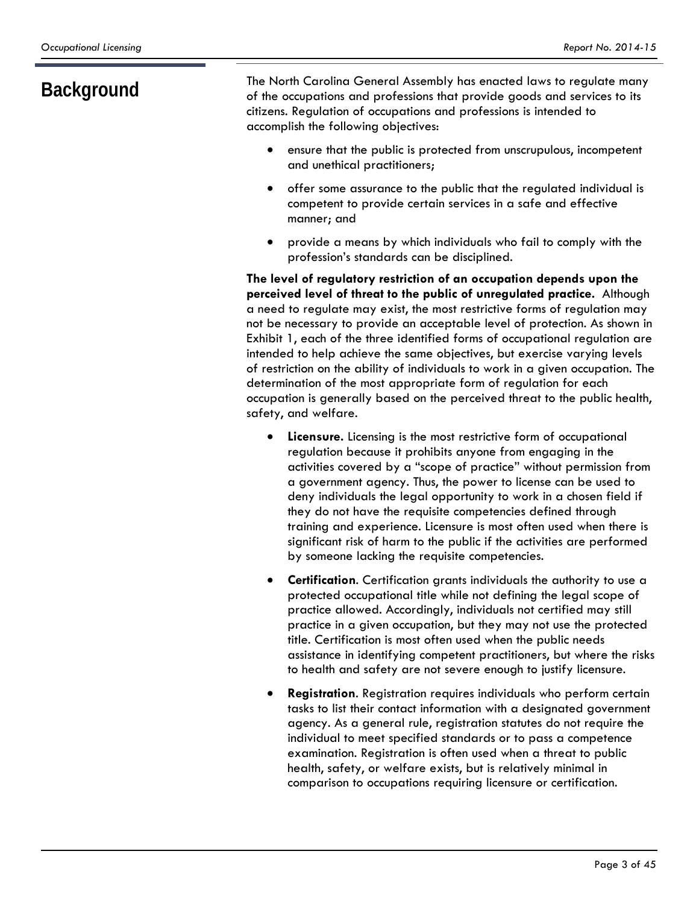## Background

The North Carolina General Assembly has enacted laws to regulate many of the occupations and professions that provide goods and services to its citizens. Regulation of occupations and professions is intended to accomplish the following objectives:

- ensure that the public is protected from unscrupulous, incompetent and unethical practitioners;
- offer some assurance to the public that the regulated individual is competent to provide certain services in a safe and effective manner; and
- provide a means by which individuals who fail to comply with the profession's standards can be disciplined.

**The level of regulatory restriction of an occupation depends upon the perceived level of threat to the public of unregulated practice.** Although a need to regulate may exist, the most restrictive forms of regulation may not be necessary to provide an acceptable level of protection. As shown in Exhibit 1, each of the three identified forms of occupational regulation are intended to help achieve the same objectives, but exercise varying levels of restriction on the ability of individuals to work in a given occupation. The determination of the most appropriate form of regulation for each occupation is generally based on the perceived threat to the public health, safety, and welfare.

- **Licensure.** Licensing is the most restrictive form of occupational regulation because it prohibits anyone from engaging in the activities covered by a "scope of practice" without permission from a government agency. Thus, the power to license can be used to deny individuals the legal opportunity to work in a chosen field if they do not have the requisite competencies defined through training and experience. Licensure is most often used when there is significant risk of harm to the public if the activities are performed by someone lacking the requisite competencies.
- **Certification**. Certification grants individuals the authority to use a protected occupational title while not defining the legal scope of practice allowed. Accordingly, individuals not certified may still practice in a given occupation, but they may not use the protected title. Certification is most often used when the public needs assistance in identifying competent practitioners, but where the risks to health and safety are not severe enough to justify licensure.
- **Registration**. Registration requires individuals who perform certain tasks to list their contact information with a designated government agency. As a general rule, registration statutes do not require the individual to meet specified standards or to pass a competence examination. Registration is often used when a threat to public health, safety, or welfare exists, but is relatively minimal in comparison to occupations requiring licensure or certification.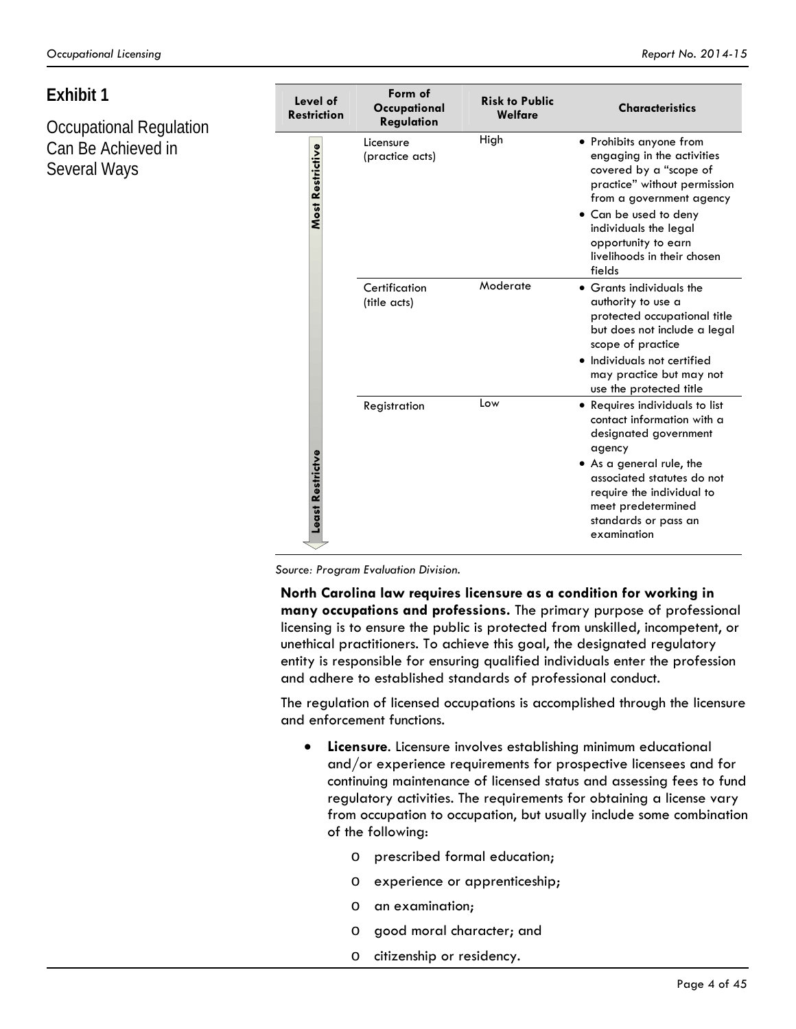## Exhibit 1

### Occupational Regulation Can Be Achieved in Several Ways

| Level of Restriction | Form of Occupational Regulation | Risk to Public Welfare | Characteristics |
|---|---|---|---|
| Most Restrictive | Licensure (practice acts) | High | • Prohibits anyone from engaging in the activities covered by a "scope of practice" without permission from a government agency<br>• Can be used to deny individuals the legal opportunity to earn livelihoods in their chosen fields |
| | Certification (title acts) | Moderate | • Grants individuals the authority to use a protected occupational title but does not include a legal scope of practice<br>• Individuals not certified may practice but may not use the protected title |
| Least Restrictive | Registration | Low | • Requires individuals to list contact information with a designated government agency<br>• As a general rule, the associated statutes do not require the individual to meet predetermined standards or pass an examination |

*Source: Program Evaluation Division.*

**North Carolina law requires licensure as a condition for working in many occupations and professions.** The primary purpose of professional licensing is to ensure the public is protected from unskilled, incompetent, or unethical practitioners. To achieve this goal, the designated regulatory entity is responsible for ensuring qualified individuals enter the profession and adhere to established standards of professional conduct.

The regulation of licensed occupations is accomplished through the licensure and enforcement functions.

- **Licensure**. Licensure involves establishing minimum educational and/or experience requirements for prospective licensees and for continuing maintenance of licensed status and assessing fees to fund regulatory activities. The requirements for obtaining a license vary from occupation to occupation, but usually include some combination of the following:
  - prescribed formal education;
  - experience or apprenticeship;
  - an examination;
  - good moral character; and
  - citizenship or residency.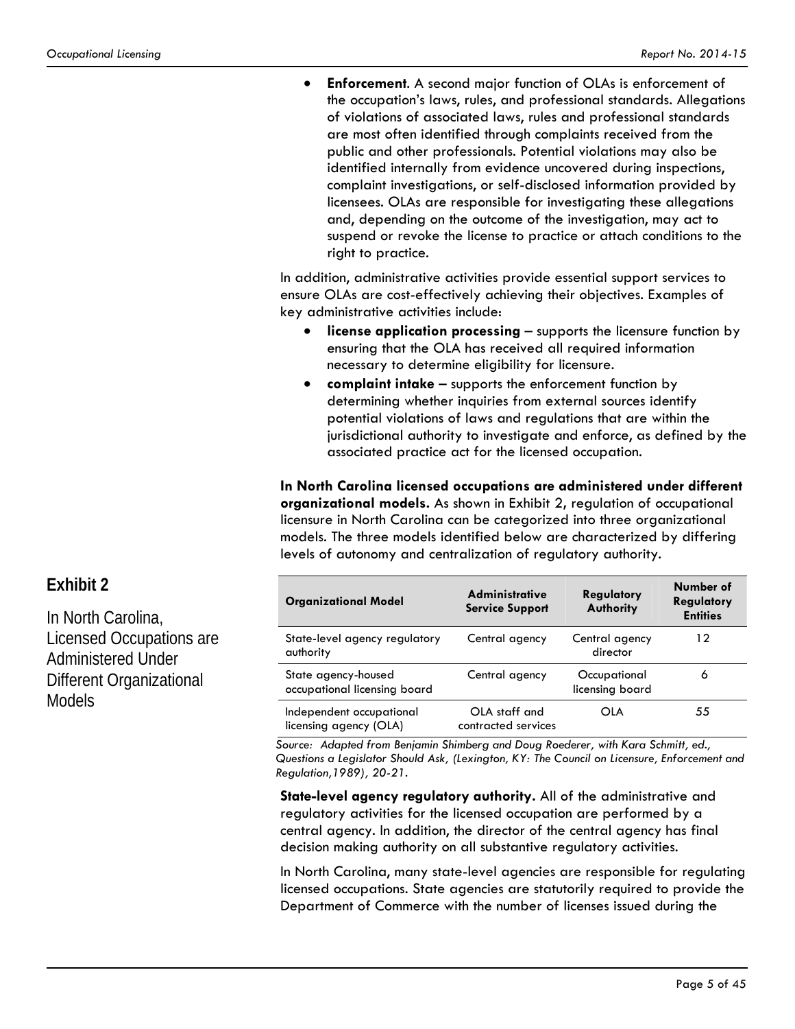- **Enforcement**. A second major function of OLAs is enforcement of the occupation's laws, rules, and professional standards. Allegations of violations of associated laws, rules and professional standards are most often identified through complaints received from the public and other professionals. Potential violations may also be identified internally from evidence uncovered during inspections, complaint investigations, or self-disclosed information provided by licensees. OLAs are responsible for investigating these allegations and, depending on the outcome of the investigation, may act to suspend or revoke the license to practice or attach conditions to the right to practice.

In addition, administrative activities provide essential support services to ensure OLAs are cost-effectively achieving their objectives. Examples of key administrative activities include:

- **license application processing** – supports the licensure function by ensuring that the OLA has received all required information necessary to determine eligibility for licensure.
- **complaint intake** – supports the enforcement function by determining whether inquiries from external sources identify potential violations of laws and regulations that are within the jurisdictional authority to investigate and enforce, as defined by the associated practice act for the licensed occupation.

**In North Carolina licensed occupations are administered under different organizational models.** As shown in Exhibit 2, regulation of occupational licensure in North Carolina can be categorized into three organizational models. The three models identified below are characterized by differing levels of autonomy and centralization of regulatory authority.

## Exhibit 2

In North Carolina, Licensed Occupations are Administered Under Different Organizational Models

| Organizational Model | Administrative Service Support | Regulatory Authority | Number of Regulatory Entities |
|---|---|---|---|
| State-level agency regulatory authority | Central agency | Central agency director | 12 |
| State agency-housed occupational licensing board | Central agency | Occupational licensing board | 6 |
| Independent occupational licensing agency (OLA) | OLA staff and contracted services | OLA | 55 |

*Source: Adapted from Benjamin Shimberg and Doug Roederer, with Kara Schmitt, ed., Questions a Legislator Should Ask, (Lexington, KY: The Council on Licensure, Enforcement and Regulation,1989), 20-21.*

**State-level agency regulatory authority.** All of the administrative and regulatory activities for the licensed occupation are performed by a central agency. In addition, the director of the central agency has final decision making authority on all substantive regulatory activities.

In North Carolina, many state-level agencies are responsible for regulating licensed occupations. State agencies are statutorily required to provide the Department of Commerce with the number of licenses issued during the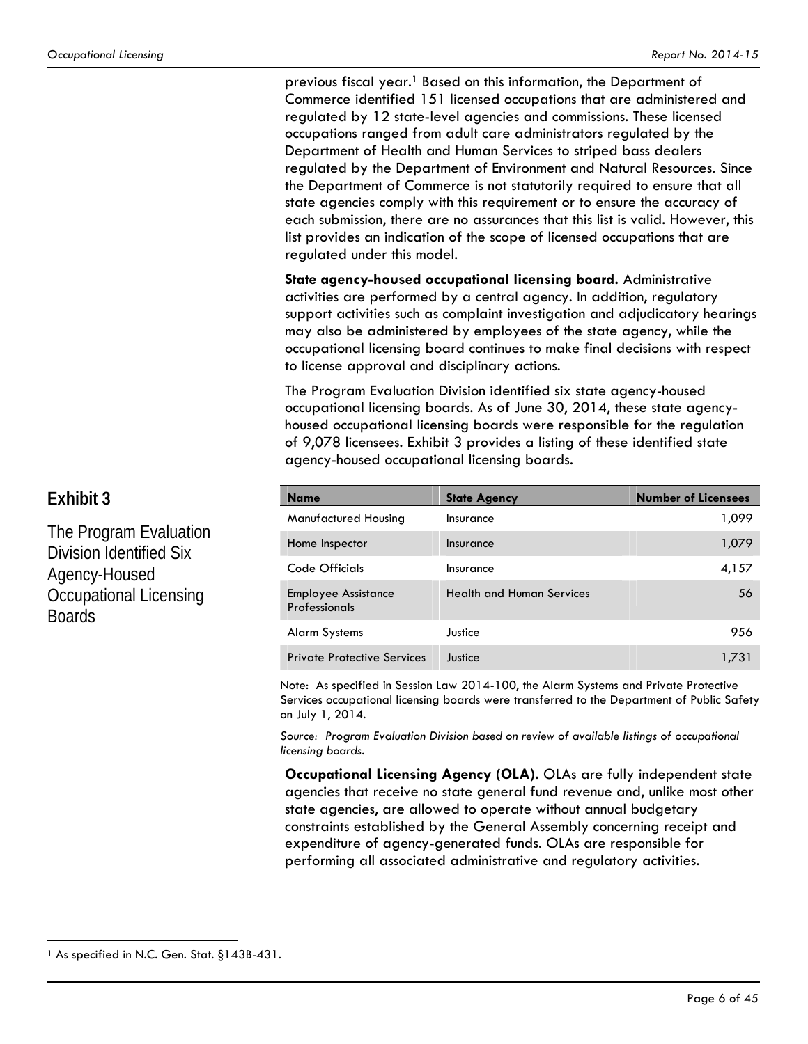previous fiscal year.[1] Based on this information, the Department of Commerce identified 151 licensed occupations that are administered and regulated by 12 state-level agencies and commissions. These licensed occupations ranged from adult care administrators regulated by the Department of Health and Human Services to striped bass dealers regulated by the Department of Environment and Natural Resources. Since the Department of Commerce is not statutorily required to ensure that all state agencies comply with this requirement or to ensure the accuracy of each submission, there are no assurances that this list is valid. However, this list provides an indication of the scope of licensed occupations that are regulated under this model.

**State agency-housed occupational licensing board.** Administrative activities are performed by a central agency. In addition, regulatory support activities such as complaint investigation and adjudicatory hearings may also be administered by employees of the state agency, while the occupational licensing board continues to make final decisions with respect to license approval and disciplinary actions.

The Program Evaluation Division identified six state agency-housed occupational licensing boards. As of June 30, 2014, these state agency-housed occupational licensing boards were responsible for the regulation of 9,078 licensees. Exhibit 3 provides a listing of these identified state agency-housed occupational licensing boards.

## Exhibit 3

The Program Evaluation Division Identified Six Agency-Housed Occupational Licensing Boards

| Name | State Agency | Number of Licensees |
|---|---|---|
| Manufactured Housing | Insurance | 1,099 |
| Home Inspector | Insurance | 1,079 |
| Code Officials | Insurance | 4,157 |
| Employee Assistance Professionals | Health and Human Services | 56 |
| Alarm Systems | Justice | 956 |
| Private Protective Services | Justice | 1,731 |

Note: As specified in Session Law 2014-100, the Alarm Systems and Private Protective Services occupational licensing boards were transferred to the Department of Public Safety on July 1, 2014.

*Source: Program Evaluation Division based on review of available listings of occupational licensing boards.*

**Occupational Licensing Agency (OLA).** OLAs are fully independent state agencies that receive no state general fund revenue and, unlike most other state agencies, are allowed to operate without annual budgetary constraints established by the General Assembly concerning receipt and expenditure of agency-generated funds. OLAs are responsible for performing all associated administrative and regulatory activities.

[1] As specified in N.C. Gen. Stat. §143B-431.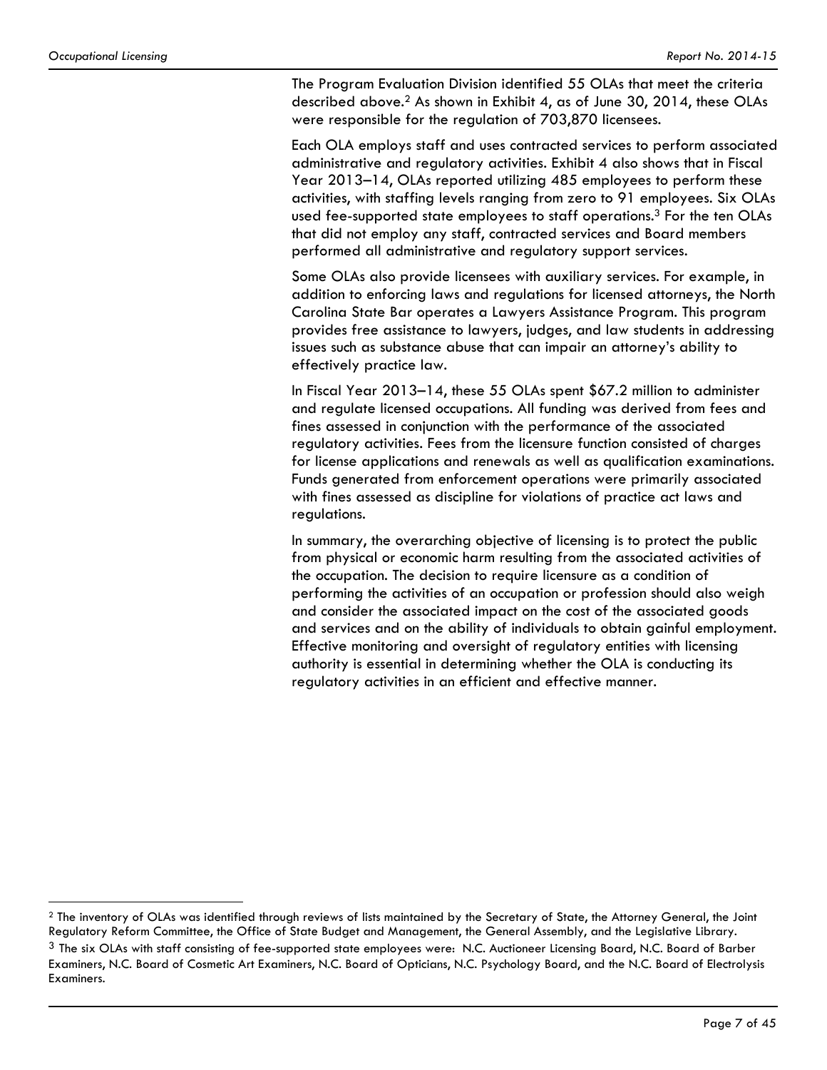The Program Evaluation Division identified 55 OLAs that meet the criteria described above.[2] As shown in Exhibit 4, as of June 30, 2014, these OLAs were responsible for the regulation of 703,870 licensees.

Each OLA employs staff and uses contracted services to perform associated administrative and regulatory activities. Exhibit 4 also shows that in Fiscal Year 2013–14, OLAs reported utilizing 485 employees to perform these activities, with staffing levels ranging from zero to 91 employees. Six OLAs used fee-supported state employees to staff operations.[3] For the ten OLAs that did not employ any staff, contracted services and Board members performed all administrative and regulatory support services.

Some OLAs also provide licensees with auxiliary services. For example, in addition to enforcing laws and regulations for licensed attorneys, the North Carolina State Bar operates a Lawyers Assistance Program. This program provides free assistance to lawyers, judges, and law students in addressing issues such as substance abuse that can impair an attorney's ability to effectively practice law.

In Fiscal Year 2013–14, these 55 OLAs spent $67.2 million to administer and regulate licensed occupations. All funding was derived from fees and fines assessed in conjunction with the performance of the associated regulatory activities. Fees from the licensure function consisted of charges for license applications and renewals as well as qualification examinations. Funds generated from enforcement operations were primarily associated with fines assessed as discipline for violations of practice act laws and regulations.

In summary, the overarching objective of licensing is to protect the public from physical or economic harm resulting from the associated activities of the occupation. The decision to require licensure as a condition of performing the activities of an occupation or profession should also weigh and consider the associated impact on the cost of the associated goods and services and on the ability of individuals to obtain gainful employment. Effective monitoring and oversight of regulatory entities with licensing authority is essential in determining whether the OLA is conducting its regulatory activities in an efficient and effective manner.

---

[2] The inventory of OLAs was identified through reviews of lists maintained by the Secretary of State, the Attorney General, the Joint Regulatory Reform Committee, the Office of State Budget and Management, the General Assembly, and the Legislative Library.

[3] The six OLAs with staff consisting of fee-supported state employees were: N.C. Auctioneer Licensing Board, N.C. Board of Barber Examiners, N.C. Board of Cosmetic Art Examiners, N.C. Board of Opticians, N.C. Psychology Board, and the N.C. Board of Electrolysis Examiners.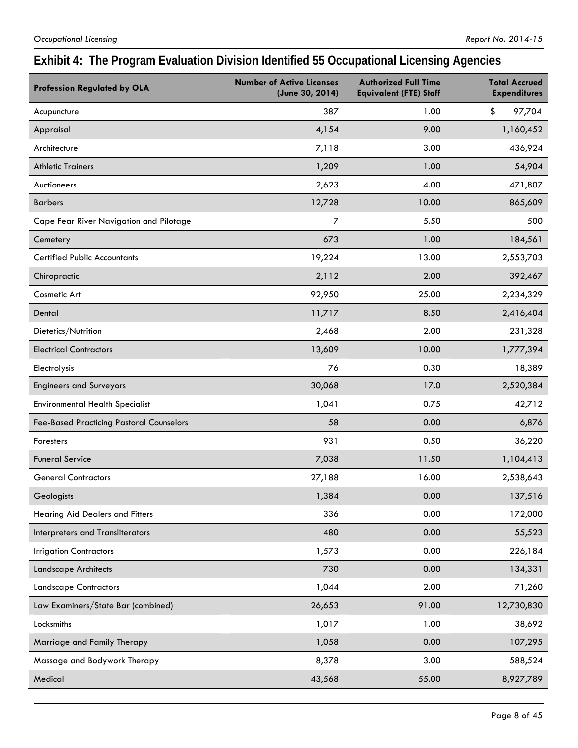## Exhibit 4: The Program Evaluation Division Identified 55 Occupational Licensing Agencies

| Profession Regulated by OLA | Number of Active Licenses (June 30, 2014) | Authorized Full Time Equivalent (FTE) Staff | Total Accrued Expenditures |
|---|---|---|---|
| Acupuncture | 387 | 1.00 | $ 97,704 |
| Appraisal | 4,154 | 9.00 | 1,160,452 |
| Architecture | 7,118 | 3.00 | 436,924 |
| Athletic Trainers | 1,209 | 1.00 | 54,904 |
| Auctioneers | 2,623 | 4.00 | 471,807 |
| Barbers | 12,728 | 10.00 | 865,609 |
| Cape Fear River Navigation and Pilotage | 7 | 5.50 | 500 |
| Cemetery | 673 | 1.00 | 184,561 |
| Certified Public Accountants | 19,224 | 13.00 | 2,553,703 |
| Chiropractic | 2,112 | 2.00 | 392,467 |
| Cosmetic Art | 92,950 | 25.00 | 2,234,329 |
| Dental | 11,717 | 8.50 | 2,416,404 |
| Dietetics/Nutrition | 2,468 | 2.00 | 231,328 |
| Electrical Contractors | 13,609 | 10.00 | 1,777,394 |
| Electrolysis | 76 | 0.30 | 18,389 |
| Engineers and Surveyors | 30,068 | 17.0 | 2,520,384 |
| Environmental Health Specialist | 1,041 | 0.75 | 42,712 |
| Fee-Based Practicing Pastoral Counselors | 58 | 0.00 | 6,876 |
| Foresters | 931 | 0.50 | 36,220 |
| Funeral Service | 7,038 | 11.50 | 1,104,413 |
| General Contractors | 27,188 | 16.00 | 2,538,643 |
| Geologists | 1,384 | 0.00 | 137,516 |
| Hearing Aid Dealers and Fitters | 336 | 0.00 | 172,000 |
| Interpreters and Transliterators | 480 | 0.00 | 55,523 |
| Irrigation Contractors | 1,573 | 0.00 | 226,184 |
| Landscape Architects | 730 | 0.00 | 134,331 |
| Landscape Contractors | 1,044 | 2.00 | 71,260 |
| Law Examiners/State Bar (combined) | 26,653 | 91.00 | 12,730,830 |
| Locksmiths | 1,017 | 1.00 | 38,692 |
| Marriage and Family Therapy | 1,058 | 0.00 | 107,295 |
| Massage and Bodywork Therapy | 8,378 | 3.00 | 588,524 |
| Medical | 43,568 | 55.00 | 8,927,789 |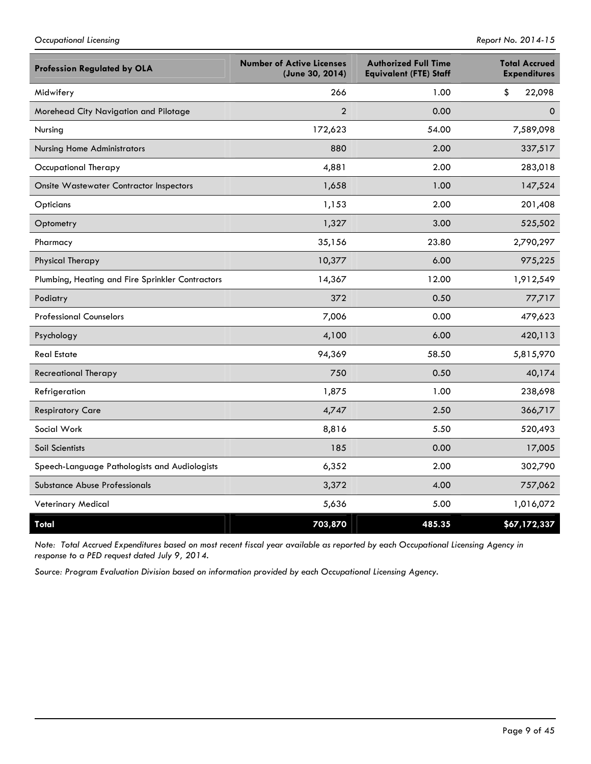| Profession Regulated by OLA | Number of Active Licenses (June 30, 2014) | Authorized Full Time Equivalent (FTE) Staff | Total Accrued Expenditures |
|---|---|---|---|
| Midwifery | 266 | 1.00 | $ 22,098 |
| Morehead City Navigation and Pilotage | 2 | 0.00 | 0 |
| Nursing | 172,623 | 54.00 | 7,589,098 |
| Nursing Home Administrators | 880 | 2.00 | 337,517 |
| Occupational Therapy | 4,881 | 2.00 | 283,018 |
| Onsite Wastewater Contractor Inspectors | 1,658 | 1.00 | 147,524 |
| Opticians | 1,153 | 2.00 | 201,408 |
| Optometry | 1,327 | 3.00 | 525,502 |
| Pharmacy | 35,156 | 23.80 | 2,790,297 |
| Physical Therapy | 10,377 | 6.00 | 975,225 |
| Plumbing, Heating and Fire Sprinkler Contractors | 14,367 | 12.00 | 1,912,549 |
| Podiatry | 372 | 0.50 | 77,717 |
| Professional Counselors | 7,006 | 0.00 | 479,623 |
| Psychology | 4,100 | 6.00 | 420,113 |
| Real Estate | 94,369 | 58.50 | 5,815,970 |
| Recreational Therapy | 750 | 0.50 | 40,174 |
| Refrigeration | 1,875 | 1.00 | 238,698 |
| Respiratory Care | 4,747 | 2.50 | 366,717 |
| Social Work | 8,816 | 5.50 | 520,493 |
| Soil Scientists | 185 | 0.00 | 17,005 |
| Speech-Language Pathologists and Audiologists | 6,352 | 2.00 | 302,790 |
| Substance Abuse Professionals | 3,372 | 4.00 | 757,062 |
| Veterinary Medical | 5,636 | 5.00 | 1,016,072 |
| **Total** | **703,870** | **485.35** | **$67,172,337** |

*Note: Total Accrued Expenditures based on most recent fiscal year available as reported by each Occupational Licensing Agency in response to a PED request dated July 9, 2014.*

*Source: Program Evaluation Division based on information provided by each Occupational Licensing Agency.*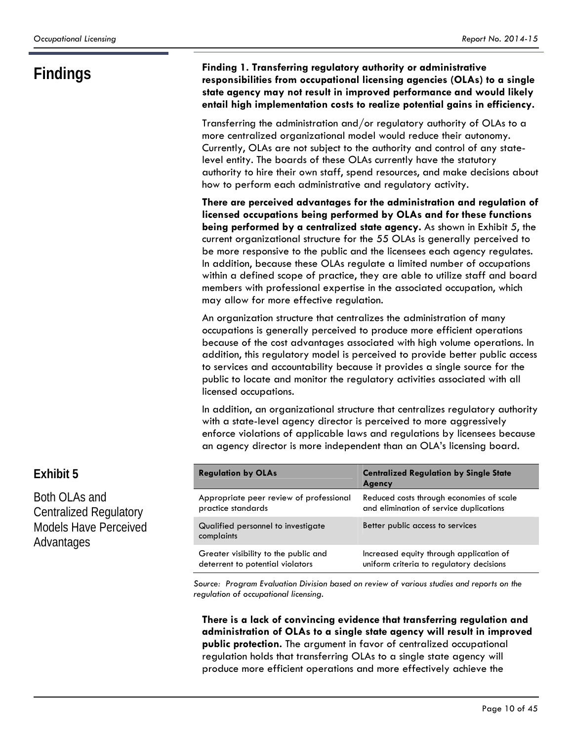## Findings

**Finding 1. Transferring regulatory authority or administrative responsibilities from occupational licensing agencies (OLAs) to a single state agency may not result in improved performance and would likely entail high implementation costs to realize potential gains in efficiency.**

Transferring the administration and/or regulatory authority of OLAs to a more centralized organizational model would reduce their autonomy. Currently, OLAs are not subject to the authority and control of any state-level entity. The boards of these OLAs currently have the statutory authority to hire their own staff, spend resources, and make decisions about how to perform each administrative and regulatory activity.

**There are perceived advantages for the administration and regulation of licensed occupations being performed by OLAs and for these functions being performed by a centralized state agency.** As shown in Exhibit 5, the current organizational structure for the 55 OLAs is generally perceived to be more responsive to the public and the licensees each agency regulates. In addition, because these OLAs regulate a limited number of occupations within a defined scope of practice, they are able to utilize staff and board members with professional expertise in the associated occupation, which may allow for more effective regulation.

An organization structure that centralizes the administration of many occupations is generally perceived to produce more efficient operations because of the cost advantages associated with high volume operations. In addition, this regulatory model is perceived to provide better public access to services and accountability because it provides a single source for the public to locate and monitor the regulatory activities associated with all licensed occupations.

In addition, an organizational structure that centralizes regulatory authority with a state-level agency director is perceived to more aggressively enforce violations of applicable laws and regulations by licensees because an agency director is more independent than an OLA's licensing board.

### Exhibit 5

Both OLAs and Centralized Regulatory Models Have Perceived Advantages

| Regulation by OLAs | Centralized Regulation by Single State Agency |
|---|---|
| Appropriate peer review of professional practice standards | Reduced costs through economies of scale and elimination of service duplications |
| Qualified personnel to investigate complaints | Better public access to services |
| Greater visibility to the public and deterrent to potential violators | Increased equity through application of uniform criteria to regulatory decisions |

*Source: Program Evaluation Division based on review of various studies and reports on the regulation of occupational licensing.*

**There is a lack of convincing evidence that transferring regulation and administration of OLAs to a single state agency will result in improved public protection.** The argument in favor of centralized occupational regulation holds that transferring OLAs to a single state agency will produce more efficient operations and more effectively achieve the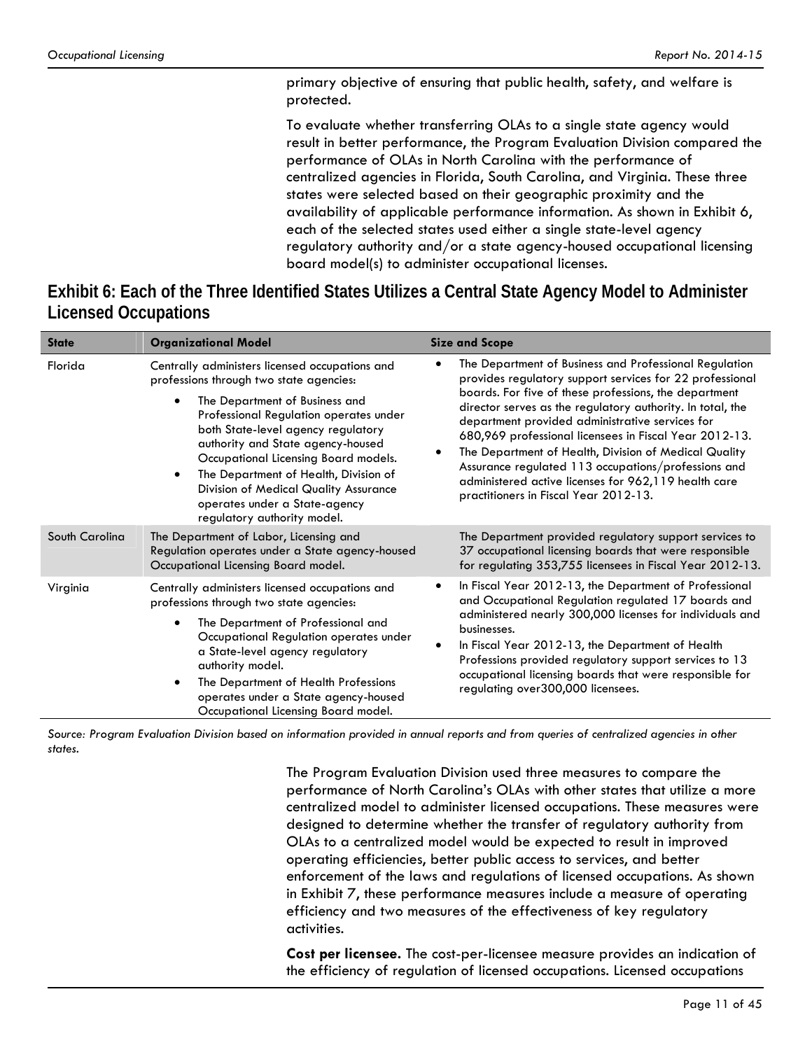primary objective of ensuring that public health, safety, and welfare is protected.

To evaluate whether transferring OLAs to a single state agency would result in better performance, the Program Evaluation Division compared the performance of OLAs in North Carolina with the performance of centralized agencies in Florida, South Carolina, and Virginia. These three states were selected based on their geographic proximity and the availability of applicable performance information. As shown in Exhibit 6, each of the selected states used either a single state-level agency regulatory authority and/or a state agency-housed occupational licensing board model(s) to administer occupational licenses.

## Exhibit 6: Each of the Three Identified States Utilizes a Central State Agency Model to Administer Licensed Occupations

| State | Organizational Model | Size and Scope |
|---|---|---|
| Florida | Centrally administers licensed occupations and professions through two state agencies:<br>• The Department of Business and Professional Regulation operates under both State-level agency regulatory authority and State agency-housed Occupational Licensing Board models.<br>• The Department of Health, Division of Division of Medical Quality Assurance operates under a State-agency regulatory authority model. | • The Department of Business and Professional Regulation provides regulatory support services for 22 professional boards. For five of these professions, the department director serves as the regulatory authority. In total, the department provided administrative services for 680,969 professional licensees in Fiscal Year 2012-13.<br>• The Department of Health, Division of Medical Quality Assurance regulated 113 occupations/professions and administered active licenses for 962,119 health care practitioners in Fiscal Year 2012-13. |
| South Carolina | The Department of Labor, Licensing and Regulation operates under a State agency-housed Occupational Licensing Board model. | The Department provided regulatory support services to 37 occupational licensing boards that were responsible for regulating 353,755 licensees in Fiscal Year 2012-13. |
| Virginia | Centrally administers licensed occupations and professions through two state agencies:<br>• The Department of Professional and Occupational Regulation operates under a State-level agency regulatory authority model.<br>• The Department of Health Professions operates under a State agency-housed Occupational Licensing Board model. | • In Fiscal Year 2012-13, the Department of Professional and Occupational Regulation regulated 17 boards and administered nearly 300,000 licenses for individuals and businesses.<br>• In Fiscal Year 2012-13, the Department of Health Professions provided regulatory support services to 13 occupational licensing boards that were responsible for regulating over300,000 licensees. |

*Source: Program Evaluation Division based on information provided in annual reports and from queries of centralized agencies in other states.*

The Program Evaluation Division used three measures to compare the performance of North Carolina's OLAs with other states that utilize a more centralized model to administer licensed occupations. These measures were designed to determine whether the transfer of regulatory authority from OLAs to a centralized model would be expected to result in improved operating efficiencies, better public access to services, and better enforcement of the laws and regulations of licensed occupations. As shown in Exhibit 7, these performance measures include a measure of operating efficiency and two measures of the effectiveness of key regulatory activities.

**Cost per licensee.** The cost-per-licensee measure provides an indication of the efficiency of regulation of licensed occupations. Licensed occupations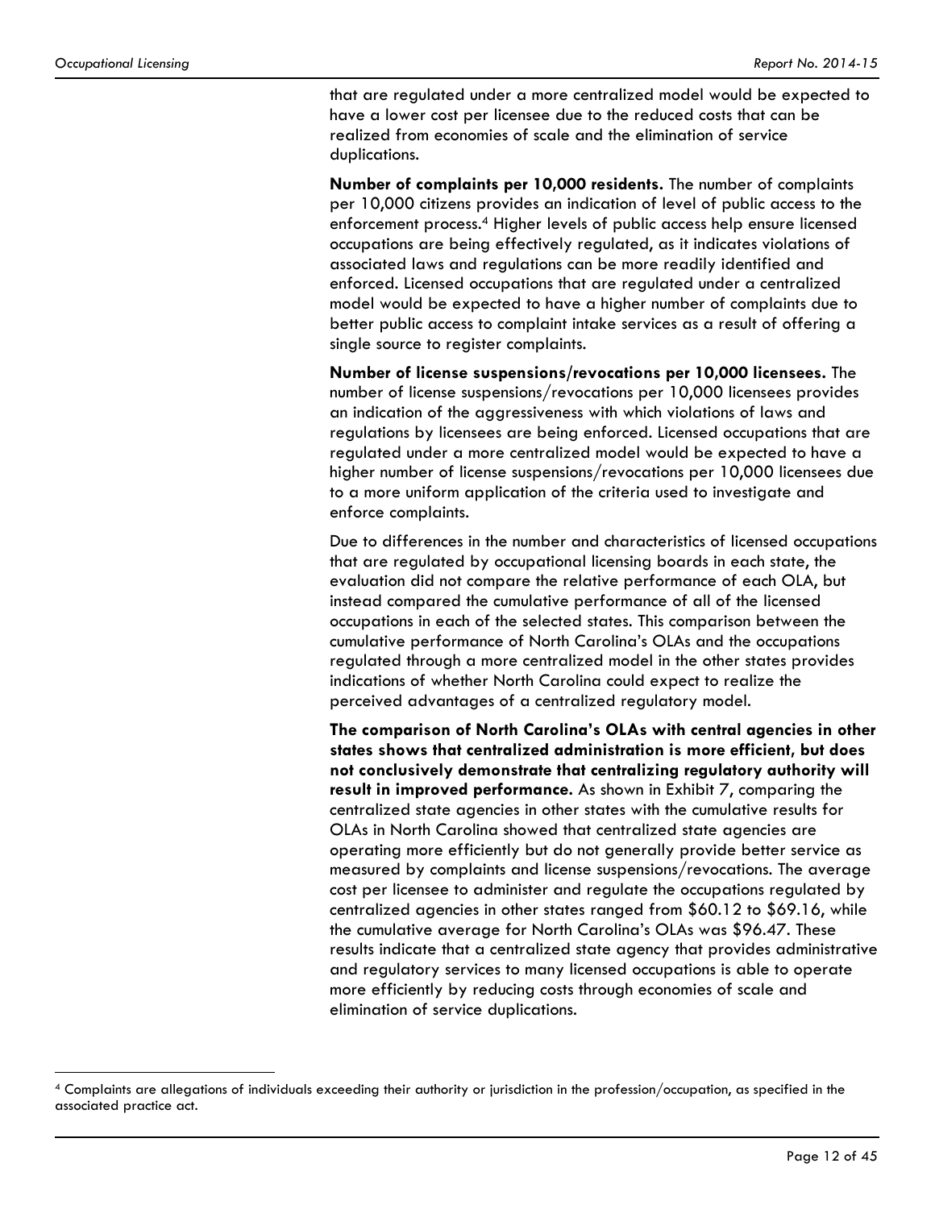that are regulated under a more centralized model would be expected to have a lower cost per licensee due to the reduced costs that can be realized from economies of scale and the elimination of service duplications.

**Number of complaints per 10,000 residents.** The number of complaints per 10,000 citizens provides an indication of level of public access to the enforcement process.[4] Higher levels of public access help ensure licensed occupations are being effectively regulated, as it indicates violations of associated laws and regulations can be more readily identified and enforced. Licensed occupations that are regulated under a centralized model would be expected to have a higher number of complaints due to better public access to complaint intake services as a result of offering a single source to register complaints.

**Number of license suspensions/revocations per 10,000 licensees.** The number of license suspensions/revocations per 10,000 licensees provides an indication of the aggressiveness with which violations of laws and regulations by licensees are being enforced. Licensed occupations that are regulated under a more centralized model would be expected to have a higher number of license suspensions/revocations per 10,000 licensees due to a more uniform application of the criteria used to investigate and enforce complaints.

Due to differences in the number and characteristics of licensed occupations that are regulated by occupational licensing boards in each state, the evaluation did not compare the relative performance of each OLA, but instead compared the cumulative performance of all of the licensed occupations in each of the selected states. This comparison between the cumulative performance of North Carolina's OLAs and the occupations regulated through a more centralized model in the other states provides indications of whether North Carolina could expect to realize the perceived advantages of a centralized regulatory model.

**The comparison of North Carolina's OLAs with central agencies in other states shows that centralized administration is more efficient, but does not conclusively demonstrate that centralizing regulatory authority will result in improved performance.** As shown in Exhibit 7, comparing the centralized state agencies in other states with the cumulative results for OLAs in North Carolina showed that centralized state agencies are operating more efficiently but do not generally provide better service as measured by complaints and license suspensions/revocations. The average cost per licensee to administer and regulate the occupations regulated by centralized agencies in other states ranged from $60.12 to $69.16, while the cumulative average for North Carolina's OLAs was $96.47. These results indicate that a centralized state agency that provides administrative and regulatory services to many licensed occupations is able to operate more efficiently by reducing costs through economies of scale and elimination of service duplications.

[4] Complaints are allegations of individuals exceeding their authority or jurisdiction in the profession/occupation, as specified in the associated practice act.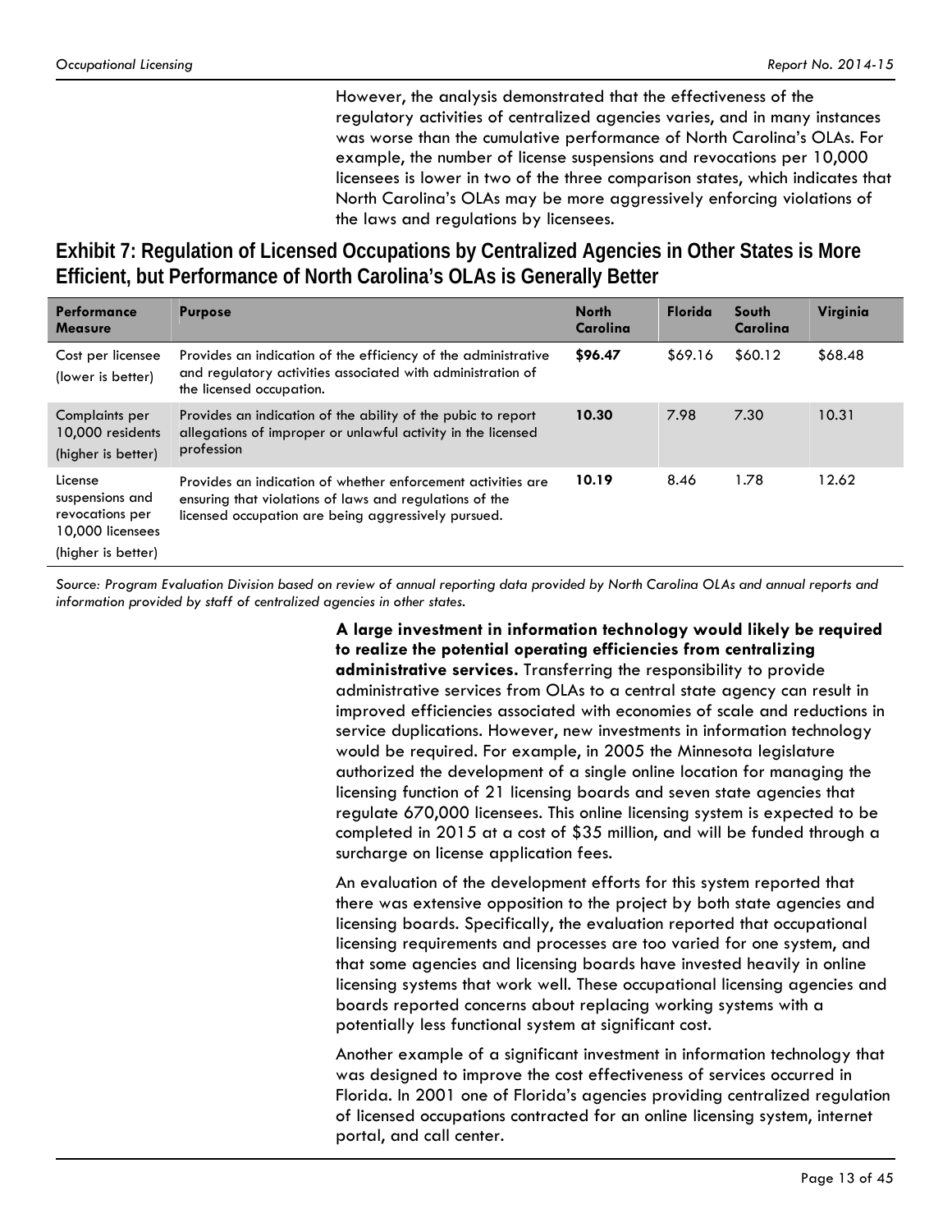However, the analysis demonstrated that the effectiveness of the regulatory activities of centralized agencies varies, and in many instances was worse than the cumulative performance of North Carolina's OLAs. For example, the number of license suspensions and revocations per 10,000 licensees is lower in two of the three comparison states, which indicates that North Carolina's OLAs may be more aggressively enforcing violations of the laws and regulations by licensees.

## Exhibit 7: Regulation of Licensed Occupations by Centralized Agencies in Other States is More Efficient, but Performance of North Carolina's OLAs is Generally Better

| Performance Measure | Purpose | North Carolina | Florida | South Carolina | Virginia |
|---|---|---|---|---|---|
| Cost per licensee (lower is better) | Provides an indication of the efficiency of the administrative and regulatory activities associated with administration of the licensed occupation. | **$96.47** | $69.16 | $60.12 | $68.48 |
| Complaints per 10,000 residents (higher is better) | Provides an indication of the ability of the pubic to report allegations of improper or unlawful activity in the licensed profession | **10.30** | 7.98 | 7.30 | 10.31 |
| License suspensions and revocations per 10,000 licensees (higher is better) | Provides an indication of whether enforcement activities are ensuring that violations of laws and regulations of the licensed occupation are being aggressively pursued. | **10.19** | 8.46 | 1.78 | 12.62 |

*Source: Program Evaluation Division based on review of annual reporting data provided by North Carolina OLAs and annual reports and information provided by staff of centralized agencies in other states.*

**A large investment in information technology would likely be required to realize the potential operating efficiencies from centralizing administrative services.** Transferring the responsibility to provide administrative services from OLAs to a central state agency can result in improved efficiencies associated with economies of scale and reductions in service duplications. However, new investments in information technology would be required. For example, in 2005 the Minnesota legislature authorized the development of a single online location for managing the licensing function of 21 licensing boards and seven state agencies that regulate 670,000 licensees. This online licensing system is expected to be completed in 2015 at a cost of $35 million, and will be funded through a surcharge on license application fees.

An evaluation of the development efforts for this system reported that there was extensive opposition to the project by both state agencies and licensing boards. Specifically, the evaluation reported that occupational licensing requirements and processes are too varied for one system, and that some agencies and licensing boards have invested heavily in online licensing systems that work well. These occupational licensing agencies and boards reported concerns about replacing working systems with a potentially less functional system at significant cost.

Another example of a significant investment in information technology that was designed to improve the cost effectiveness of services occurred in Florida. In 2001 one of Florida's agencies providing centralized regulation of licensed occupations contracted for an online licensing system, internet portal, and call center.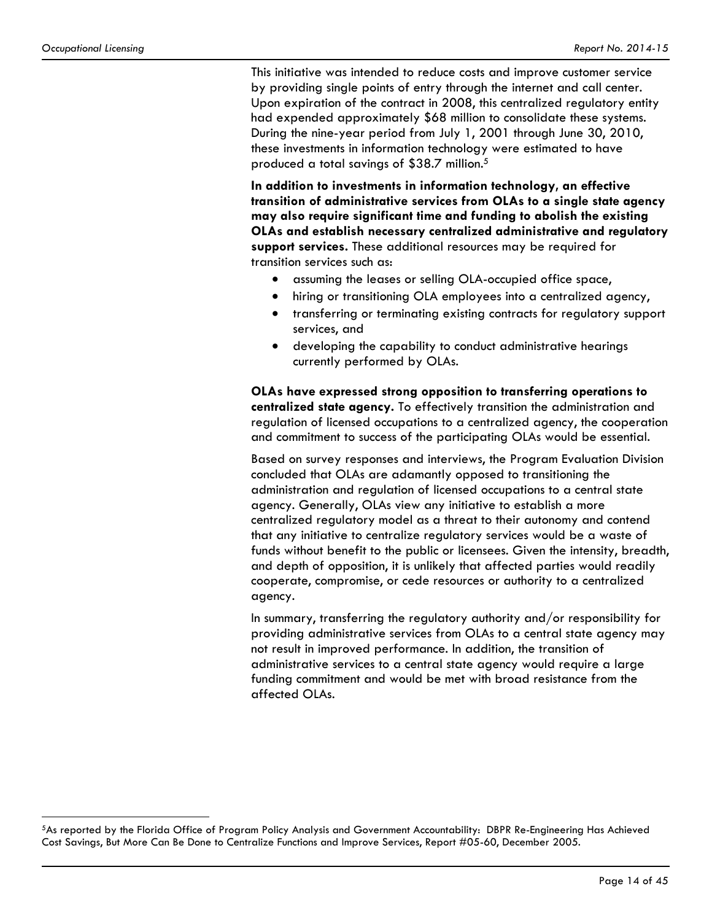This initiative was intended to reduce costs and improve customer service by providing single points of entry through the internet and call center. Upon expiration of the contract in 2008, this centralized regulatory entity had expended approximately $68 million to consolidate these systems. During the nine-year period from July 1, 2001 through June 30, 2010, these investments in information technology were estimated to have produced a total savings of $38.7 million.[5]

**In addition to investments in information technology, an effective transition of administrative services from OLAs to a single state agency may also require significant time and funding to abolish the existing OLAs and establish necessary centralized administrative and regulatory support services.** These additional resources may be required for transition services such as:

- assuming the leases or selling OLA-occupied office space,
- hiring or transitioning OLA employees into a centralized agency,
- transferring or terminating existing contracts for regulatory support services, and
- developing the capability to conduct administrative hearings currently performed by OLAs.

**OLAs have expressed strong opposition to transferring operations to centralized state agency.** To effectively transition the administration and regulation of licensed occupations to a centralized agency, the cooperation and commitment to success of the participating OLAs would be essential.

Based on survey responses and interviews, the Program Evaluation Division concluded that OLAs are adamantly opposed to transitioning the administration and regulation of licensed occupations to a central state agency. Generally, OLAs view any initiative to establish a more centralized regulatory model as a threat to their autonomy and contend that any initiative to centralize regulatory services would be a waste of funds without benefit to the public or licensees. Given the intensity, breadth, and depth of opposition, it is unlikely that affected parties would readily cooperate, compromise, or cede resources or authority to a centralized agency.

In summary, transferring the regulatory authority and/or responsibility for providing administrative services from OLAs to a central state agency may not result in improved performance. In addition, the transition of administrative services to a central state agency would require a large funding commitment and would be met with broad resistance from the affected OLAs.

---

[5]As reported by the Florida Office of Program Policy Analysis and Government Accountability: DBPR Re-Engineering Has Achieved Cost Savings, But More Can Be Done to Centralize Functions and Improve Services, Report #05-60, December 2005.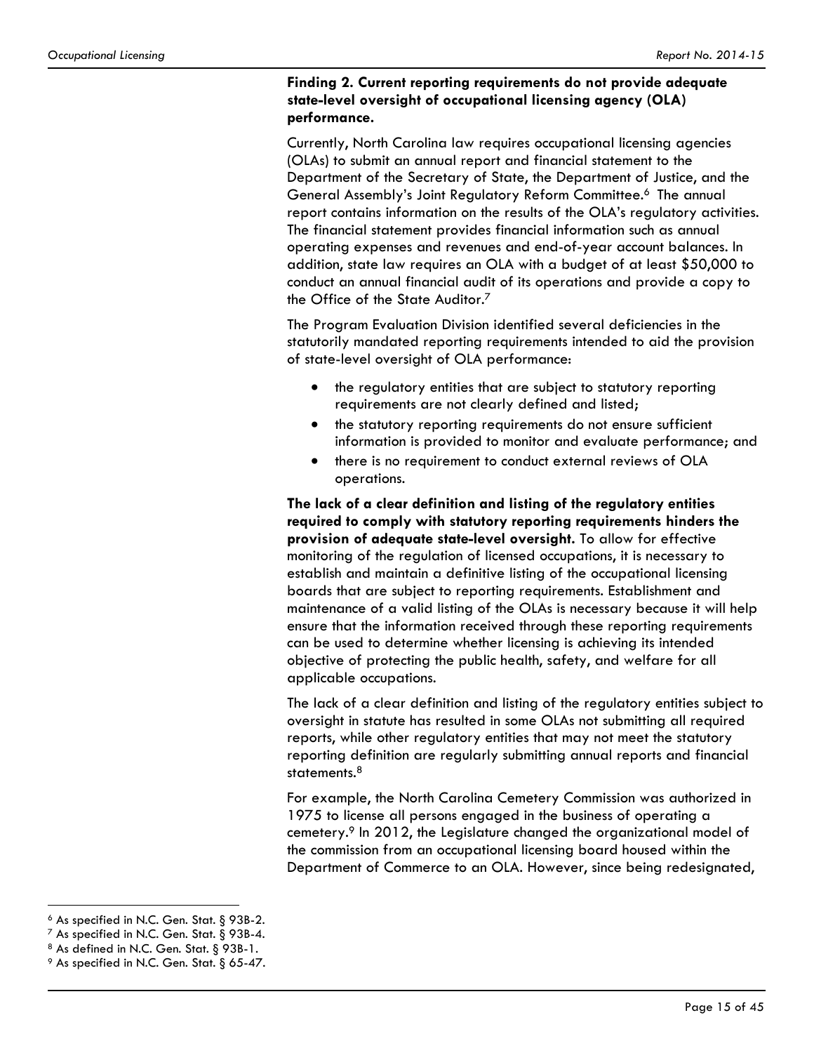**Finding 2. Current reporting requirements do not provide adequate state-level oversight of occupational licensing agency (OLA) performance.**

Currently, North Carolina law requires occupational licensing agencies (OLAs) to submit an annual report and financial statement to the Department of the Secretary of State, the Department of Justice, and the General Assembly's Joint Regulatory Reform Committee.[6] The annual report contains information on the results of the OLA's regulatory activities. The financial statement provides financial information such as annual operating expenses and revenues and end-of-year account balances. In addition, state law requires an OLA with a budget of at least $50,000 to conduct an annual financial audit of its operations and provide a copy to the Office of the State Auditor.[7]

The Program Evaluation Division identified several deficiencies in the statutorily mandated reporting requirements intended to aid the provision of state-level oversight of OLA performance:

- the regulatory entities that are subject to statutory reporting requirements are not clearly defined and listed;
- the statutory reporting requirements do not ensure sufficient information is provided to monitor and evaluate performance; and
- there is no requirement to conduct external reviews of OLA operations.

**The lack of a clear definition and listing of the regulatory entities required to comply with statutory reporting requirements hinders the provision of adequate state-level oversight.** To allow for effective monitoring of the regulation of licensed occupations, it is necessary to establish and maintain a definitive listing of the occupational licensing boards that are subject to reporting requirements. Establishment and maintenance of a valid listing of the OLAs is necessary because it will help ensure that the information received through these reporting requirements can be used to determine whether licensing is achieving its intended objective of protecting the public health, safety, and welfare for all applicable occupations.

The lack of a clear definition and listing of the regulatory entities subject to oversight in statute has resulted in some OLAs not submitting all required reports, while other regulatory entities that may not meet the statutory reporting definition are regularly submitting annual reports and financial statements.[8]

For example, the North Carolina Cemetery Commission was authorized in 1975 to license all persons engaged in the business of operating a cemetery.[9] In 2012, the Legislature changed the organizational model of the commission from an occupational licensing board housed within the Department of Commerce to an OLA. However, since being redesignated,

---

[6] As specified in N.C. Gen. Stat. § 93B-2.

[7] As specified in N.C. Gen. Stat. § 93B-4.

[8] As defined in N.C. Gen. Stat. § 93B-1.

[9] As specified in N.C. Gen. Stat. § 65-47.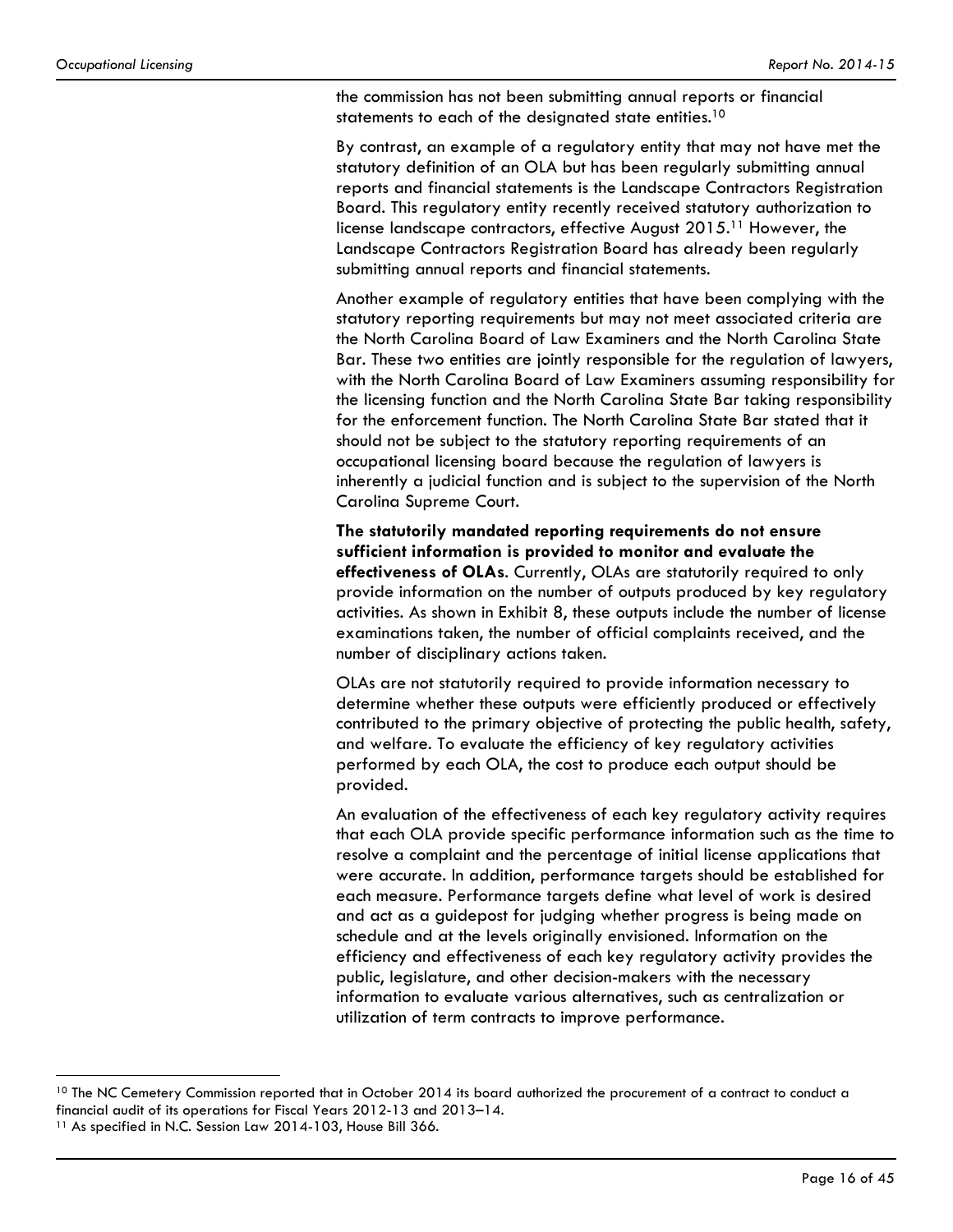the commission has not been submitting annual reports or financial statements to each of the designated state entities.[10]

By contrast, an example of a regulatory entity that may not have met the statutory definition of an OLA but has been regularly submitting annual reports and financial statements is the Landscape Contractors Registration Board. This regulatory entity recently received statutory authorization to license landscape contractors, effective August 2015.[11] However, the Landscape Contractors Registration Board has already been regularly submitting annual reports and financial statements.

Another example of regulatory entities that have been complying with the statutory reporting requirements but may not meet associated criteria are the North Carolina Board of Law Examiners and the North Carolina State Bar. These two entities are jointly responsible for the regulation of lawyers, with the North Carolina Board of Law Examiners assuming responsibility for the licensing function and the North Carolina State Bar taking responsibility for the enforcement function. The North Carolina State Bar stated that it should not be subject to the statutory reporting requirements of an occupational licensing board because the regulation of lawyers is inherently a judicial function and is subject to the supervision of the North Carolina Supreme Court.

**The statutorily mandated reporting requirements do not ensure sufficient information is provided to monitor and evaluate the effectiveness of OLAs**. Currently, OLAs are statutorily required to only provide information on the number of outputs produced by key regulatory activities. As shown in Exhibit 8, these outputs include the number of license examinations taken, the number of official complaints received, and the number of disciplinary actions taken.

OLAs are not statutorily required to provide information necessary to determine whether these outputs were efficiently produced or effectively contributed to the primary objective of protecting the public health, safety, and welfare. To evaluate the efficiency of key regulatory activities performed by each OLA, the cost to produce each output should be provided.

An evaluation of the effectiveness of each key regulatory activity requires that each OLA provide specific performance information such as the time to resolve a complaint and the percentage of initial license applications that were accurate. In addition, performance targets should be established for each measure. Performance targets define what level of work is desired and act as a guidepost for judging whether progress is being made on schedule and at the levels originally envisioned. Information on the efficiency and effectiveness of each key regulatory activity provides the public, legislature, and other decision-makers with the necessary information to evaluate various alternatives, such as centralization or utilization of term contracts to improve performance.

---

[10] The NC Cemetery Commission reported that in October 2014 its board authorized the procurement of a contract to conduct a financial audit of its operations for Fiscal Years 2012-13 and 2013–14.

[11] As specified in N.C. Session Law 2014-103, House Bill 366.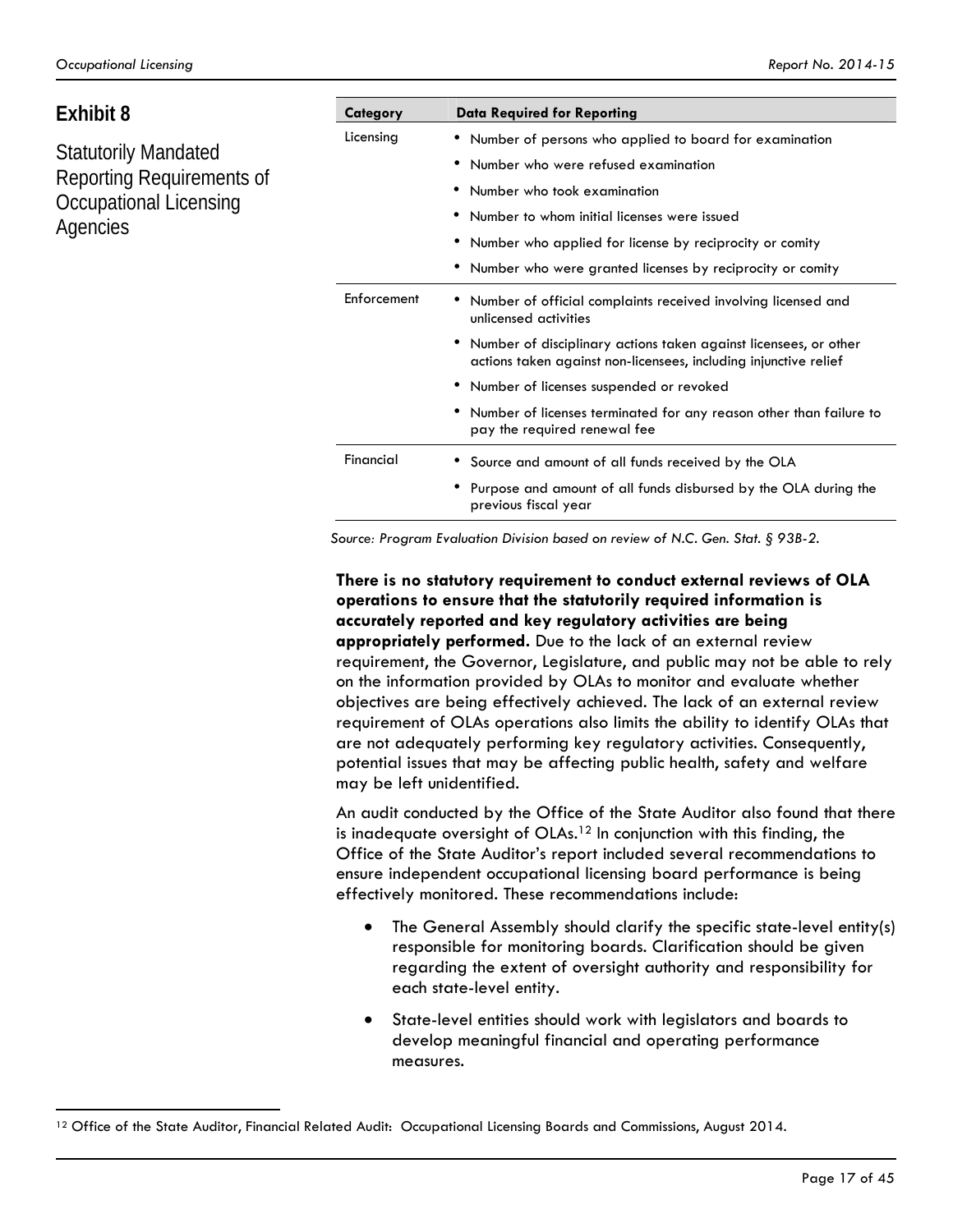**Exhibit 8**

Statutorily Mandated Reporting Requirements of Occupational Licensing Agencies

| Category | Data Required for Reporting |
|---|---|
| Licensing | • Number of persons who applied to board for examination<br>• Number who were refused examination<br>• Number who took examination<br>• Number to whom initial licenses were issued<br>• Number who applied for license by reciprocity or comity<br>• Number who were granted licenses by reciprocity or comity |
| Enforcement | • Number of official complaints received involving licensed and unlicensed activities<br>• Number of disciplinary actions taken against licensees, or other actions taken against non-licensees, including injunctive relief<br>• Number of licenses suspended or revoked<br>• Number of licenses terminated for any reason other than failure to pay the required renewal fee |
| Financial | • Source and amount of all funds received by the OLA<br>• Purpose and amount of all funds disbursed by the OLA during the previous fiscal year |

*Source: Program Evaluation Division based on review of N.C. Gen. Stat. § 93B-2.*

**There is no statutory requirement to conduct external reviews of OLA operations to ensure that the statutorily required information is accurately reported and key regulatory activities are being appropriately performed.** Due to the lack of an external review requirement, the Governor, Legislature, and public may not be able to rely on the information provided by OLAs to monitor and evaluate whether objectives are being effectively achieved. The lack of an external review requirement of OLAs operations also limits the ability to identify OLAs that are not adequately performing key regulatory activities. Consequently, potential issues that may be affecting public health, safety and welfare may be left unidentified.

An audit conducted by the Office of the State Auditor also found that there is inadequate oversight of OLAs.[12] In conjunction with this finding, the Office of the State Auditor's report included several recommendations to ensure independent occupational licensing board performance is being effectively monitored. These recommendations include:

- The General Assembly should clarify the specific state-level entity(s) responsible for monitoring boards. Clarification should be given regarding the extent of oversight authority and responsibility for each state-level entity.
- State-level entities should work with legislators and boards to develop meaningful financial and operating performance measures.

[12] Office of the State Auditor, Financial Related Audit: Occupational Licensing Boards and Commissions, August 2014.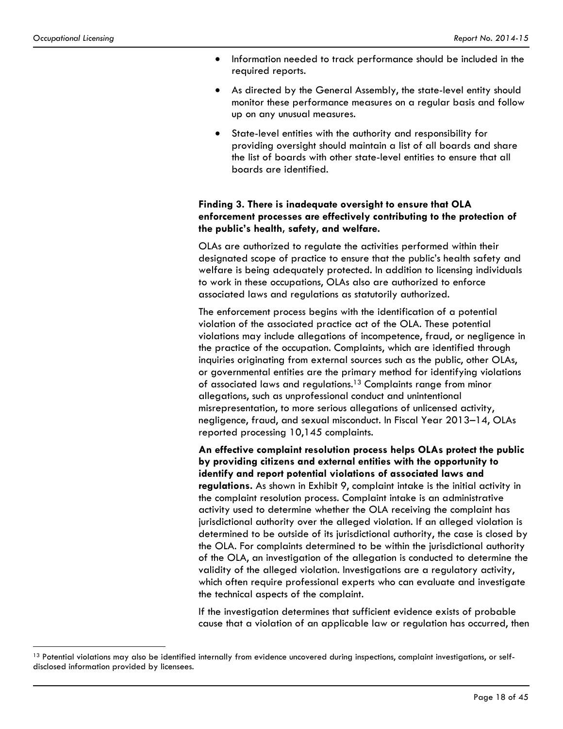- Information needed to track performance should be included in the required reports.
- As directed by the General Assembly, the state-level entity should monitor these performance measures on a regular basis and follow up on any unusual measures.
- State-level entities with the authority and responsibility for providing oversight should maintain a list of all boards and share the list of boards with other state-level entities to ensure that all boards are identified.

**Finding 3. There is inadequate oversight to ensure that OLA enforcement processes are effectively contributing to the protection of the public's health, safety, and welfare.**

OLAs are authorized to regulate the activities performed within their designated scope of practice to ensure that the public's health safety and welfare is being adequately protected. In addition to licensing individuals to work in these occupations, OLAs also are authorized to enforce associated laws and regulations as statutorily authorized.

The enforcement process begins with the identification of a potential violation of the associated practice act of the OLA. These potential violations may include allegations of incompetence, fraud, or negligence in the practice of the occupation. Complaints, which are identified through inquiries originating from external sources such as the public, other OLAs, or governmental entities are the primary method for identifying violations of associated laws and regulations.[13] Complaints range from minor allegations, such as unprofessional conduct and unintentional misrepresentation, to more serious allegations of unlicensed activity, negligence, fraud, and sexual misconduct. In Fiscal Year 2013–14, OLAs reported processing 10,145 complaints.

**An effective complaint resolution process helps OLAs protect the public by providing citizens and external entities with the opportunity to identify and report potential violations of associated laws and regulations.** As shown in Exhibit 9, complaint intake is the initial activity in the complaint resolution process. Complaint intake is an administrative activity used to determine whether the OLA receiving the complaint has jurisdictional authority over the alleged violation. If an alleged violation is determined to be outside of its jurisdictional authority, the case is closed by the OLA. For complaints determined to be within the jurisdictional authority of the OLA, an investigation of the allegation is conducted to determine the validity of the alleged violation. Investigations are a regulatory activity, which often require professional experts who can evaluate and investigate the technical aspects of the complaint.

If the investigation determines that sufficient evidence exists of probable cause that a violation of an applicable law or regulation has occurred, then

[13] Potential violations may also be identified internally from evidence uncovered during inspections, complaint investigations, or self-disclosed information provided by licensees.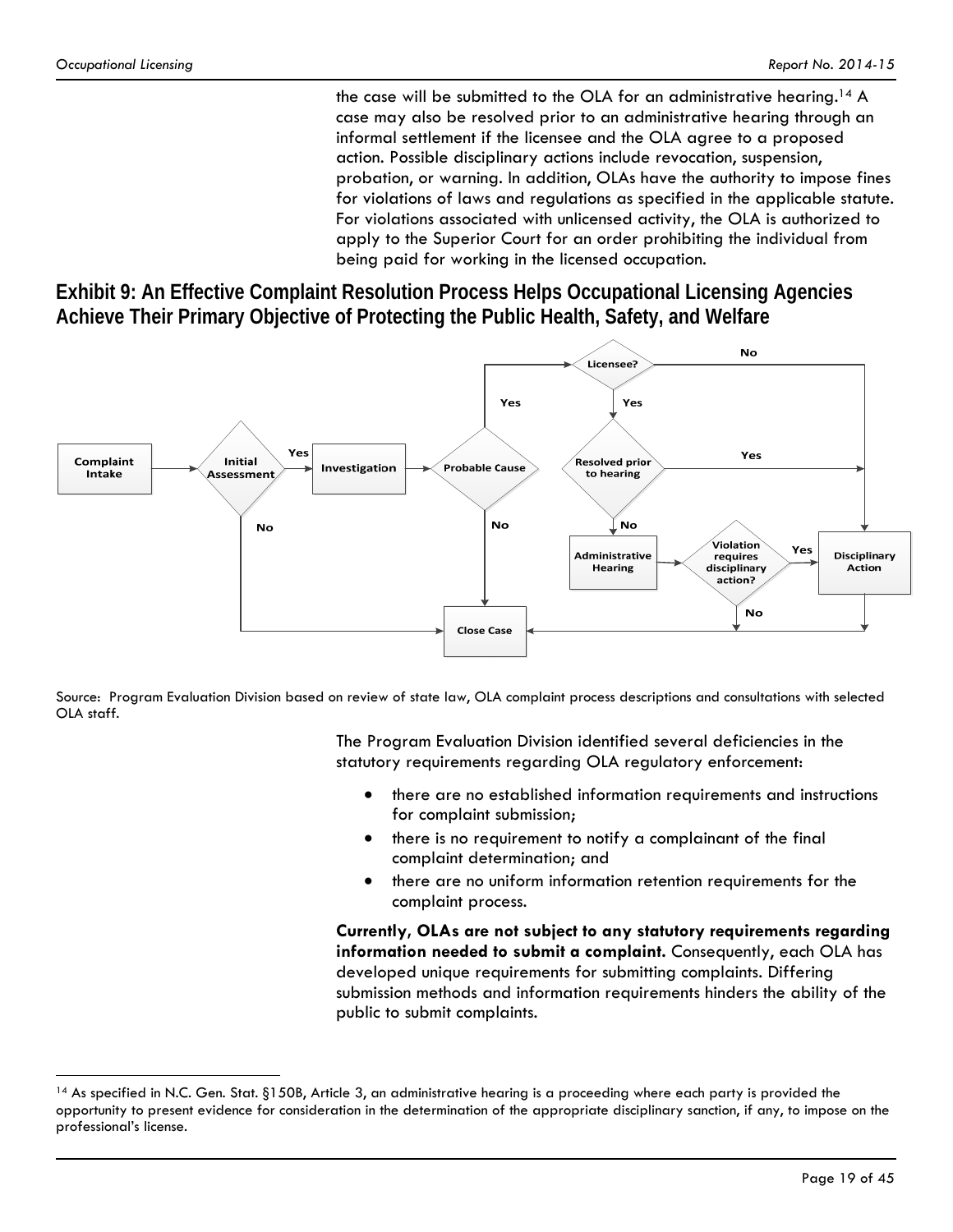the case will be submitted to the OLA for an administrative hearing.[14] A case may also be resolved prior to an administrative hearing through an informal settlement if the licensee and the OLA agree to a proposed action. Possible disciplinary actions include revocation, suspension, probation, or warning. In addition, OLAs have the authority to impose fines for violations of laws and regulations as specified in the applicable statute. For violations associated with unlicensed activity, the OLA is authorized to apply to the Superior Court for an order prohibiting the individual from being paid for working in the licensed occupation.

## Exhibit 9: An Effective Complaint Resolution Process Helps Occupational Licensing Agencies Achieve Their Primary Objective of Protecting the Public Health, Safety, and Welfare

Complaint Intake → Initial Assessment → (Yes) Investigation → Probable Cause → (Yes) Licensee? → (Yes) Resolved prior to hearing → (No) Administrative Hearing → Violation requires disciplinary action? → (Yes) Disciplinary Action

- Initial Assessment → No → Close Case
- Probable Cause → No → Close Case
- Licensee? → No → Disciplinary Action
- Resolved prior to hearing → Yes → Disciplinary Action
- Violation requires disciplinary action? → No → Close Case
- Disciplinary Action → Close Case

Source: Program Evaluation Division based on review of state law, OLA complaint process descriptions and consultations with selected OLA staff.

The Program Evaluation Division identified several deficiencies in the statutory requirements regarding OLA regulatory enforcement:

- there are no established information requirements and instructions for complaint submission;
- there is no requirement to notify a complainant of the final complaint determination; and
- there are no uniform information retention requirements for the complaint process.

**Currently, OLAs are not subject to any statutory requirements regarding information needed to submit a complaint.** Consequently, each OLA has developed unique requirements for submitting complaints. Differing submission methods and information requirements hinders the ability of the public to submit complaints.

[14] As specified in N.C. Gen. Stat. §150B, Article 3, an administrative hearing is a proceeding where each party is provided the opportunity to present evidence for consideration in the determination of the appropriate disciplinary sanction, if any, to impose on the professional's license.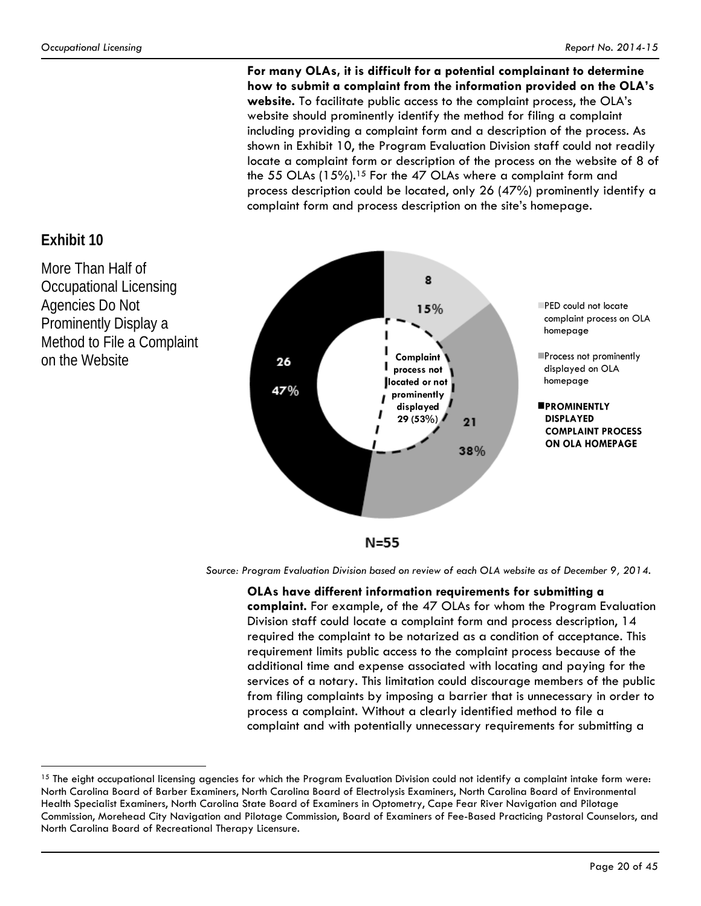**For many OLAs, it is difficult for a potential complainant to determine how to submit a complaint from the information provided on the OLA's website.** To facilitate public access to the complaint process, the OLA's website should prominently identify the method for filing a complaint including providing a complaint form and a description of the process. As shown in Exhibit 10, the Program Evaluation Division staff could not readily locate a complaint form or description of the process on the website of 8 of the 55 OLAs (15%).[15] For the 47 OLAs where a complaint form and process description could be located, only 26 (47%) prominently identify a complaint form and process description on the site's homepage.

## Exhibit 10

More Than Half of Occupational Licensing Agencies Do Not Prominently Display a Method to File a Complaint on the Website

| Category | Number | Percent |
|---|---|---|
| PED could not locate complaint process on OLA homepage | 8 | 15% |
| Process not prominently displayed on OLA homepage | 21 | 38% |
| PROMINENTLY DISPLAYED COMPLAINT PROCESS ON OLA HOMEPAGE | 26 | 47% |

Complaint process not located or not prominently displayed 29 (53%)

N=55

*Source: Program Evaluation Division based on review of each OLA website as of December 9, 2014.*

**OLAs have different information requirements for submitting a complaint.** For example, of the 47 OLAs for whom the Program Evaluation Division staff could locate a complaint form and process description, 14 required the complaint to be notarized as a condition of acceptance. This requirement limits public access to the complaint process because of the additional time and expense associated with locating and paying for the services of a notary. This limitation could discourage members of the public from filing complaints by imposing a barrier that is unnecessary in order to process a complaint. Without a clearly identified method to file a complaint and with potentially unnecessary requirements for submitting a

---

[15] The eight occupational licensing agencies for which the Program Evaluation Division could not identify a complaint intake form were: North Carolina Board of Barber Examiners, North Carolina Board of Electrolysis Examiners, North Carolina Board of Environmental Health Specialist Examiners, North Carolina State Board of Examiners in Optometry, Cape Fear River Navigation and Pilotage Commission, Morehead City Navigation and Pilotage Commission, Board of Examiners of Fee-Based Practicing Pastoral Counselors, and North Carolina Board of Recreational Therapy Licensure.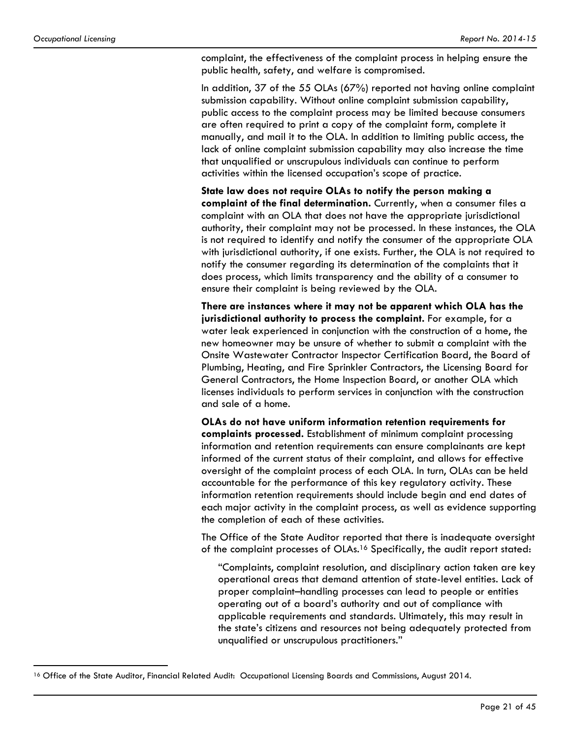complaint, the effectiveness of the complaint process in helping ensure the public health, safety, and welfare is compromised.

In addition, 37 of the 55 OLAs (67%) reported not having online complaint submission capability. Without online complaint submission capability, public access to the complaint process may be limited because consumers are often required to print a copy of the complaint form, complete it manually, and mail it to the OLA. In addition to limiting public access, the lack of online complaint submission capability may also increase the time that unqualified or unscrupulous individuals can continue to perform activities within the licensed occupation's scope of practice.

**State law does not require OLAs to notify the person making a complaint of the final determination.** Currently, when a consumer files a complaint with an OLA that does not have the appropriate jurisdictional authority, their complaint may not be processed. In these instances, the OLA is not required to identify and notify the consumer of the appropriate OLA with jurisdictional authority, if one exists. Further, the OLA is not required to notify the consumer regarding its determination of the complaints that it does process, which limits transparency and the ability of a consumer to ensure their complaint is being reviewed by the OLA.

**There are instances where it may not be apparent which OLA has the jurisdictional authority to process the complaint.** For example, for a water leak experienced in conjunction with the construction of a home, the new homeowner may be unsure of whether to submit a complaint with the Onsite Wastewater Contractor Inspector Certification Board, the Board of Plumbing, Heating, and Fire Sprinkler Contractors, the Licensing Board for General Contractors, the Home Inspection Board, or another OLA which licenses individuals to perform services in conjunction with the construction and sale of a home.

**OLAs do not have uniform information retention requirements for complaints processed.** Establishment of minimum complaint processing information and retention requirements can ensure complainants are kept informed of the current status of their complaint, and allows for effective oversight of the complaint process of each OLA. In turn, OLAs can be held accountable for the performance of this key regulatory activity. These information retention requirements should include begin and end dates of each major activity in the complaint process, as well as evidence supporting the completion of each of these activities.

The Office of the State Auditor reported that there is inadequate oversight of the complaint processes of OLAs.[16] Specifically, the audit report stated:

> "Complaints, complaint resolution, and disciplinary action taken are key operational areas that demand attention of state-level entities. Lack of proper complaint–handling processes can lead to people or entities operating out of a board's authority and out of compliance with applicable requirements and standards. Ultimately, this may result in the state's citizens and resources not being adequately protected from unqualified or unscrupulous practitioners."

[16] Office of the State Auditor, Financial Related Audit: Occupational Licensing Boards and Commissions, August 2014.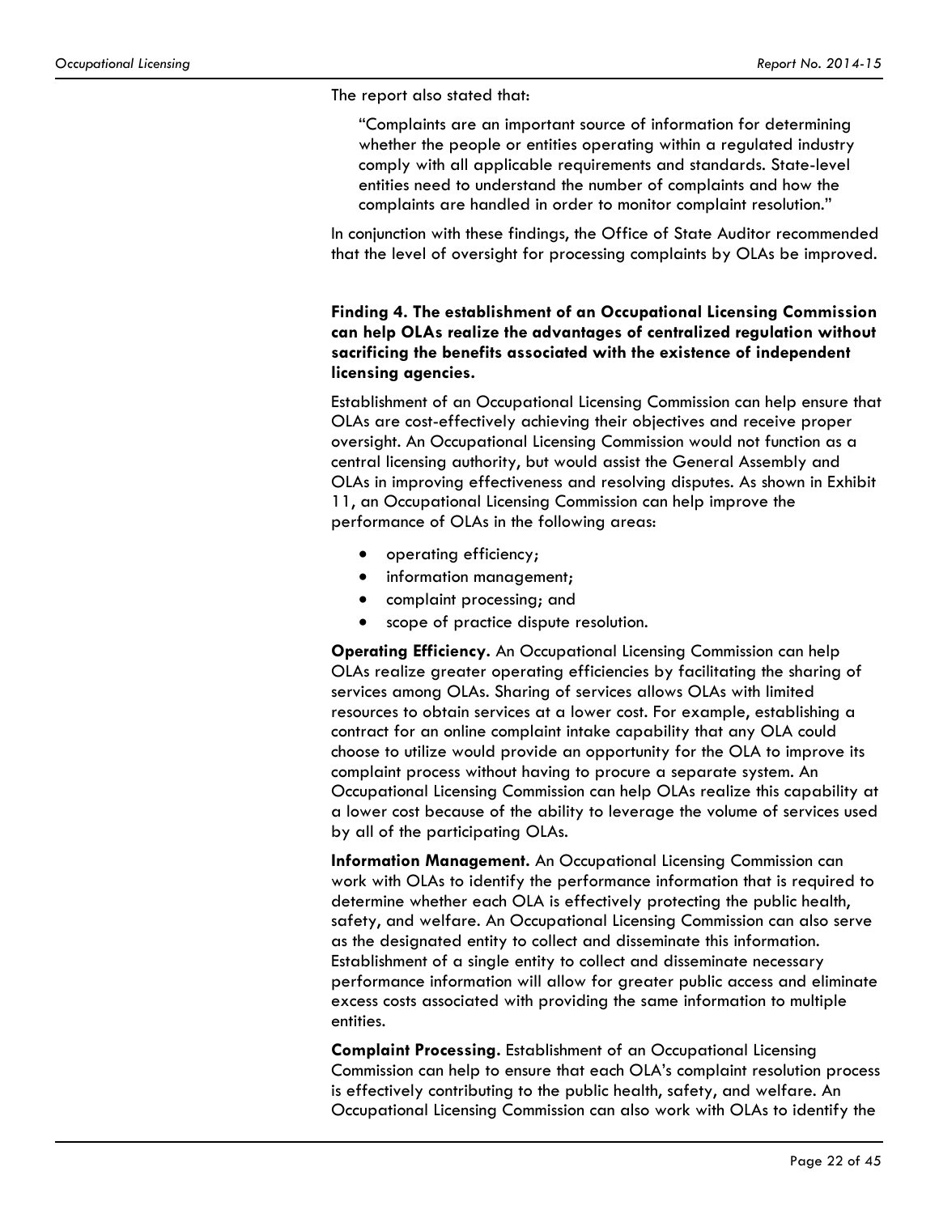The report also stated that:

> "Complaints are an important source of information for determining whether the people or entities operating within a regulated industry comply with all applicable requirements and standards. State-level entities need to understand the number of complaints and how the complaints are handled in order to monitor complaint resolution."

In conjunction with these findings, the Office of State Auditor recommended that the level of oversight for processing complaints by OLAs be improved.

**Finding 4. The establishment of an Occupational Licensing Commission can help OLAs realize the advantages of centralized regulation without sacrificing the benefits associated with the existence of independent licensing agencies.**

Establishment of an Occupational Licensing Commission can help ensure that OLAs are cost-effectively achieving their objectives and receive proper oversight. An Occupational Licensing Commission would not function as a central licensing authority, but would assist the General Assembly and OLAs in improving effectiveness and resolving disputes. As shown in Exhibit 11, an Occupational Licensing Commission can help improve the performance of OLAs in the following areas:

- operating efficiency;
- information management;
- complaint processing; and
- scope of practice dispute resolution.

**Operating Efficiency.** An Occupational Licensing Commission can help OLAs realize greater operating efficiencies by facilitating the sharing of services among OLAs. Sharing of services allows OLAs with limited resources to obtain services at a lower cost. For example, establishing a contract for an online complaint intake capability that any OLA could choose to utilize would provide an opportunity for the OLA to improve its complaint process without having to procure a separate system. An Occupational Licensing Commission can help OLAs realize this capability at a lower cost because of the ability to leverage the volume of services used by all of the participating OLAs.

**Information Management.** An Occupational Licensing Commission can work with OLAs to identify the performance information that is required to determine whether each OLA is effectively protecting the public health, safety, and welfare. An Occupational Licensing Commission can also serve as the designated entity to collect and disseminate this information. Establishment of a single entity to collect and disseminate necessary performance information will allow for greater public access and eliminate excess costs associated with providing the same information to multiple entities.

**Complaint Processing.** Establishment of an Occupational Licensing Commission can help to ensure that each OLA's complaint resolution process is effectively contributing to the public health, safety, and welfare. An Occupational Licensing Commission can also work with OLAs to identify the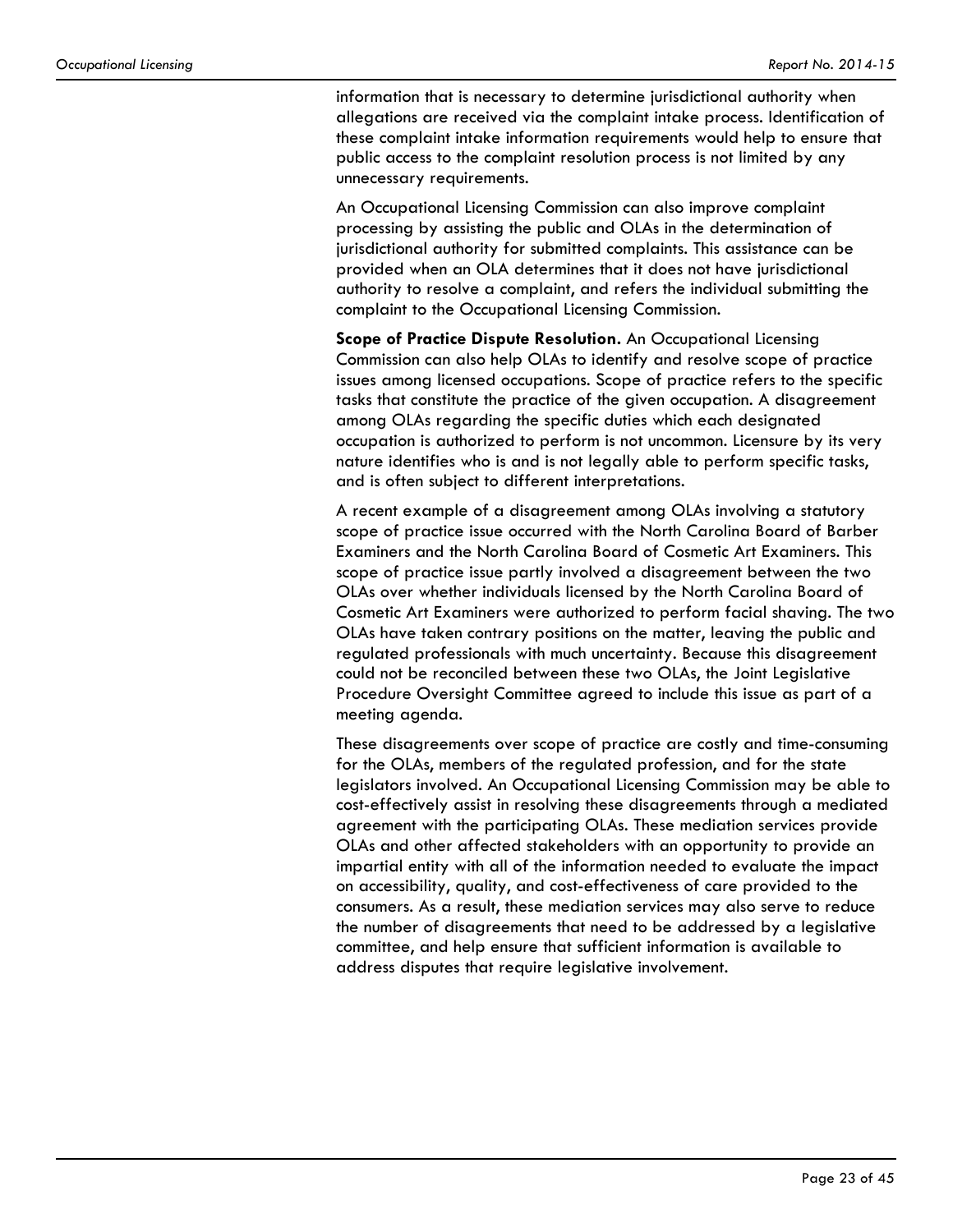information that is necessary to determine jurisdictional authority when allegations are received via the complaint intake process. Identification of these complaint intake information requirements would help to ensure that public access to the complaint resolution process is not limited by any unnecessary requirements.

An Occupational Licensing Commission can also improve complaint processing by assisting the public and OLAs in the determination of jurisdictional authority for submitted complaints. This assistance can be provided when an OLA determines that it does not have jurisdictional authority to resolve a complaint, and refers the individual submitting the complaint to the Occupational Licensing Commission.

**Scope of Practice Dispute Resolution.** An Occupational Licensing Commission can also help OLAs to identify and resolve scope of practice issues among licensed occupations. Scope of practice refers to the specific tasks that constitute the practice of the given occupation. A disagreement among OLAs regarding the specific duties which each designated occupation is authorized to perform is not uncommon. Licensure by its very nature identifies who is and is not legally able to perform specific tasks, and is often subject to different interpretations.

A recent example of a disagreement among OLAs involving a statutory scope of practice issue occurred with the North Carolina Board of Barber Examiners and the North Carolina Board of Cosmetic Art Examiners. This scope of practice issue partly involved a disagreement between the two OLAs over whether individuals licensed by the North Carolina Board of Cosmetic Art Examiners were authorized to perform facial shaving. The two OLAs have taken contrary positions on the matter, leaving the public and regulated professionals with much uncertainty. Because this disagreement could not be reconciled between these two OLAs, the Joint Legislative Procedure Oversight Committee agreed to include this issue as part of a meeting agenda.

These disagreements over scope of practice are costly and time-consuming for the OLAs, members of the regulated profession, and for the state legislators involved. An Occupational Licensing Commission may be able to cost-effectively assist in resolving these disagreements through a mediated agreement with the participating OLAs. These mediation services provide OLAs and other affected stakeholders with an opportunity to provide an impartial entity with all of the information needed to evaluate the impact on accessibility, quality, and cost-effectiveness of care provided to the consumers. As a result, these mediation services may also serve to reduce the number of disagreements that need to be addressed by a legislative committee, and help ensure that sufficient information is available to address disputes that require legislative involvement.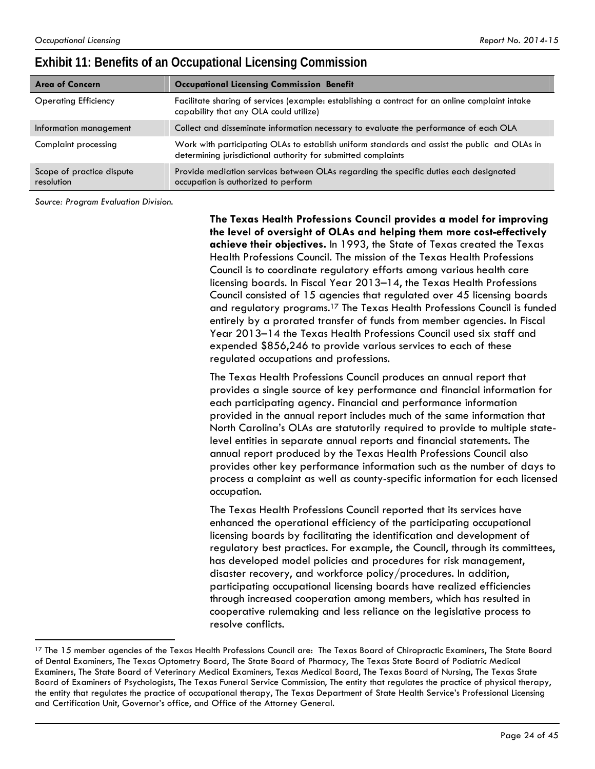## Exhibit 11: Benefits of an Occupational Licensing Commission

| Area of Concern | Occupational Licensing Commission Benefit |
|---|---|
| Operating Efficiency | Facilitate sharing of services (example: establishing a contract for an online complaint intake capability that any OLA could utilize) |
| Information management | Collect and disseminate information necessary to evaluate the performance of each OLA |
| Complaint processing | Work with participating OLAs to establish uniform standards and assist the public and OLAs in determining jurisdictional authority for submitted complaints |
| Scope of practice dispute resolution | Provide mediation services between OLAs regarding the specific duties each designated occupation is authorized to perform |

*Source: Program Evaluation Division.*

**The Texas Health Professions Council provides a model for improving the level of oversight of OLAs and helping them more cost-effectively achieve their objectives.** In 1993, the State of Texas created the Texas Health Professions Council. The mission of the Texas Health Professions Council is to coordinate regulatory efforts among various health care licensing boards. In Fiscal Year 2013–14, the Texas Health Professions Council consisted of 15 agencies that regulated over 45 licensing boards and regulatory programs.[17] The Texas Health Professions Council is funded entirely by a prorated transfer of funds from member agencies. In Fiscal Year 2013–14 the Texas Health Professions Council used six staff and expended $856,246 to provide various services to each of these regulated occupations and professions.

The Texas Health Professions Council produces an annual report that provides a single source of key performance and financial information for each participating agency. Financial and performance information provided in the annual report includes much of the same information that North Carolina's OLAs are statutorily required to provide to multiple state-level entities in separate annual reports and financial statements. The annual report produced by the Texas Health Professions Council also provides other key performance information such as the number of days to process a complaint as well as county-specific information for each licensed occupation.

The Texas Health Professions Council reported that its services have enhanced the operational efficiency of the participating occupational licensing boards by facilitating the identification and development of regulatory best practices. For example, the Council, through its committees, has developed model policies and procedures for risk management, disaster recovery, and workforce policy/procedures. In addition, participating occupational licensing boards have realized efficiencies through increased cooperation among members, which has resulted in cooperative rulemaking and less reliance on the legislative process to resolve conflicts.

[17] The 15 member agencies of the Texas Health Professions Council are: The Texas Board of Chiropractic Examiners, The State Board of Dental Examiners, The Texas Optometry Board, The State Board of Pharmacy, The Texas State Board of Podiatric Medical Examiners, The State Board of Veterinary Medical Examiners, Texas Medical Board, The Texas Board of Nursing, The Texas State Board of Examiners of Psychologists, The Texas Funeral Service Commission, The entity that regulates the practice of physical therapy, the entity that regulates the practice of occupational therapy, The Texas Department of State Health Service's Professional Licensing and Certification Unit, Governor's office, and Office of the Attorney General.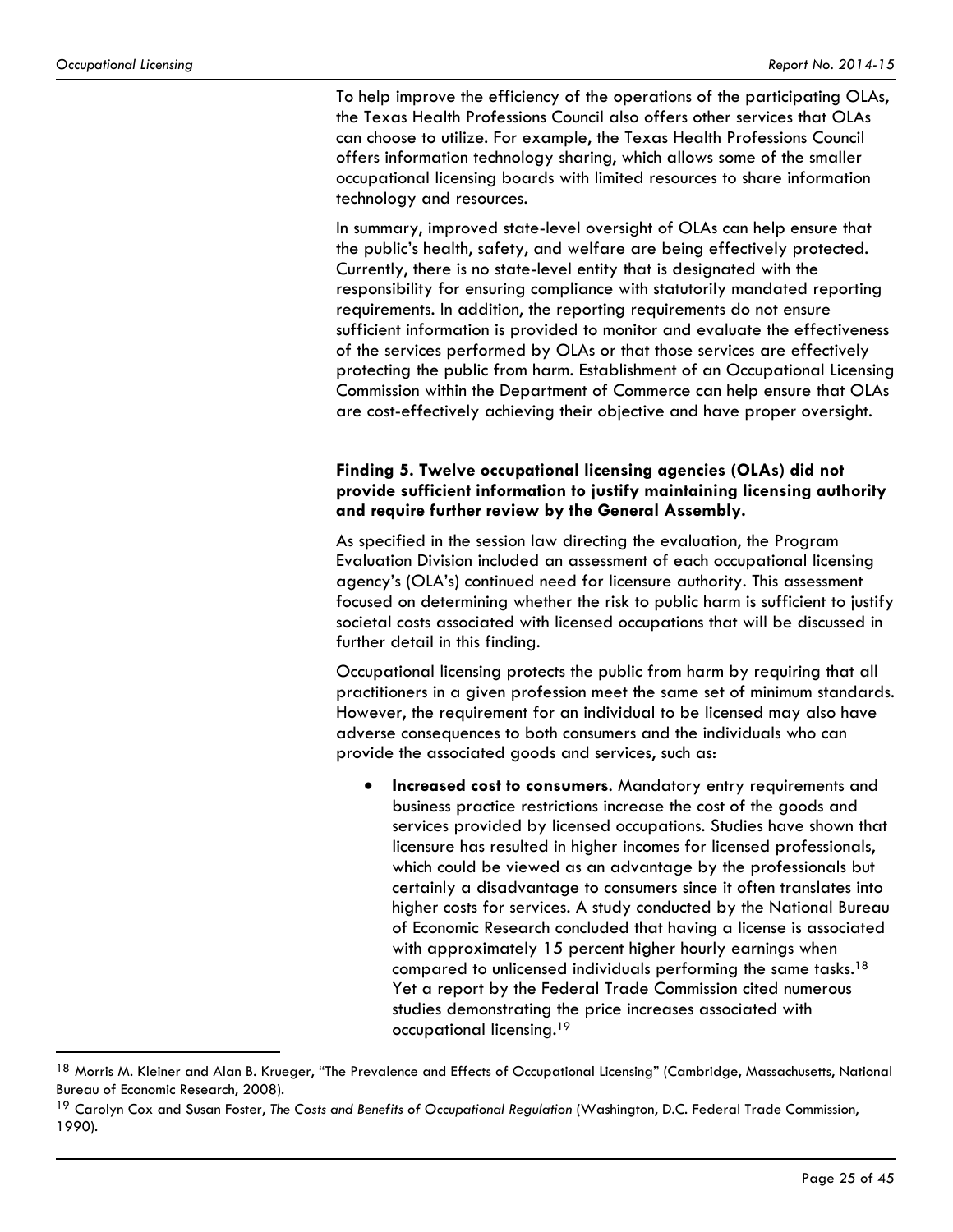To help improve the efficiency of the operations of the participating OLAs, the Texas Health Professions Council also offers other services that OLAs can choose to utilize. For example, the Texas Health Professions Council offers information technology sharing, which allows some of the smaller occupational licensing boards with limited resources to share information technology and resources.

In summary, improved state-level oversight of OLAs can help ensure that the public's health, safety, and welfare are being effectively protected. Currently, there is no state-level entity that is designated with the responsibility for ensuring compliance with statutorily mandated reporting requirements. In addition, the reporting requirements do not ensure sufficient information is provided to monitor and evaluate the effectiveness of the services performed by OLAs or that those services are effectively protecting the public from harm. Establishment of an Occupational Licensing Commission within the Department of Commerce can help ensure that OLAs are cost-effectively achieving their objective and have proper oversight.

**Finding 5. Twelve occupational licensing agencies (OLAs) did not provide sufficient information to justify maintaining licensing authority and require further review by the General Assembly.**

As specified in the session law directing the evaluation, the Program Evaluation Division included an assessment of each occupational licensing agency's (OLA's) continued need for licensure authority. This assessment focused on determining whether the risk to public harm is sufficient to justify societal costs associated with licensed occupations that will be discussed in further detail in this finding.

Occupational licensing protects the public from harm by requiring that all practitioners in a given profession meet the same set of minimum standards. However, the requirement for an individual to be licensed may also have adverse consequences to both consumers and the individuals who can provide the associated goods and services, such as:

- **Increased cost to consumers**. Mandatory entry requirements and business practice restrictions increase the cost of the goods and services provided by licensed occupations. Studies have shown that licensure has resulted in higher incomes for licensed professionals, which could be viewed as an advantage by the professionals but certainly a disadvantage to consumers since it often translates into higher costs for services. A study conducted by the National Bureau of Economic Research concluded that having a license is associated with approximately 15 percent higher hourly earnings when compared to unlicensed individuals performing the same tasks.[18] Yet a report by the Federal Trade Commission cited numerous studies demonstrating the price increases associated with occupational licensing.[19]

[18] Morris M. Kleiner and Alan B. Krueger, "The Prevalence and Effects of Occupational Licensing" (Cambridge, Massachusetts, National Bureau of Economic Research, 2008).

[19] Carolyn Cox and Susan Foster, *The Costs and Benefits of Occupational Regulation* (Washington, D.C. Federal Trade Commission, 1990).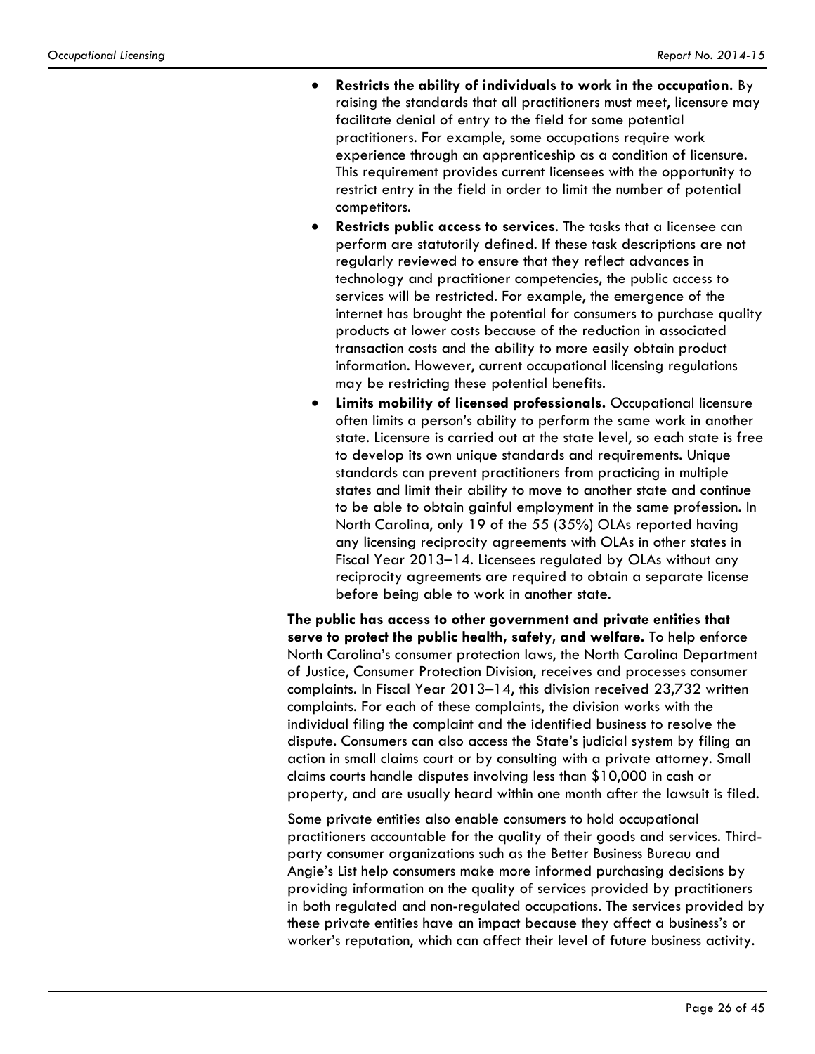- **Restricts the ability of individuals to work in the occupation.** By raising the standards that all practitioners must meet, licensure may facilitate denial of entry to the field for some potential practitioners. For example, some occupations require work experience through an apprenticeship as a condition of licensure. This requirement provides current licensees with the opportunity to restrict entry in the field in order to limit the number of potential competitors.
- **Restricts public access to services**. The tasks that a licensee can perform are statutorily defined. If these task descriptions are not regularly reviewed to ensure that they reflect advances in technology and practitioner competencies, the public access to services will be restricted. For example, the emergence of the internet has brought the potential for consumers to purchase quality products at lower costs because of the reduction in associated transaction costs and the ability to more easily obtain product information. However, current occupational licensing regulations may be restricting these potential benefits.
- **Limits mobility of licensed professionals.** Occupational licensure often limits a person's ability to perform the same work in another state. Licensure is carried out at the state level, so each state is free to develop its own unique standards and requirements. Unique standards can prevent practitioners from practicing in multiple states and limit their ability to move to another state and continue to be able to obtain gainful employment in the same profession. In North Carolina, only 19 of the 55 (35%) OLAs reported having any licensing reciprocity agreements with OLAs in other states in Fiscal Year 2013–14. Licensees regulated by OLAs without any reciprocity agreements are required to obtain a separate license before being able to work in another state.

**The public has access to other government and private entities that serve to protect the public health, safety, and welfare.** To help enforce North Carolina's consumer protection laws, the North Carolina Department of Justice, Consumer Protection Division, receives and processes consumer complaints. In Fiscal Year 2013–14, this division received 23,732 written complaints. For each of these complaints, the division works with the individual filing the complaint and the identified business to resolve the dispute. Consumers can also access the State's judicial system by filing an action in small claims court or by consulting with a private attorney. Small claims courts handle disputes involving less than $10,000 in cash or property, and are usually heard within one month after the lawsuit is filed.

Some private entities also enable consumers to hold occupational practitioners accountable for the quality of their goods and services. Third-party consumer organizations such as the Better Business Bureau and Angie's List help consumers make more informed purchasing decisions by providing information on the quality of services provided by practitioners in both regulated and non-regulated occupations. The services provided by these private entities have an impact because they affect a business's or worker's reputation, which can affect their level of future business activity.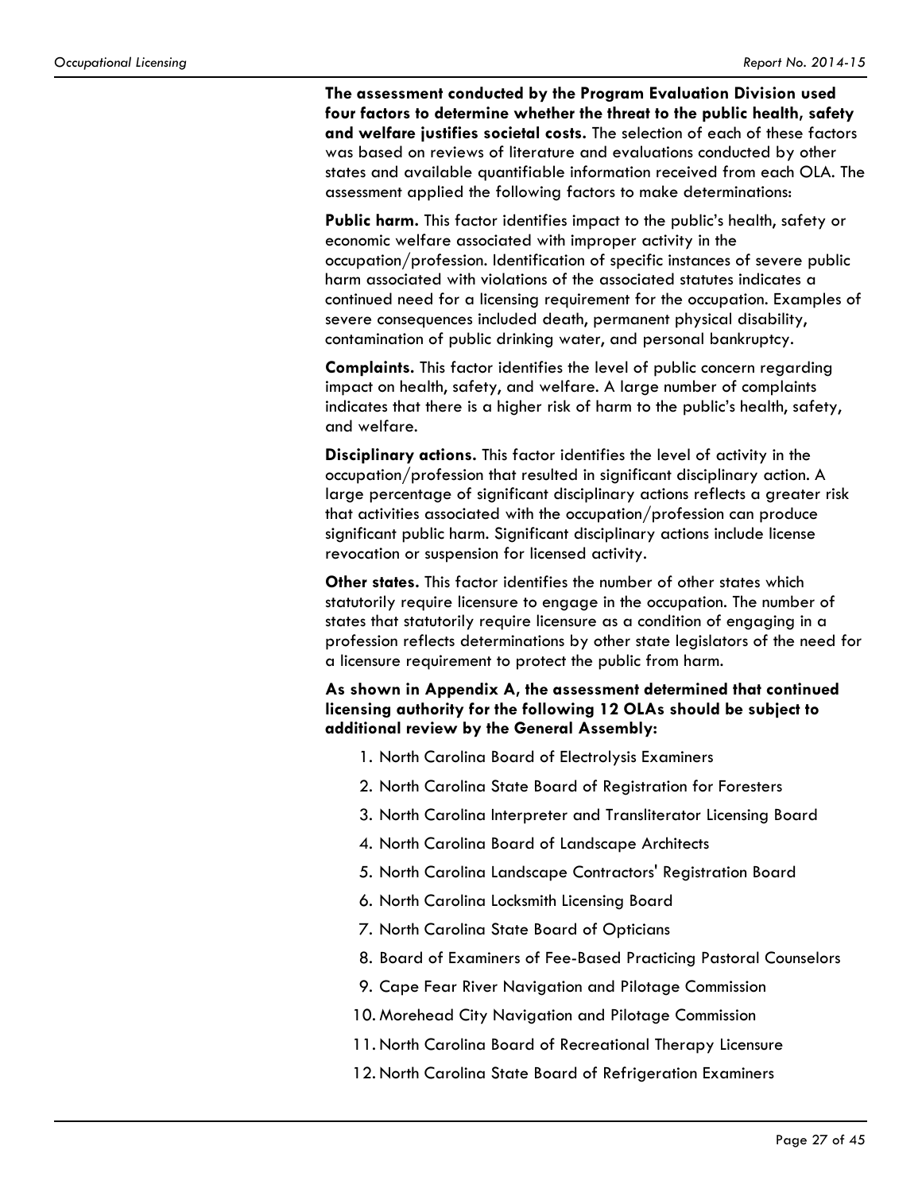**The assessment conducted by the Program Evaluation Division used four factors to determine whether the threat to the public health, safety and welfare justifies societal costs.** The selection of each of these factors was based on reviews of literature and evaluations conducted by other states and available quantifiable information received from each OLA. The assessment applied the following factors to make determinations:

**Public harm.** This factor identifies impact to the public's health, safety or economic welfare associated with improper activity in the occupation/profession. Identification of specific instances of severe public harm associated with violations of the associated statutes indicates a continued need for a licensing requirement for the occupation. Examples of severe consequences included death, permanent physical disability, contamination of public drinking water, and personal bankruptcy.

**Complaints.** This factor identifies the level of public concern regarding impact on health, safety, and welfare. A large number of complaints indicates that there is a higher risk of harm to the public's health, safety, and welfare.

**Disciplinary actions.** This factor identifies the level of activity in the occupation/profession that resulted in significant disciplinary action. A large percentage of significant disciplinary actions reflects a greater risk that activities associated with the occupation/profession can produce significant public harm. Significant disciplinary actions include license revocation or suspension for licensed activity.

**Other states.** This factor identifies the number of other states which statutorily require licensure to engage in the occupation. The number of states that statutorily require licensure as a condition of engaging in a profession reflects determinations by other state legislators of the need for a licensure requirement to protect the public from harm.

**As shown in Appendix A, the assessment determined that continued licensing authority for the following 12 OLAs should be subject to additional review by the General Assembly:**

1. North Carolina Board of Electrolysis Examiners
2. North Carolina State Board of Registration for Foresters
3. North Carolina Interpreter and Transliterator Licensing Board
4. North Carolina Board of Landscape Architects
5. North Carolina Landscape Contractors' Registration Board
6. North Carolina Locksmith Licensing Board
7. North Carolina State Board of Opticians
8. Board of Examiners of Fee-Based Practicing Pastoral Counselors
9. Cape Fear River Navigation and Pilotage Commission
10. Morehead City Navigation and Pilotage Commission
11. North Carolina Board of Recreational Therapy Licensure
12. North Carolina State Board of Refrigeration Examiners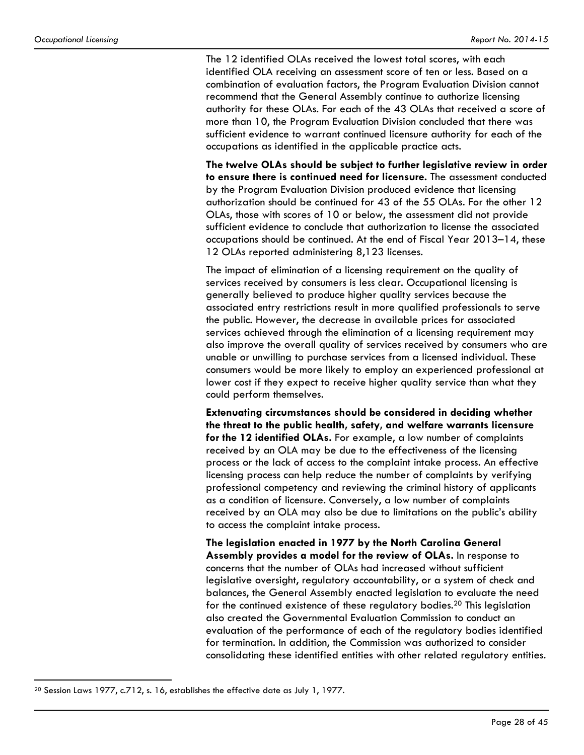The 12 identified OLAs received the lowest total scores, with each identified OLA receiving an assessment score of ten or less. Based on a combination of evaluation factors, the Program Evaluation Division cannot recommend that the General Assembly continue to authorize licensing authority for these OLAs. For each of the 43 OLAs that received a score of more than 10, the Program Evaluation Division concluded that there was sufficient evidence to warrant continued licensure authority for each of the occupations as identified in the applicable practice acts.

**The twelve OLAs should be subject to further legislative review in order to ensure there is continued need for licensure.** The assessment conducted by the Program Evaluation Division produced evidence that licensing authorization should be continued for 43 of the 55 OLAs. For the other 12 OLAs, those with scores of 10 or below, the assessment did not provide sufficient evidence to conclude that authorization to license the associated occupations should be continued. At the end of Fiscal Year 2013–14, these 12 OLAs reported administering 8,123 licenses.

The impact of elimination of a licensing requirement on the quality of services received by consumers is less clear. Occupational licensing is generally believed to produce higher quality services because the associated entry restrictions result in more qualified professionals to serve the public. However, the decrease in available prices for associated services achieved through the elimination of a licensing requirement may also improve the overall quality of services received by consumers who are unable or unwilling to purchase services from a licensed individual. These consumers would be more likely to employ an experienced professional at lower cost if they expect to receive higher quality service than what they could perform themselves.

**Extenuating circumstances should be considered in deciding whether the threat to the public health, safety, and welfare warrants licensure for the 12 identified OLAs.** For example, a low number of complaints received by an OLA may be due to the effectiveness of the licensing process or the lack of access to the complaint intake process. An effective licensing process can help reduce the number of complaints by verifying professional competency and reviewing the criminal history of applicants as a condition of licensure. Conversely, a low number of complaints received by an OLA may also be due to limitations on the public's ability to access the complaint intake process.

**The legislation enacted in 1977 by the North Carolina General Assembly provides a model for the review of OLAs.** In response to concerns that the number of OLAs had increased without sufficient legislative oversight, regulatory accountability, or a system of check and balances, the General Assembly enacted legislation to evaluate the need for the continued existence of these regulatory bodies.[20] This legislation also created the Governmental Evaluation Commission to conduct an evaluation of the performance of each of the regulatory bodies identified for termination. In addition, the Commission was authorized to consider consolidating these identified entities with other related regulatory entities.

[20] Session Laws 1977, c.712, s. 16, establishes the effective date as July 1, 1977.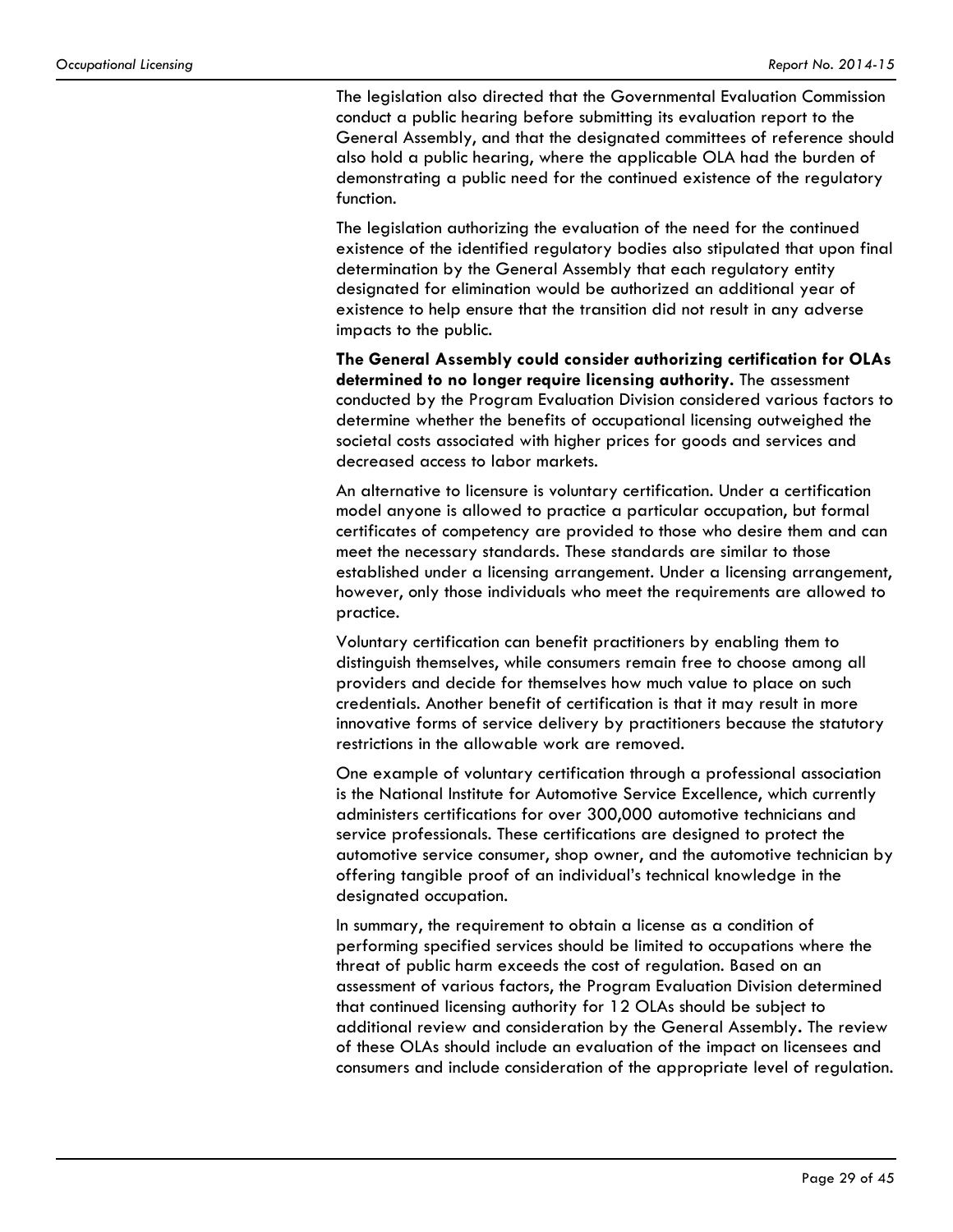The legislation also directed that the Governmental Evaluation Commission conduct a public hearing before submitting its evaluation report to the General Assembly, and that the designated committees of reference should also hold a public hearing, where the applicable OLA had the burden of demonstrating a public need for the continued existence of the regulatory function.

The legislation authorizing the evaluation of the need for the continued existence of the identified regulatory bodies also stipulated that upon final determination by the General Assembly that each regulatory entity designated for elimination would be authorized an additional year of existence to help ensure that the transition did not result in any adverse impacts to the public.

**The General Assembly could consider authorizing certification for OLAs determined to no longer require licensing authority.** The assessment conducted by the Program Evaluation Division considered various factors to determine whether the benefits of occupational licensing outweighed the societal costs associated with higher prices for goods and services and decreased access to labor markets.

An alternative to licensure is voluntary certification. Under a certification model anyone is allowed to practice a particular occupation, but formal certificates of competency are provided to those who desire them and can meet the necessary standards. These standards are similar to those established under a licensing arrangement. Under a licensing arrangement, however, only those individuals who meet the requirements are allowed to practice.

Voluntary certification can benefit practitioners by enabling them to distinguish themselves, while consumers remain free to choose among all providers and decide for themselves how much value to place on such credentials. Another benefit of certification is that it may result in more innovative forms of service delivery by practitioners because the statutory restrictions in the allowable work are removed.

One example of voluntary certification through a professional association is the National Institute for Automotive Service Excellence, which currently administers certifications for over 300,000 automotive technicians and service professionals. These certifications are designed to protect the automotive service consumer, shop owner, and the automotive technician by offering tangible proof of an individual's technical knowledge in the designated occupation.

In summary, the requirement to obtain a license as a condition of performing specified services should be limited to occupations where the threat of public harm exceeds the cost of regulation. Based on an assessment of various factors, the Program Evaluation Division determined that continued licensing authority for 12 OLAs should be subject to additional review and consideration by the General Assembly. The review of these OLAs should include an evaluation of the impact on licensees and consumers and include consideration of the appropriate level of regulation.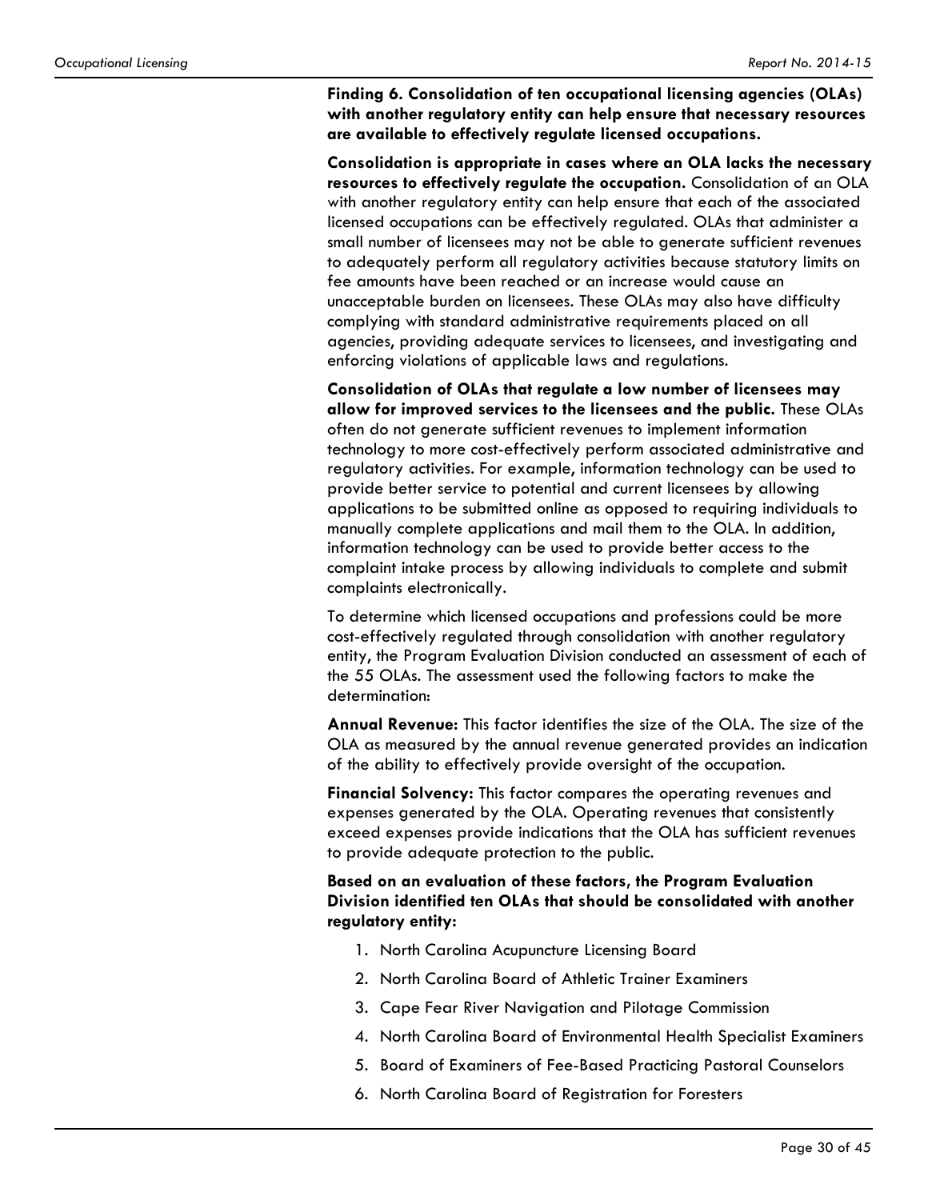**Finding 6. Consolidation of ten occupational licensing agencies (OLAs) with another regulatory entity can help ensure that necessary resources are available to effectively regulate licensed occupations.**

**Consolidation is appropriate in cases where an OLA lacks the necessary resources to effectively regulate the occupation.** Consolidation of an OLA with another regulatory entity can help ensure that each of the associated licensed occupations can be effectively regulated. OLAs that administer a small number of licensees may not be able to generate sufficient revenues to adequately perform all regulatory activities because statutory limits on fee amounts have been reached or an increase would cause an unacceptable burden on licensees. These OLAs may also have difficulty complying with standard administrative requirements placed on all agencies, providing adequate services to licensees, and investigating and enforcing violations of applicable laws and regulations.

**Consolidation of OLAs that regulate a low number of licensees may allow for improved services to the licensees and the public.** These OLAs often do not generate sufficient revenues to implement information technology to more cost-effectively perform associated administrative and regulatory activities. For example, information technology can be used to provide better service to potential and current licensees by allowing applications to be submitted online as opposed to requiring individuals to manually complete applications and mail them to the OLA. In addition, information technology can be used to provide better access to the complaint intake process by allowing individuals to complete and submit complaints electronically.

To determine which licensed occupations and professions could be more cost-effectively regulated through consolidation with another regulatory entity, the Program Evaluation Division conducted an assessment of each of the 55 OLAs. The assessment used the following factors to make the determination:

**Annual Revenue:** This factor identifies the size of the OLA. The size of the OLA as measured by the annual revenue generated provides an indication of the ability to effectively provide oversight of the occupation.

**Financial Solvency:** This factor compares the operating revenues and expenses generated by the OLA. Operating revenues that consistently exceed expenses provide indications that the OLA has sufficient revenues to provide adequate protection to the public.

**Based on an evaluation of these factors, the Program Evaluation Division identified ten OLAs that should be consolidated with another regulatory entity:**

1. North Carolina Acupuncture Licensing Board
2. North Carolina Board of Athletic Trainer Examiners
3. Cape Fear River Navigation and Pilotage Commission
4. North Carolina Board of Environmental Health Specialist Examiners
5. Board of Examiners of Fee-Based Practicing Pastoral Counselors
6. North Carolina Board of Registration for Foresters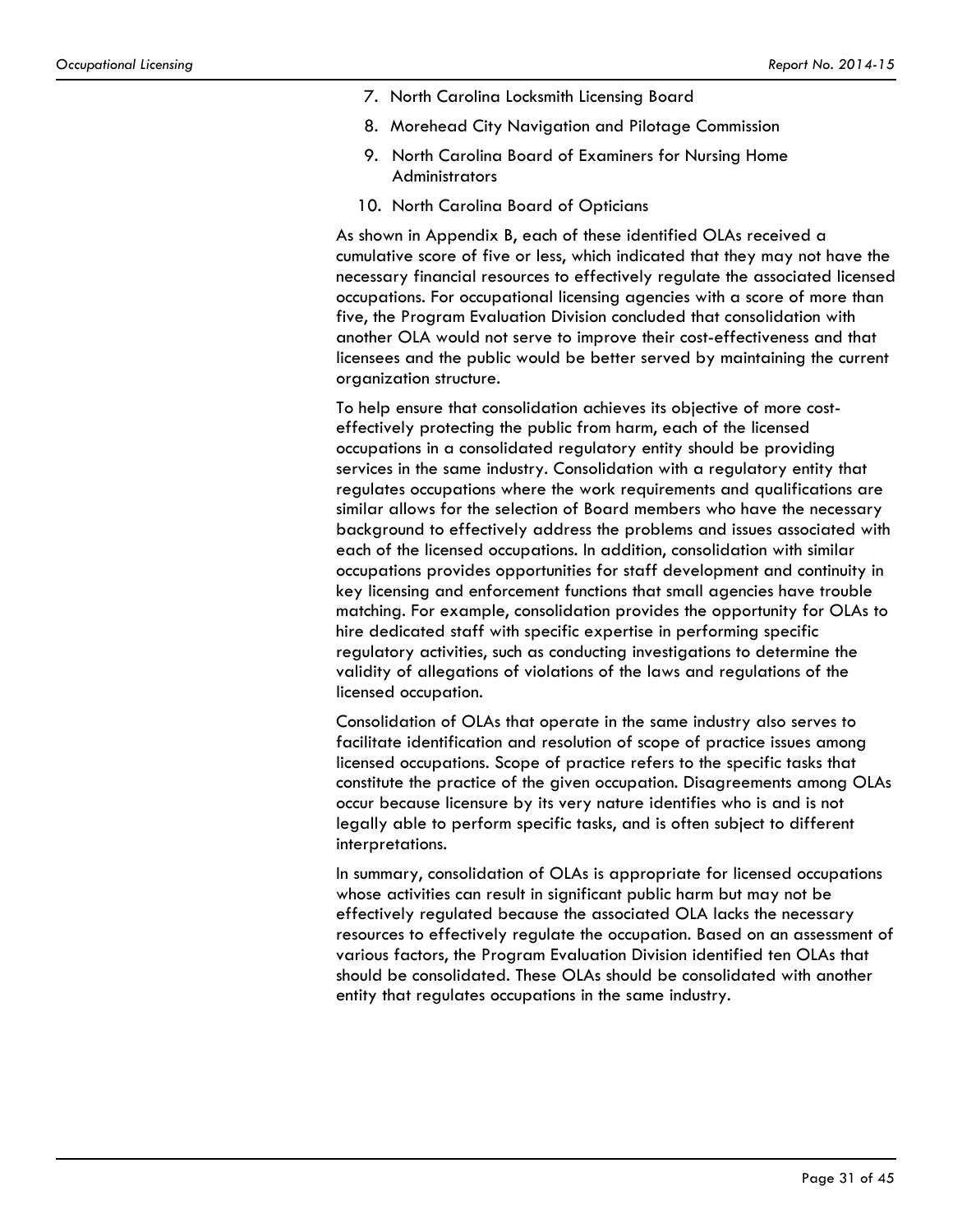7. North Carolina Locksmith Licensing Board
8. Morehead City Navigation and Pilotage Commission
9. North Carolina Board of Examiners for Nursing Home Administrators
10. North Carolina Board of Opticians

As shown in Appendix B, each of these identified OLAs received a cumulative score of five or less, which indicated that they may not have the necessary financial resources to effectively regulate the associated licensed occupations. For occupational licensing agencies with a score of more than five, the Program Evaluation Division concluded that consolidation with another OLA would not serve to improve their cost-effectiveness and that licensees and the public would be better served by maintaining the current organization structure.

To help ensure that consolidation achieves its objective of more cost-effectively protecting the public from harm, each of the licensed occupations in a consolidated regulatory entity should be providing services in the same industry. Consolidation with a regulatory entity that regulates occupations where the work requirements and qualifications are similar allows for the selection of Board members who have the necessary background to effectively address the problems and issues associated with each of the licensed occupations. In addition, consolidation with similar occupations provides opportunities for staff development and continuity in key licensing and enforcement functions that small agencies have trouble matching. For example, consolidation provides the opportunity for OLAs to hire dedicated staff with specific expertise in performing specific regulatory activities, such as conducting investigations to determine the validity of allegations of violations of the laws and regulations of the licensed occupation.

Consolidation of OLAs that operate in the same industry also serves to facilitate identification and resolution of scope of practice issues among licensed occupations. Scope of practice refers to the specific tasks that constitute the practice of the given occupation. Disagreements among OLAs occur because licensure by its very nature identifies who is and is not legally able to perform specific tasks, and is often subject to different interpretations.

In summary, consolidation of OLAs is appropriate for licensed occupations whose activities can result in significant public harm but may not be effectively regulated because the associated OLA lacks the necessary resources to effectively regulate the occupation. Based on an assessment of various factors, the Program Evaluation Division identified ten OLAs that should be consolidated. These OLAs should be consolidated with another entity that regulates occupations in the same industry.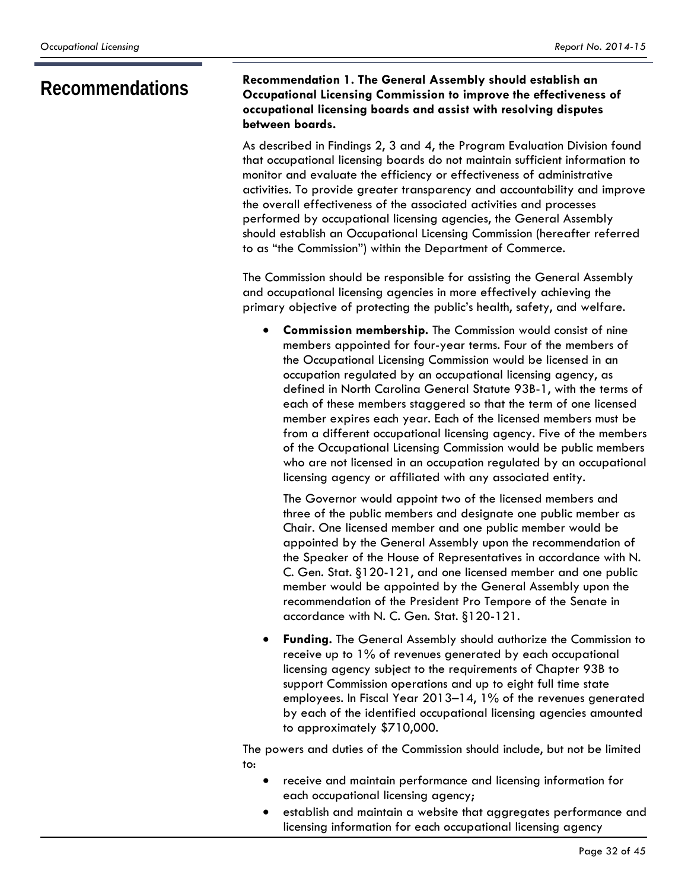# Recommendations

**Recommendation 1. The General Assembly should establish an Occupational Licensing Commission to improve the effectiveness of occupational licensing boards and assist with resolving disputes between boards.**

As described in Findings 2, 3 and 4, the Program Evaluation Division found that occupational licensing boards do not maintain sufficient information to monitor and evaluate the efficiency or effectiveness of administrative activities. To provide greater transparency and accountability and improve the overall effectiveness of the associated activities and processes performed by occupational licensing agencies, the General Assembly should establish an Occupational Licensing Commission (hereafter referred to as "the Commission") within the Department of Commerce.

The Commission should be responsible for assisting the General Assembly and occupational licensing agencies in more effectively achieving the primary objective of protecting the public's health, safety, and welfare.

- **Commission membership.** The Commission would consist of nine members appointed for four-year terms. Four of the members of the Occupational Licensing Commission would be licensed in an occupation regulated by an occupational licensing agency, as defined in North Carolina General Statute 93B-1, with the terms of each of these members staggered so that the term of one licensed member expires each year. Each of the licensed members must be from a different occupational licensing agency. Five of the members of the Occupational Licensing Commission would be public members who are not licensed in an occupation regulated by an occupational licensing agency or affiliated with any associated entity.

  The Governor would appoint two of the licensed members and three of the public members and designate one public member as Chair. One licensed member and one public member would be appointed by the General Assembly upon the recommendation of the Speaker of the House of Representatives in accordance with N. C. Gen. Stat. §120-121, and one licensed member and one public member would be appointed by the General Assembly upon the recommendation of the President Pro Tempore of the Senate in accordance with N. C. Gen. Stat. §120-121.

- **Funding.** The General Assembly should authorize the Commission to receive up to 1% of revenues generated by each occupational licensing agency subject to the requirements of Chapter 93B to support Commission operations and up to eight full time state employees. In Fiscal Year 2013–14, 1% of the revenues generated by each of the identified occupational licensing agencies amounted to approximately $710,000.

The powers and duties of the Commission should include, but not be limited to:

- receive and maintain performance and licensing information for each occupational licensing agency;
- establish and maintain a website that aggregates performance and licensing information for each occupational licensing agency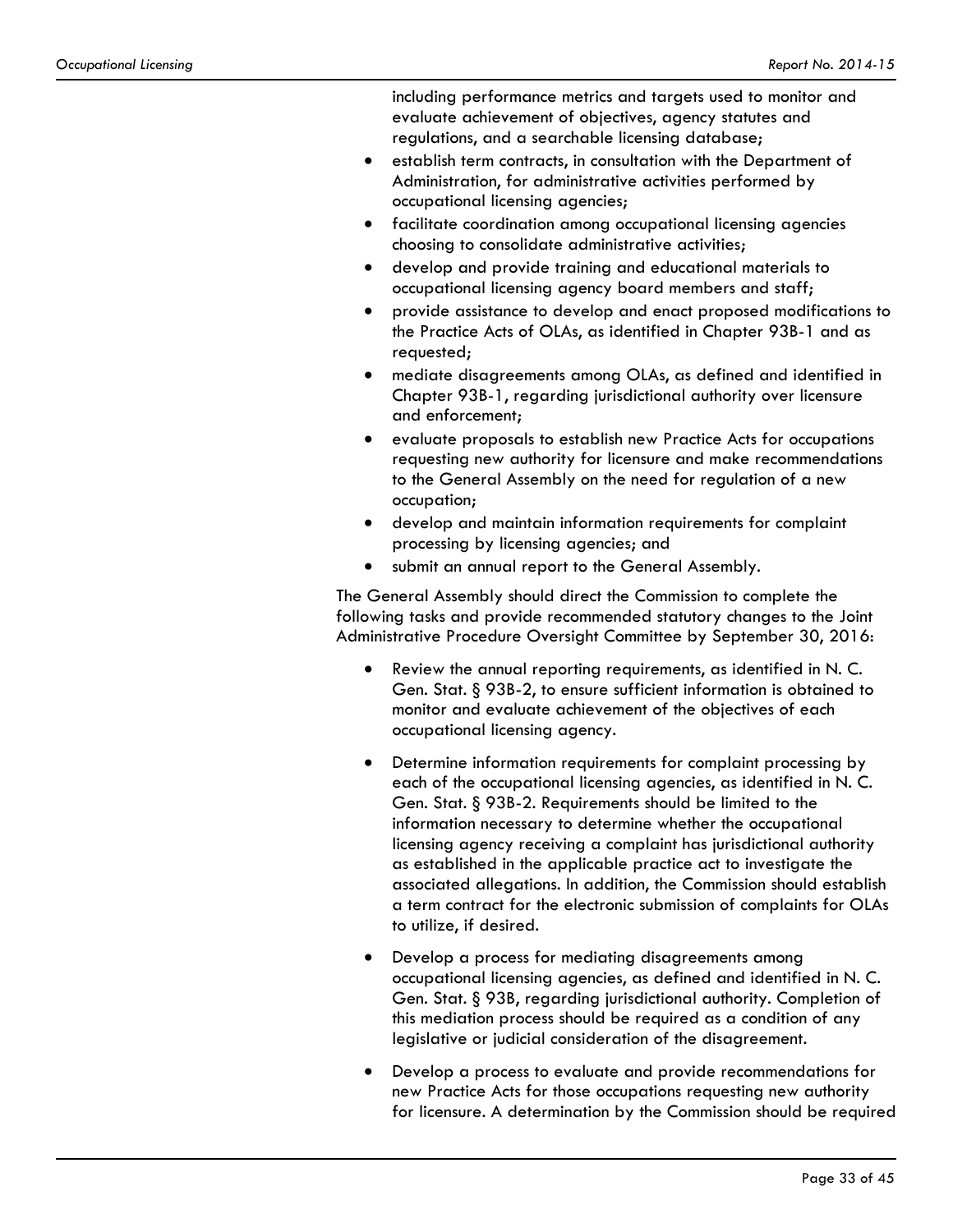including performance metrics and targets used to monitor and evaluate achievement of objectives, agency statutes and regulations, and a searchable licensing database;

- establish term contracts, in consultation with the Department of Administration, for administrative activities performed by occupational licensing agencies;
- facilitate coordination among occupational licensing agencies choosing to consolidate administrative activities;
- develop and provide training and educational materials to occupational licensing agency board members and staff;
- provide assistance to develop and enact proposed modifications to the Practice Acts of OLAs, as identified in Chapter 93B-1 and as requested;
- mediate disagreements among OLAs, as defined and identified in Chapter 93B-1, regarding jurisdictional authority over licensure and enforcement;
- evaluate proposals to establish new Practice Acts for occupations requesting new authority for licensure and make recommendations to the General Assembly on the need for regulation of a new occupation;
- develop and maintain information requirements for complaint processing by licensing agencies; and
- submit an annual report to the General Assembly.

The General Assembly should direct the Commission to complete the following tasks and provide recommended statutory changes to the Joint Administrative Procedure Oversight Committee by September 30, 2016:

- Review the annual reporting requirements, as identified in N. C. Gen. Stat. § 93B-2, to ensure sufficient information is obtained to monitor and evaluate achievement of the objectives of each occupational licensing agency.
- Determine information requirements for complaint processing by each of the occupational licensing agencies, as identified in N. C. Gen. Stat. § 93B-2. Requirements should be limited to the information necessary to determine whether the occupational licensing agency receiving a complaint has jurisdictional authority as established in the applicable practice act to investigate the associated allegations. In addition, the Commission should establish a term contract for the electronic submission of complaints for OLAs to utilize, if desired.
- Develop a process for mediating disagreements among occupational licensing agencies, as defined and identified in N. C. Gen. Stat. § 93B, regarding jurisdictional authority. Completion of this mediation process should be required as a condition of any legislative or judicial consideration of the disagreement.
- Develop a process to evaluate and provide recommendations for new Practice Acts for those occupations requesting new authority for licensure. A determination by the Commission should be required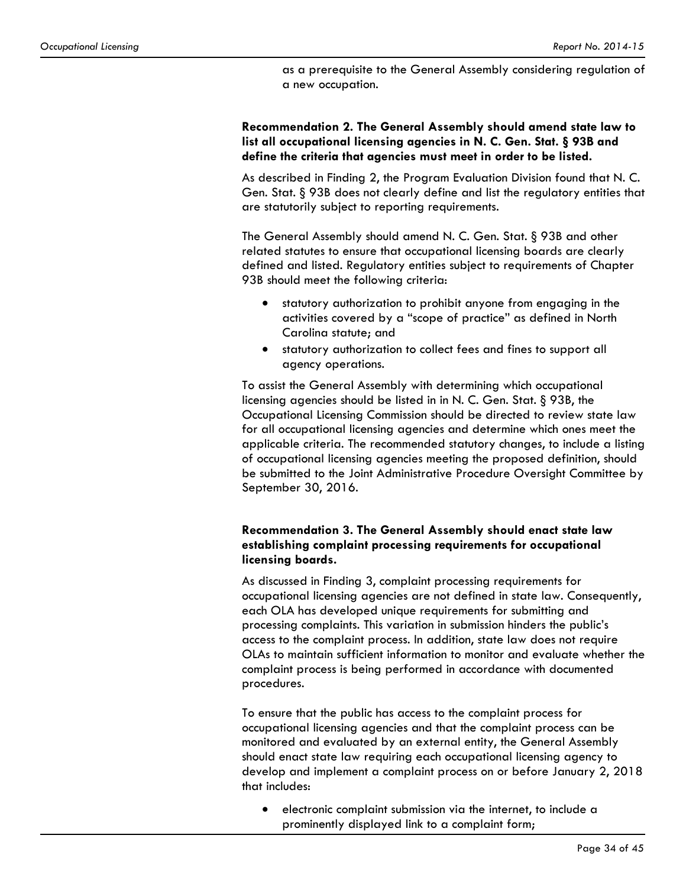as a prerequisite to the General Assembly considering regulation of a new occupation.

**Recommendation 2. The General Assembly should amend state law to list all occupational licensing agencies in N. C. Gen. Stat. § 93B and define the criteria that agencies must meet in order to be listed.**

As described in Finding 2, the Program Evaluation Division found that N. C. Gen. Stat. § 93B does not clearly define and list the regulatory entities that are statutorily subject to reporting requirements.

The General Assembly should amend N. C. Gen. Stat. § 93B and other related statutes to ensure that occupational licensing boards are clearly defined and listed. Regulatory entities subject to requirements of Chapter 93B should meet the following criteria:

- statutory authorization to prohibit anyone from engaging in the activities covered by a "scope of practice" as defined in North Carolina statute; and
- statutory authorization to collect fees and fines to support all agency operations.

To assist the General Assembly with determining which occupational licensing agencies should be listed in in N. C. Gen. Stat. § 93B, the Occupational Licensing Commission should be directed to review state law for all occupational licensing agencies and determine which ones meet the applicable criteria. The recommended statutory changes, to include a listing of occupational licensing agencies meeting the proposed definition, should be submitted to the Joint Administrative Procedure Oversight Committee by September 30, 2016.

**Recommendation 3. The General Assembly should enact state law establishing complaint processing requirements for occupational licensing boards.**

As discussed in Finding 3, complaint processing requirements for occupational licensing agencies are not defined in state law. Consequently, each OLA has developed unique requirements for submitting and processing complaints. This variation in submission hinders the public's access to the complaint process. In addition, state law does not require OLAs to maintain sufficient information to monitor and evaluate whether the complaint process is being performed in accordance with documented procedures.

To ensure that the public has access to the complaint process for occupational licensing agencies and that the complaint process can be monitored and evaluated by an external entity, the General Assembly should enact state law requiring each occupational licensing agency to develop and implement a complaint process on or before January 2, 2018 that includes:

- electronic complaint submission via the internet, to include a prominently displayed link to a complaint form;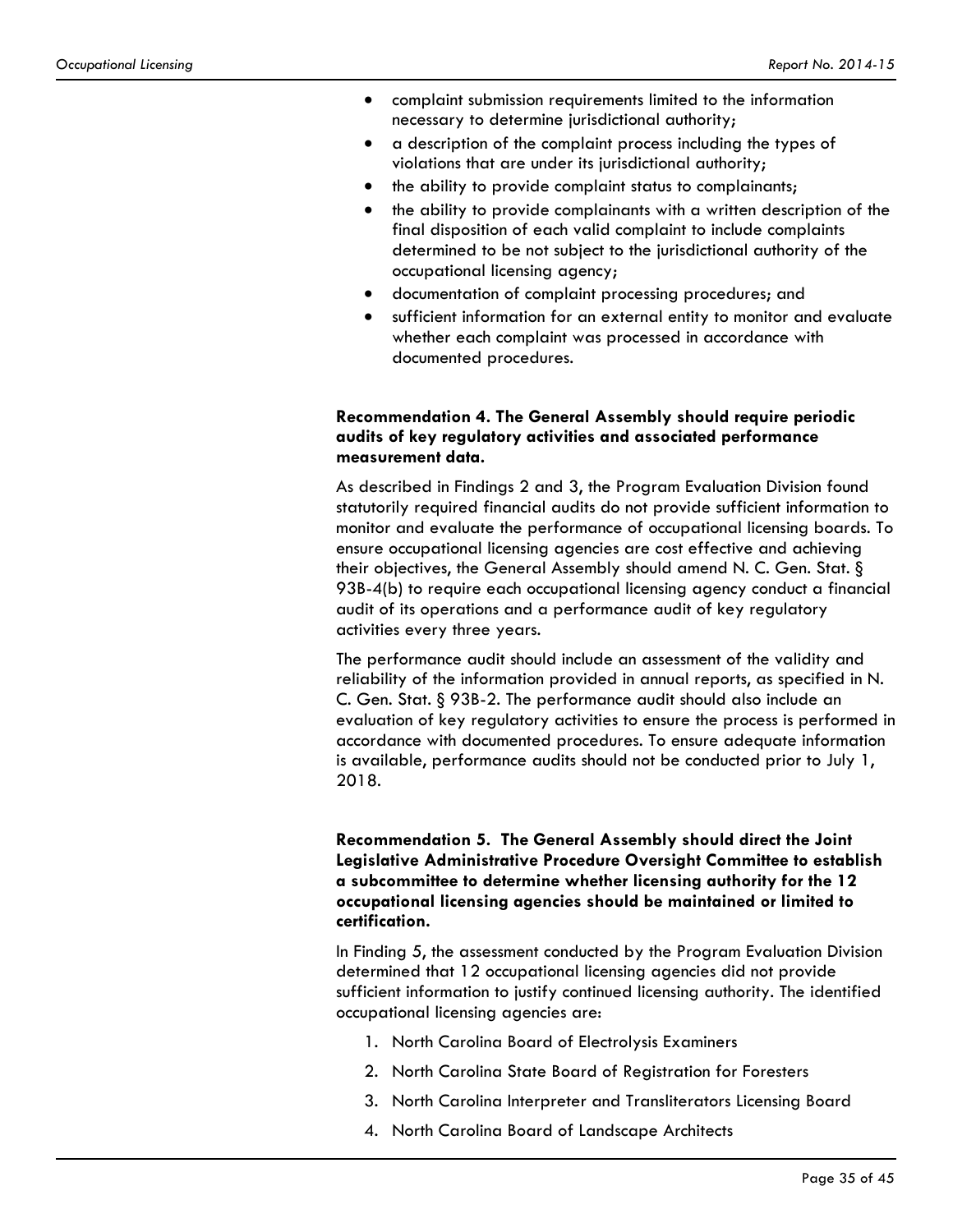- complaint submission requirements limited to the information necessary to determine jurisdictional authority;
- a description of the complaint process including the types of violations that are under its jurisdictional authority;
- the ability to provide complaint status to complainants;
- the ability to provide complainants with a written description of the final disposition of each valid complaint to include complaints determined to be not subject to the jurisdictional authority of the occupational licensing agency;
- documentation of complaint processing procedures; and
- sufficient information for an external entity to monitor and evaluate whether each complaint was processed in accordance with documented procedures.

**Recommendation 4. The General Assembly should require periodic audits of key regulatory activities and associated performance measurement data.**

As described in Findings 2 and 3, the Program Evaluation Division found statutorily required financial audits do not provide sufficient information to monitor and evaluate the performance of occupational licensing boards. To ensure occupational licensing agencies are cost effective and achieving their objectives, the General Assembly should amend N. C. Gen. Stat. § 93B-4(b) to require each occupational licensing agency conduct a financial audit of its operations and a performance audit of key regulatory activities every three years.

The performance audit should include an assessment of the validity and reliability of the information provided in annual reports, as specified in N. C. Gen. Stat. § 93B-2. The performance audit should also include an evaluation of key regulatory activities to ensure the process is performed in accordance with documented procedures. To ensure adequate information is available, performance audits should not be conducted prior to July 1, 2018.

**Recommendation 5. The General Assembly should direct the Joint Legislative Administrative Procedure Oversight Committee to establish a subcommittee to determine whether licensing authority for the 12 occupational licensing agencies should be maintained or limited to certification.**

In Finding 5, the assessment conducted by the Program Evaluation Division determined that 12 occupational licensing agencies did not provide sufficient information to justify continued licensing authority. The identified occupational licensing agencies are:

1. North Carolina Board of Electrolysis Examiners
2. North Carolina State Board of Registration for Foresters
3. North Carolina Interpreter and Transliterators Licensing Board
4. North Carolina Board of Landscape Architects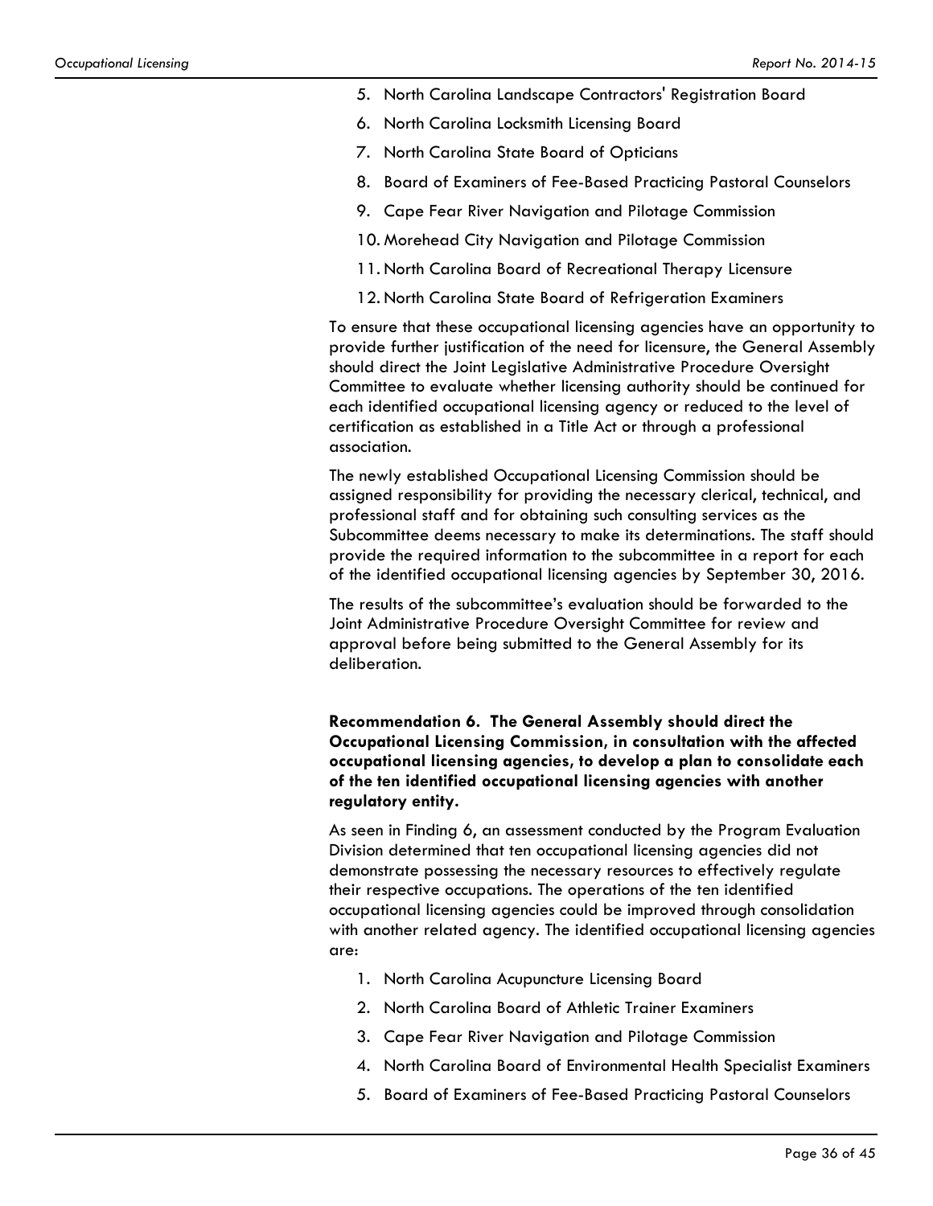5. North Carolina Landscape Contractors' Registration Board
6. North Carolina Locksmith Licensing Board
7. North Carolina State Board of Opticians
8. Board of Examiners of Fee-Based Practicing Pastoral Counselors
9. Cape Fear River Navigation and Pilotage Commission
10. Morehead City Navigation and Pilotage Commission
11. North Carolina Board of Recreational Therapy Licensure
12. North Carolina State Board of Refrigeration Examiners

To ensure that these occupational licensing agencies have an opportunity to provide further justification of the need for licensure, the General Assembly should direct the Joint Legislative Administrative Procedure Oversight Committee to evaluate whether licensing authority should be continued for each identified occupational licensing agency or reduced to the level of certification as established in a Title Act or through a professional association.

The newly established Occupational Licensing Commission should be assigned responsibility for providing the necessary clerical, technical, and professional staff and for obtaining such consulting services as the Subcommittee deems necessary to make its determinations. The staff should provide the required information to the subcommittee in a report for each of the identified occupational licensing agencies by September 30, 2016.

The results of the subcommittee's evaluation should be forwarded to the Joint Administrative Procedure Oversight Committee for review and approval before being submitted to the General Assembly for its deliberation.

**Recommendation 6. The General Assembly should direct the Occupational Licensing Commission, in consultation with the affected occupational licensing agencies, to develop a plan to consolidate each of the ten identified occupational licensing agencies with another regulatory entity.**

As seen in Finding 6, an assessment conducted by the Program Evaluation Division determined that ten occupational licensing agencies did not demonstrate possessing the necessary resources to effectively regulate their respective occupations. The operations of the ten identified occupational licensing agencies could be improved through consolidation with another related agency. The identified occupational licensing agencies are:

1. North Carolina Acupuncture Licensing Board
2. North Carolina Board of Athletic Trainer Examiners
3. Cape Fear River Navigation and Pilotage Commission
4. North Carolina Board of Environmental Health Specialist Examiners
5. Board of Examiners of Fee-Based Practicing Pastoral Counselors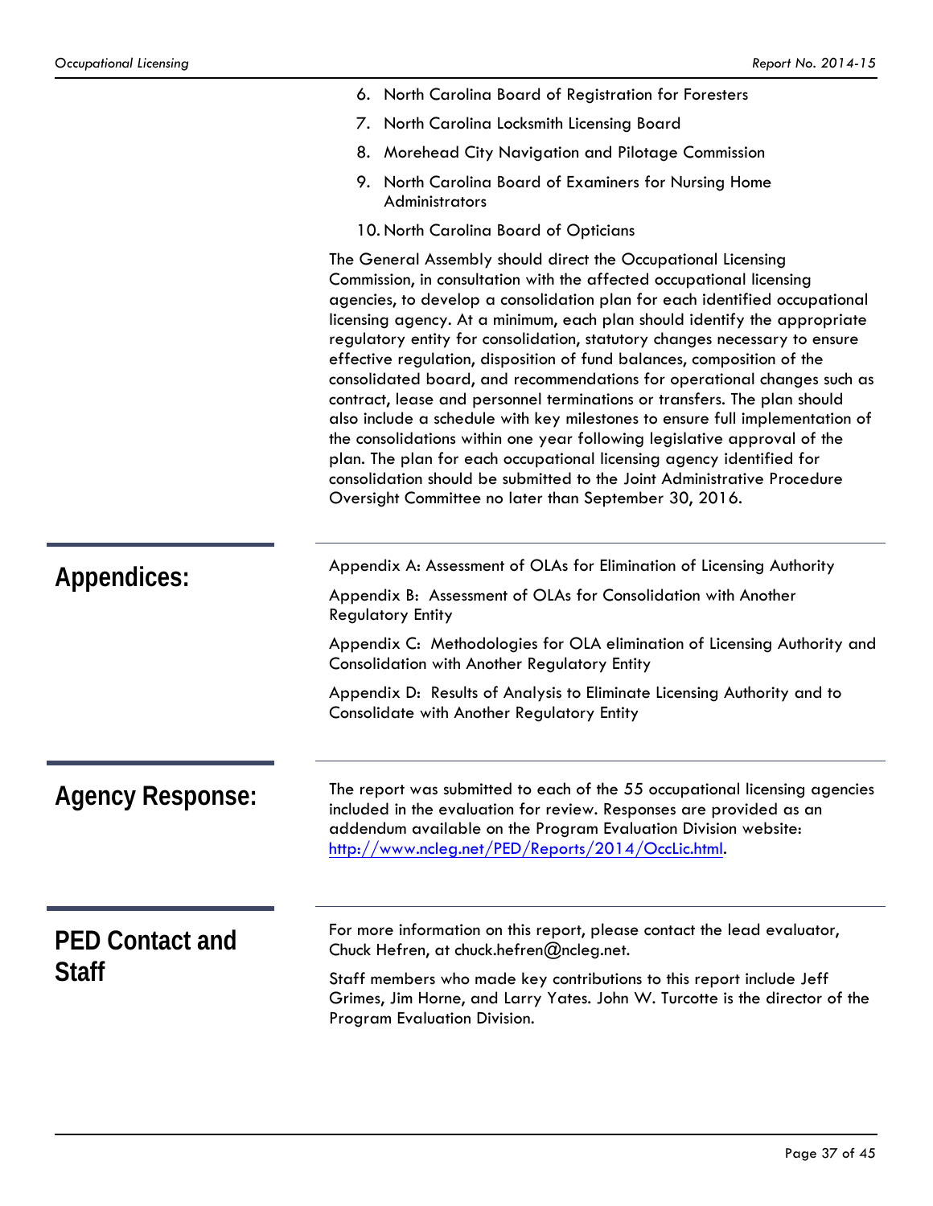6. North Carolina Board of Registration for Foresters
7. North Carolina Locksmith Licensing Board
8. Morehead City Navigation and Pilotage Commission
9. North Carolina Board of Examiners for Nursing Home Administrators
10. North Carolina Board of Opticians

The General Assembly should direct the Occupational Licensing Commission, in consultation with the affected occupational licensing agencies, to develop a consolidation plan for each identified occupational licensing agency. At a minimum, each plan should identify the appropriate regulatory entity for consolidation, statutory changes necessary to ensure effective regulation, disposition of fund balances, composition of the consolidated board, and recommendations for operational changes such as contract, lease and personnel terminations or transfers. The plan should also include a schedule with key milestones to ensure full implementation of the consolidations within one year following legislative approval of the plan. The plan for each occupational licensing agency identified for consolidation should be submitted to the Joint Administrative Procedure Oversight Committee no later than September 30, 2016.

## Appendices:

Appendix A: Assessment of OLAs for Elimination of Licensing Authority

Appendix B: Assessment of OLAs for Consolidation with Another Regulatory Entity

Appendix C: Methodologies for OLA elimination of Licensing Authority and Consolidation with Another Regulatory Entity

Appendix D: Results of Analysis to Eliminate Licensing Authority and to Consolidate with Another Regulatory Entity

## Agency Response:

The report was submitted to each of the 55 occupational licensing agencies included in the evaluation for review. Responses are provided as an addendum available on the Program Evaluation Division website: http://www.ncleg.net/PED/Reports/2014/OccLic.html.

## PED Contact and Staff

For more information on this report, please contact the lead evaluator, Chuck Hefren, at chuck.hefren@ncleg.net.

Staff members who made key contributions to this report include Jeff Grimes, Jim Horne, and Larry Yates. John W. Turcotte is the director of the Program Evaluation Division.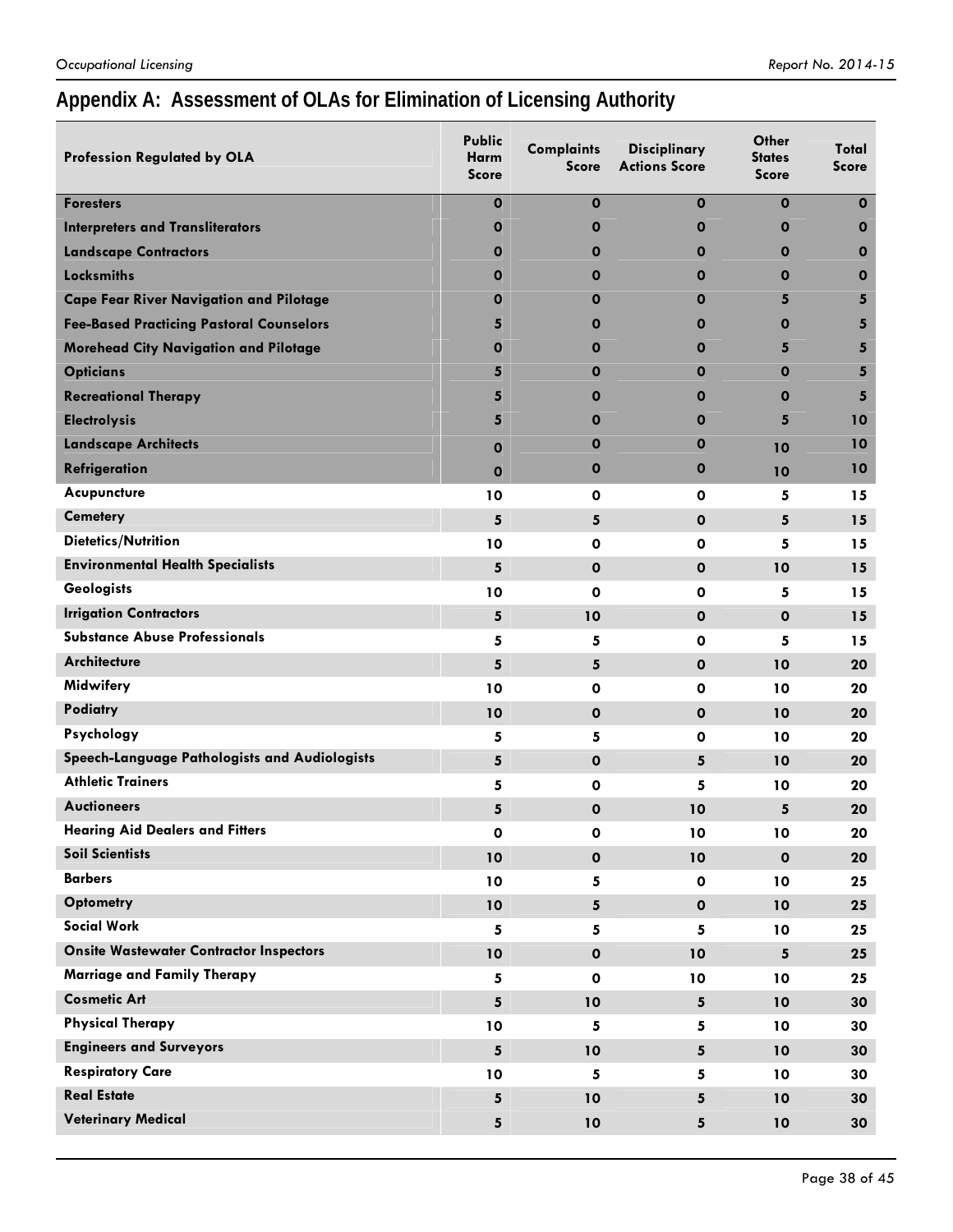## Appendix A: Assessment of OLAs for Elimination of Licensing Authority

| Profession Regulated by OLA | Public Harm Score | Complaints Score | Disciplinary Actions Score | Other States Score | Total Score |
|---|---|---|---|---|---|
| Foresters | 0 | 0 | 0 | 0 | 0 |
| Interpreters and Transliterators | 0 | 0 | 0 | 0 | 0 |
| Landscape Contractors | 0 | 0 | 0 | 0 | 0 |
| Locksmiths | 0 | 0 | 0 | 0 | 0 |
| Cape Fear River Navigation and Pilotage | 0 | 0 | 0 | 5 | 5 |
| Fee-Based Practicing Pastoral Counselors | 5 | 0 | 0 | 0 | 5 |
| Morehead City Navigation and Pilotage | 0 | 0 | 0 | 5 | 5 |
| Opticians | 5 | 0 | 0 | 0 | 5 |
| Recreational Therapy | 5 | 0 | 0 | 0 | 5 |
| Electrolysis | 5 | 0 | 0 | 5 | 10 |
| Landscape Architects | 0 | 0 | 0 | 10 | 10 |
| Refrigeration | 0 | 0 | 0 | 10 | 10 |
| Acupuncture | 10 | 0 | 0 | 5 | 15 |
| Cemetery | 5 | 5 | 0 | 5 | 15 |
| Dietetics/Nutrition | 10 | 0 | 0 | 5 | 15 |
| Environmental Health Specialists | 5 | 0 | 0 | 10 | 15 |
| Geologists | 10 | 0 | 0 | 5 | 15 |
| Irrigation Contractors | 5 | 10 | 0 | 0 | 15 |
| Substance Abuse Professionals | 5 | 5 | 0 | 5 | 15 |
| Architecture | 5 | 5 | 0 | 10 | 20 |
| Midwifery | 10 | 0 | 0 | 10 | 20 |
| Podiatry | 10 | 0 | 0 | 10 | 20 |
| Psychology | 5 | 5 | 0 | 10 | 20 |
| Speech-Language Pathologists and Audiologists | 5 | 0 | 5 | 10 | 20 |
| Athletic Trainers | 5 | 0 | 5 | 10 | 20 |
| Auctioneers | 5 | 0 | 10 | 5 | 20 |
| Hearing Aid Dealers and Fitters | 0 | 0 | 10 | 10 | 20 |
| Soil Scientists | 10 | 0 | 10 | 0 | 20 |
| Barbers | 10 | 5 | 0 | 10 | 25 |
| Optometry | 10 | 5 | 0 | 10 | 25 |
| Social Work | 5 | 5 | 5 | 10 | 25 |
| Onsite Wastewater Contractor Inspectors | 10 | 0 | 10 | 5 | 25 |
| Marriage and Family Therapy | 5 | 0 | 10 | 10 | 25 |
| Cosmetic Art | 5 | 10 | 5 | 10 | 30 |
| Physical Therapy | 10 | 5 | 5 | 10 | 30 |
| Engineers and Surveyors | 5 | 10 | 5 | 10 | 30 |
| Respiratory Care | 10 | 5 | 5 | 10 | 30 |
| Real Estate | 5 | 10 | 5 | 10 | 30 |
| Veterinary Medical | 5 | 10 | 5 | 10 | 30 |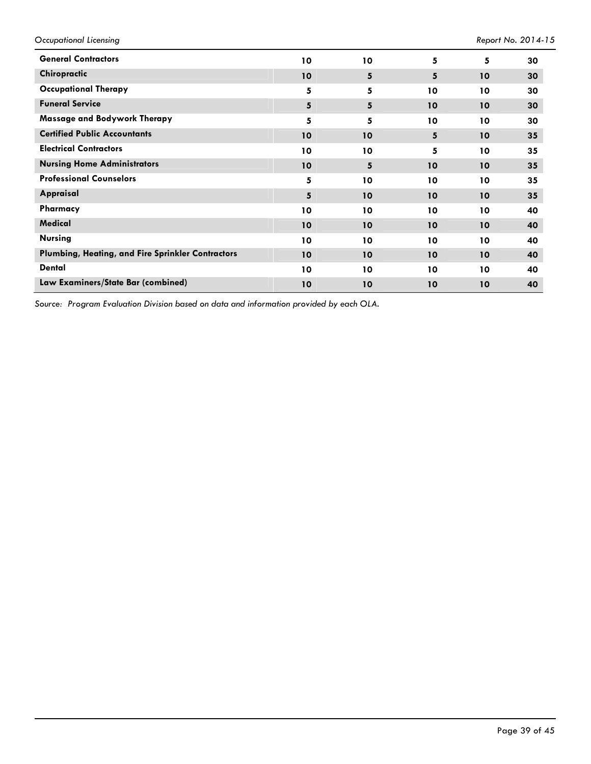| | | | | | |
|---|---|---|---|---|---|
| **General Contractors** | **10** | **10** | **5** | **5** | **30** |
| **Chiropractic** | **10** | **5** | **5** | **10** | **30** |
| **Occupational Therapy** | **5** | **5** | **10** | **10** | **30** |
| **Funeral Service** | **5** | **5** | **10** | **10** | **30** |
| **Massage and Bodywork Therapy** | **5** | **5** | **10** | **10** | **30** |
| **Certified Public Accountants** | **10** | **10** | **5** | **10** | **35** |
| **Electrical Contractors** | **10** | **10** | **5** | **10** | **35** |
| **Nursing Home Administrators** | **10** | **5** | **10** | **10** | **35** |
| **Professional Counselors** | **5** | **10** | **10** | **10** | **35** |
| **Appraisal** | **5** | **10** | **10** | **10** | **35** |
| **Pharmacy** | **10** | **10** | **10** | **10** | **40** |
| **Medical** | **10** | **10** | **10** | **10** | **40** |
| **Nursing** | **10** | **10** | **10** | **10** | **40** |
| **Plumbing, Heating, and Fire Sprinkler Contractors** | **10** | **10** | **10** | **10** | **40** |
| **Dental** | **10** | **10** | **10** | **10** | **40** |
| **Law Examiners/State Bar (combined)** | **10** | **10** | **10** | **10** | **40** |

*Source: Program Evaluation Division based on data and information provided by each OLA.*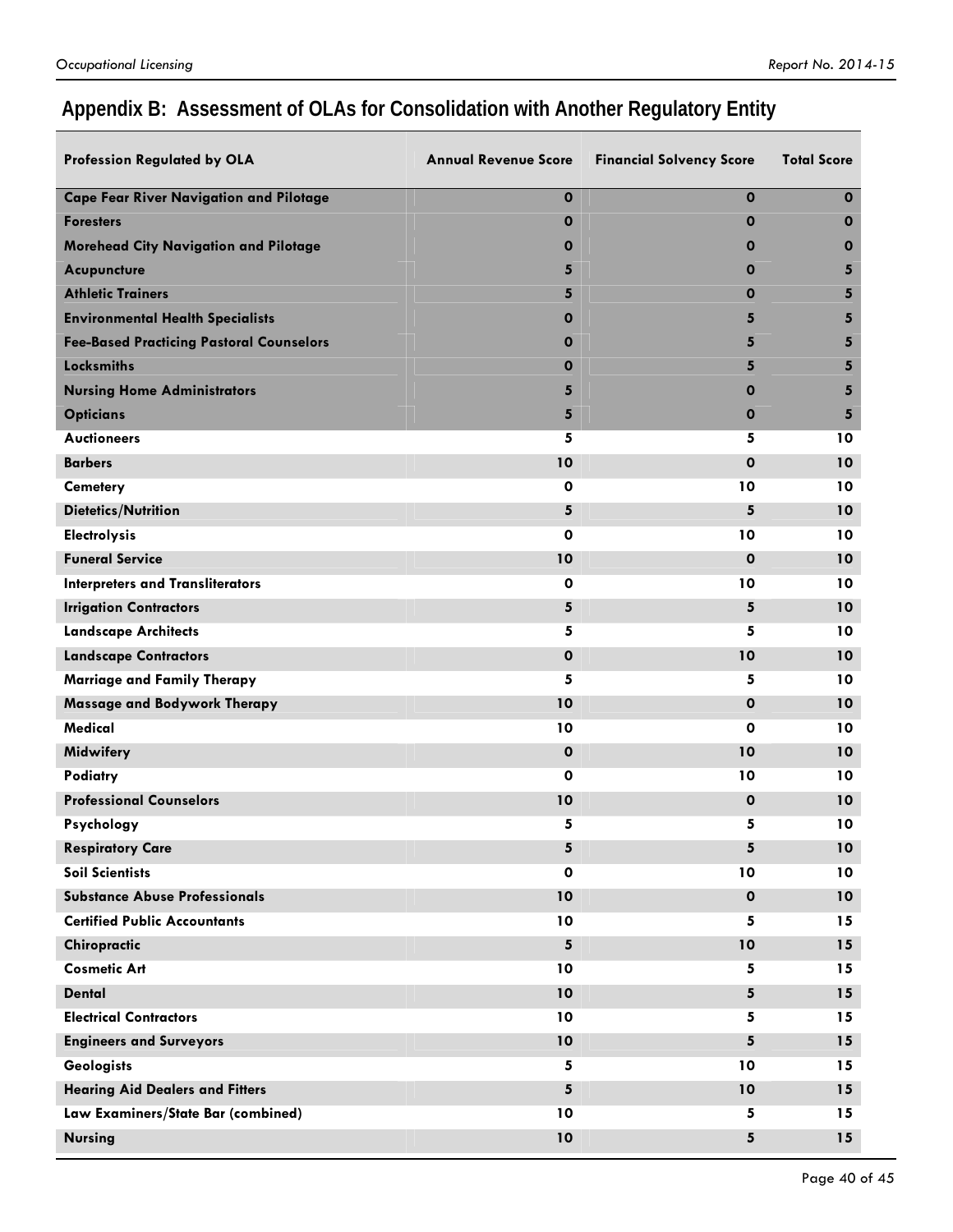## Appendix B: Assessment of OLAs for Consolidation with Another Regulatory Entity

| Profession Regulated by OLA | Annual Revenue Score | Financial Solvency Score | Total Score |
|---|---|---|---|
| **Cape Fear River Navigation and Pilotage** | 0 | 0 | 0 |
| **Foresters** | 0 | 0 | 0 |
| **Morehead City Navigation and Pilotage** | 0 | 0 | 0 |
| **Acupuncture** | 5 | 0 | 5 |
| **Athletic Trainers** | 5 | 0 | 5 |
| **Environmental Health Specialists** | 0 | 5 | 5 |
| **Fee-Based Practicing Pastoral Counselors** | 0 | 5 | 5 |
| **Locksmiths** | 0 | 5 | 5 |
| **Nursing Home Administrators** | 5 | 0 | 5 |
| **Opticians** | 5 | 0 | 5 |
| **Auctioneers** | 5 | 5 | 10 |
| **Barbers** | 10 | 0 | 10 |
| **Cemetery** | 0 | 10 | 10 |
| **Dietetics/Nutrition** | 5 | 5 | 10 |
| **Electrolysis** | 0 | 10 | 10 |
| **Funeral Service** | 10 | 0 | 10 |
| **Interpreters and Transliterators** | 0 | 10 | 10 |
| **Irrigation Contractors** | 5 | 5 | 10 |
| **Landscape Architects** | 5 | 5 | 10 |
| **Landscape Contractors** | 0 | 10 | 10 |
| **Marriage and Family Therapy** | 5 | 5 | 10 |
| **Massage and Bodywork Therapy** | 10 | 0 | 10 |
| **Medical** | 10 | 0 | 10 |
| **Midwifery** | 0 | 10 | 10 |
| **Podiatry** | 0 | 10 | 10 |
| **Professional Counselors** | 10 | 0 | 10 |
| **Psychology** | 5 | 5 | 10 |
| **Respiratory Care** | 5 | 5 | 10 |
| **Soil Scientists** | 0 | 10 | 10 |
| **Substance Abuse Professionals** | 10 | 0 | 10 |
| **Certified Public Accountants** | 10 | 5 | 15 |
| **Chiropractic** | 5 | 10 | 15 |
| **Cosmetic Art** | 10 | 5 | 15 |
| **Dental** | 10 | 5 | 15 |
| **Electrical Contractors** | 10 | 5 | 15 |
| **Engineers and Surveyors** | 10 | 5 | 15 |
| **Geologists** | 5 | 10 | 15 |
| **Hearing Aid Dealers and Fitters** | 5 | 10 | 15 |
| **Law Examiners/State Bar (combined)** | 10 | 5 | 15 |
| **Nursing** | 10 | 5 | 15 |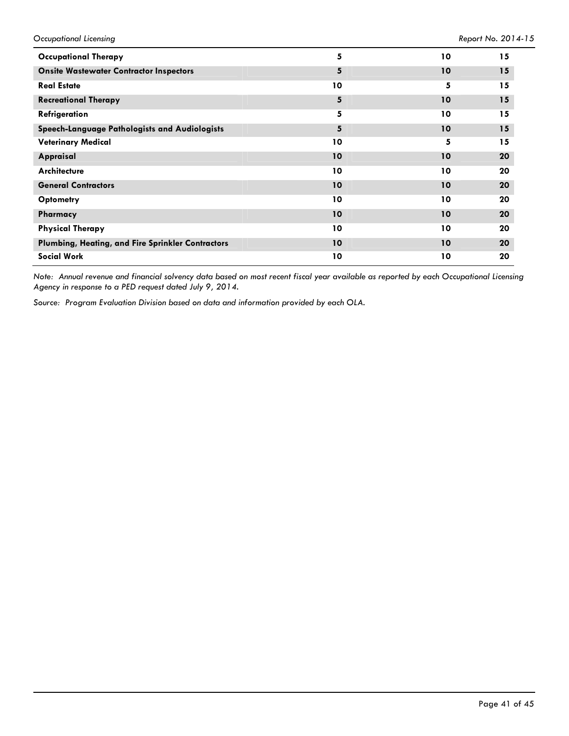| | | | |
|---|---|---|---|
| **Occupational Therapy** | **5** | **10** | **15** |
| **Onsite Wastewater Contractor Inspectors** | **5** | **10** | **15** |
| **Real Estate** | **10** | **5** | **15** |
| **Recreational Therapy** | **5** | **10** | **15** |
| **Refrigeration** | **5** | **10** | **15** |
| **Speech-Language Pathologists and Audiologists** | **5** | **10** | **15** |
| **Veterinary Medical** | **10** | **5** | **15** |
| **Appraisal** | **10** | **10** | **20** |
| **Architecture** | **10** | **10** | **20** |
| **General Contractors** | **10** | **10** | **20** |
| **Optometry** | **10** | **10** | **20** |
| **Pharmacy** | **10** | **10** | **20** |
| **Physical Therapy** | **10** | **10** | **20** |
| **Plumbing, Heating, and Fire Sprinkler Contractors** | **10** | **10** | **20** |
| **Social Work** | **10** | **10** | **20** |

*Note: Annual revenue and financial solvency data based on most recent fiscal year available as reported by each Occupational Licensing Agency in response to a PED request dated July 9, 2014.*

*Source: Program Evaluation Division based on data and information provided by each OLA.*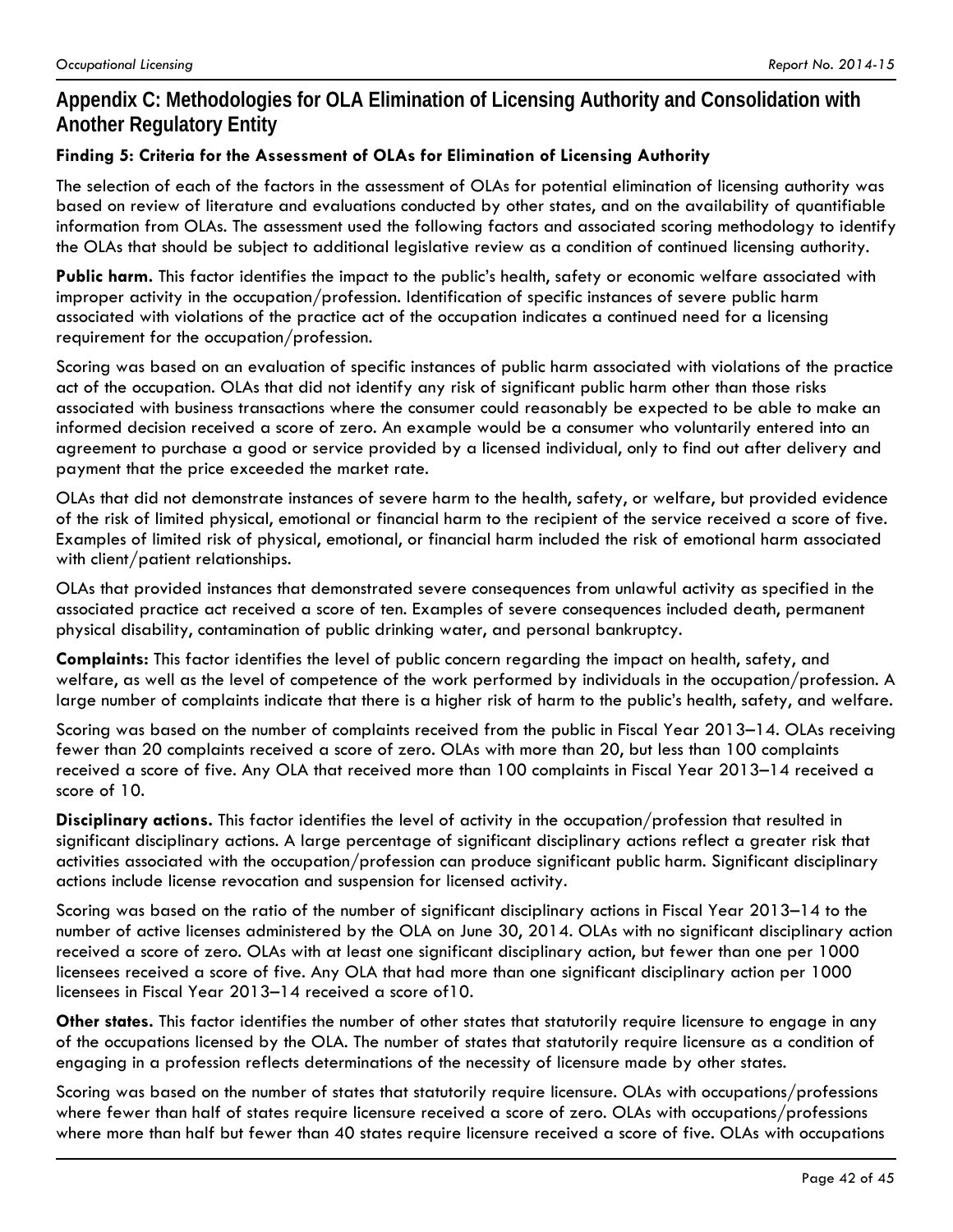# Appendix C: Methodologies for OLA Elimination of Licensing Authority and Consolidation with Another Regulatory Entity

**Finding 5: Criteria for the Assessment of OLAs for Elimination of Licensing Authority**

The selection of each of the factors in the assessment of OLAs for potential elimination of licensing authority was based on review of literature and evaluations conducted by other states, and on the availability of quantifiable information from OLAs. The assessment used the following factors and associated scoring methodology to identify the OLAs that should be subject to additional legislative review as a condition of continued licensing authority.

**Public harm.** This factor identifies the impact to the public's health, safety or economic welfare associated with improper activity in the occupation/profession. Identification of specific instances of severe public harm associated with violations of the practice act of the occupation indicates a continued need for a licensing requirement for the occupation/profession.

Scoring was based on an evaluation of specific instances of public harm associated with violations of the practice act of the occupation. OLAs that did not identify any risk of significant public harm other than those risks associated with business transactions where the consumer could reasonably be expected to be able to make an informed decision received a score of zero. An example would be a consumer who voluntarily entered into an agreement to purchase a good or service provided by a licensed individual, only to find out after delivery and payment that the price exceeded the market rate.

OLAs that did not demonstrate instances of severe harm to the health, safety, or welfare, but provided evidence of the risk of limited physical, emotional or financial harm to the recipient of the service received a score of five. Examples of limited risk of physical, emotional, or financial harm included the risk of emotional harm associated with client/patient relationships.

OLAs that provided instances that demonstrated severe consequences from unlawful activity as specified in the associated practice act received a score of ten. Examples of severe consequences included death, permanent physical disability, contamination of public drinking water, and personal bankruptcy.

**Complaints:** This factor identifies the level of public concern regarding the impact on health, safety, and welfare, as well as the level of competence of the work performed by individuals in the occupation/profession. A large number of complaints indicate that there is a higher risk of harm to the public's health, safety, and welfare.

Scoring was based on the number of complaints received from the public in Fiscal Year 2013–14. OLAs receiving fewer than 20 complaints received a score of zero. OLAs with more than 20, but less than 100 complaints received a score of five. Any OLA that received more than 100 complaints in Fiscal Year 2013–14 received a score of 10.

**Disciplinary actions.** This factor identifies the level of activity in the occupation/profession that resulted in significant disciplinary actions. A large percentage of significant disciplinary actions reflect a greater risk that activities associated with the occupation/profession can produce significant public harm. Significant disciplinary actions include license revocation and suspension for licensed activity.

Scoring was based on the ratio of the number of significant disciplinary actions in Fiscal Year 2013–14 to the number of active licenses administered by the OLA on June 30, 2014. OLAs with no significant disciplinary action received a score of zero. OLAs with at least one significant disciplinary action, but fewer than one per 1000 licensees received a score of five. Any OLA that had more than one significant disciplinary action per 1000 licensees in Fiscal Year 2013–14 received a score of10.

**Other states.** This factor identifies the number of other states that statutorily require licensure to engage in any of the occupations licensed by the OLA. The number of states that statutorily require licensure as a condition of engaging in a profession reflects determinations of the necessity of licensure made by other states.

Scoring was based on the number of states that statutorily require licensure. OLAs with occupations/professions where fewer than half of states require licensure received a score of zero. OLAs with occupations/professions where more than half but fewer than 40 states require licensure received a score of five. OLAs with occupations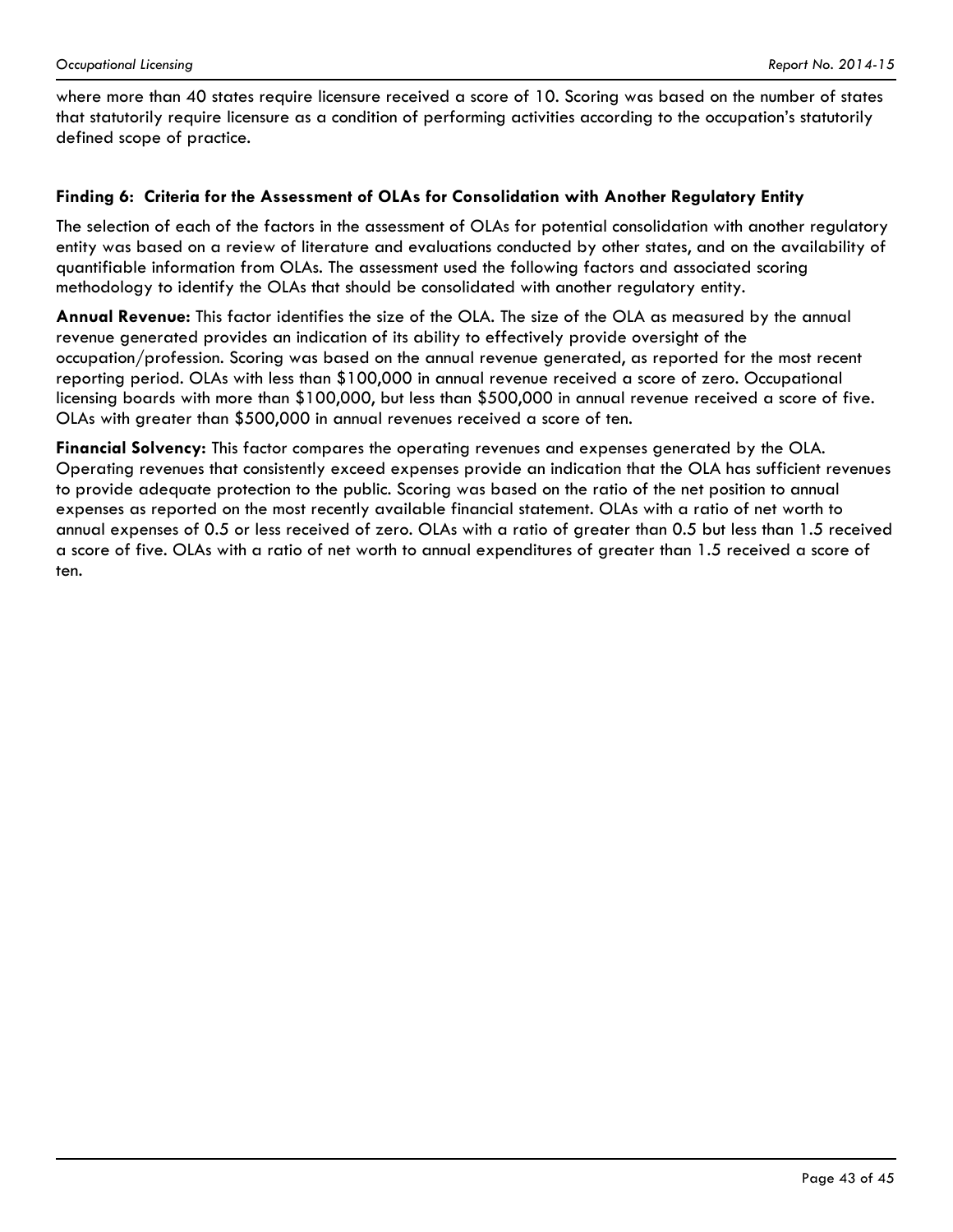where more than 40 states require licensure received a score of 10. Scoring was based on the number of states that statutorily require licensure as a condition of performing activities according to the occupation's statutorily defined scope of practice.

### Finding 6: Criteria for the Assessment of OLAs for Consolidation with Another Regulatory Entity

The selection of each of the factors in the assessment of OLAs for potential consolidation with another regulatory entity was based on a review of literature and evaluations conducted by other states, and on the availability of quantifiable information from OLAs. The assessment used the following factors and associated scoring methodology to identify the OLAs that should be consolidated with another regulatory entity.

**Annual Revenue:** This factor identifies the size of the OLA. The size of the OLA as measured by the annual revenue generated provides an indication of its ability to effectively provide oversight of the occupation/profession. Scoring was based on the annual revenue generated, as reported for the most recent reporting period. OLAs with less than $100,000 in annual revenue received a score of zero. Occupational licensing boards with more than $100,000, but less than $500,000 in annual revenue received a score of five. OLAs with greater than $500,000 in annual revenues received a score of ten.

**Financial Solvency:** This factor compares the operating revenues and expenses generated by the OLA. Operating revenues that consistently exceed expenses provide an indication that the OLA has sufficient revenues to provide adequate protection to the public. Scoring was based on the ratio of the net position to annual expenses as reported on the most recently available financial statement. OLAs with a ratio of net worth to annual expenses of 0.5 or less received of zero. OLAs with a ratio of greater than 0.5 but less than 1.5 received a score of five. OLAs with a ratio of net worth to annual expenditures of greater than 1.5 received a score of ten.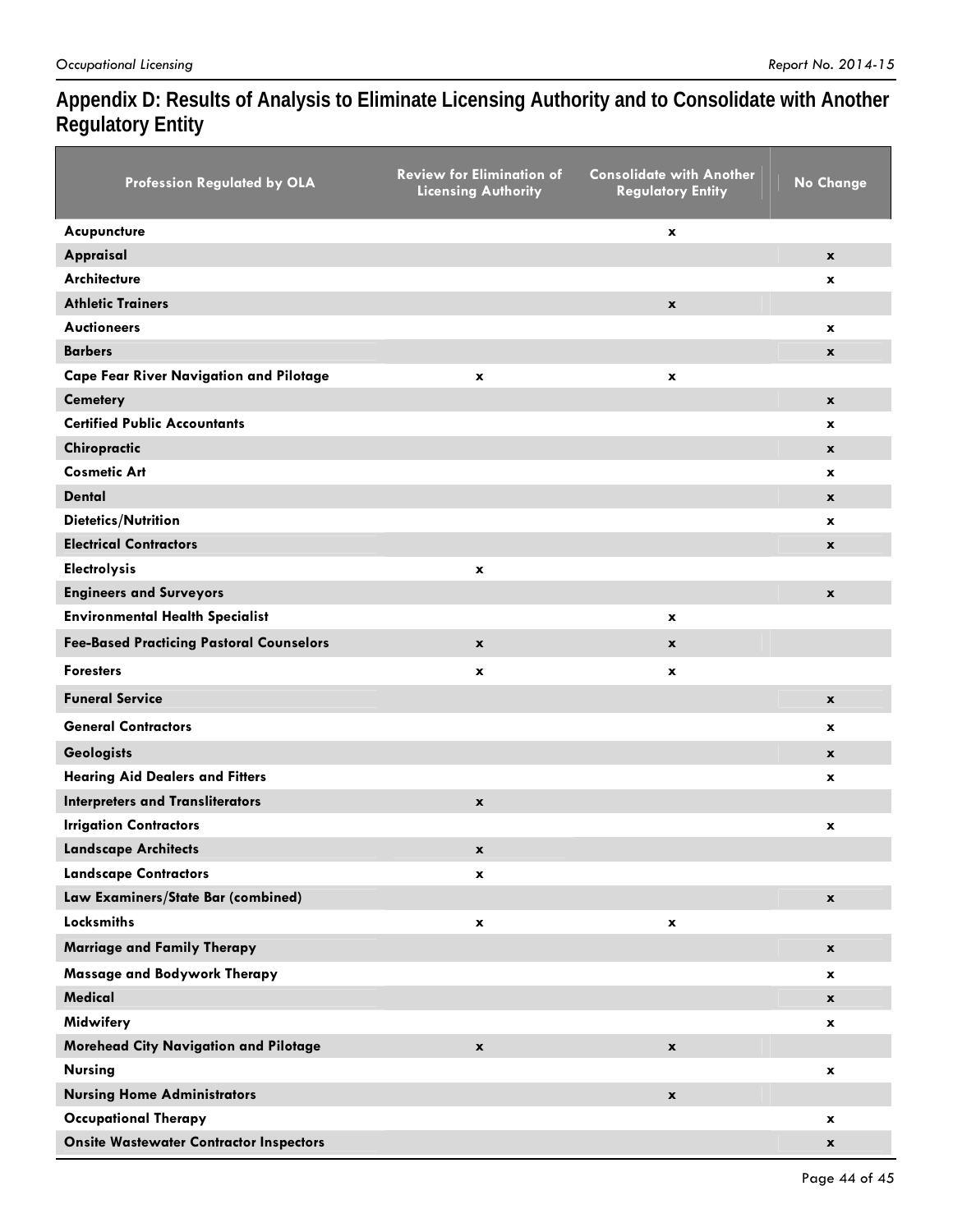## Appendix D: Results of Analysis to Eliminate Licensing Authority and to Consolidate with Another Regulatory Entity

| Profession Regulated by OLA | Review for Elimination of Licensing Authority | Consolidate with Another Regulatory Entity | No Change |
|---|---|---|---|
| **Acupuncture** | | x | |
| **Appraisal** | | | x |
| **Architecture** | | | x |
| **Athletic Trainers** | | x | |
| **Auctioneers** | | | x |
| **Barbers** | | | x |
| **Cape Fear River Navigation and Pilotage** | x | x | |
| **Cemetery** | | | x |
| **Certified Public Accountants** | | | x |
| **Chiropractic** | | | x |
| **Cosmetic Art** | | | x |
| **Dental** | | | x |
| **Dietetics/Nutrition** | | | x |
| **Electrical Contractors** | | | x |
| **Electrolysis** | x | | |
| **Engineers and Surveyors** | | | x |
| **Environmental Health Specialist** | | x | |
| **Fee-Based Practicing Pastoral Counselors** | x | x | |
| **Foresters** | x | x | |
| **Funeral Service** | | | x |
| **General Contractors** | | | x |
| **Geologists** | | | x |
| **Hearing Aid Dealers and Fitters** | | | x |
| **Interpreters and Transliterators** | x | | |
| **Irrigation Contractors** | | | x |
| **Landscape Architects** | x | | |
| **Landscape Contractors** | x | | |
| **Law Examiners/State Bar (combined)** | | | x |
| **Locksmiths** | x | x | |
| **Marriage and Family Therapy** | | | x |
| **Massage and Bodywork Therapy** | | | x |
| **Medical** | | | x |
| **Midwifery** | | | x |
| **Morehead City Navigation and Pilotage** | x | x | |
| **Nursing** | | | x |
| **Nursing Home Administrators** | | x | |
| **Occupational Therapy** | | | x |
| **Onsite Wastewater Contractor Inspectors** | | | x |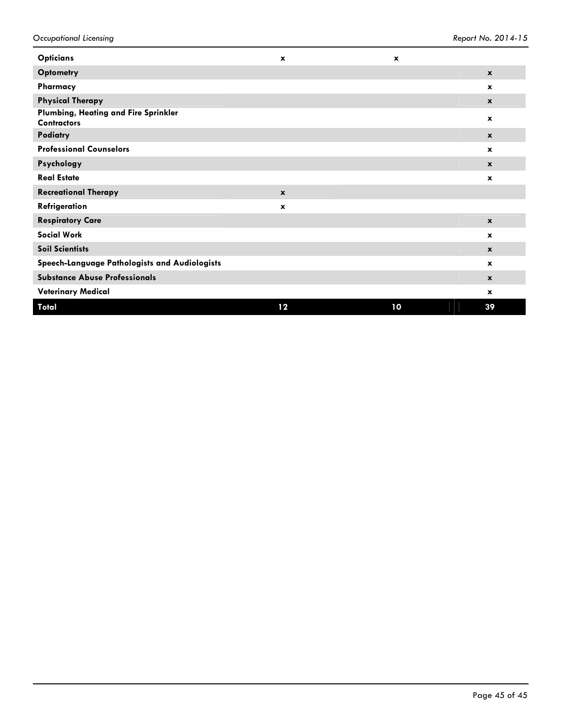| | | | |
|---|---|---|---|
| **Opticians** | x | x | |
| **Optometry** | | | x |
| **Pharmacy** | | | x |
| **Physical Therapy** | | | x |
| **Plumbing, Heating and Fire Sprinkler Contractors** | | | x |
| **Podiatry** | | | x |
| **Professional Counselors** | | | x |
| **Psychology** | | | x |
| **Real Estate** | | | x |
| **Recreational Therapy** | x | | |
| **Refrigeration** | x | | |
| **Respiratory Care** | | | x |
| **Social Work** | | | x |
| **Soil Scientists** | | | x |
| **Speech-Language Pathologists and Audiologists** | | | x |
| **Substance Abuse Professionals** | | | x |
| **Veterinary Medical** | | | x |
| **Total** | **12** | **10** | **39** |